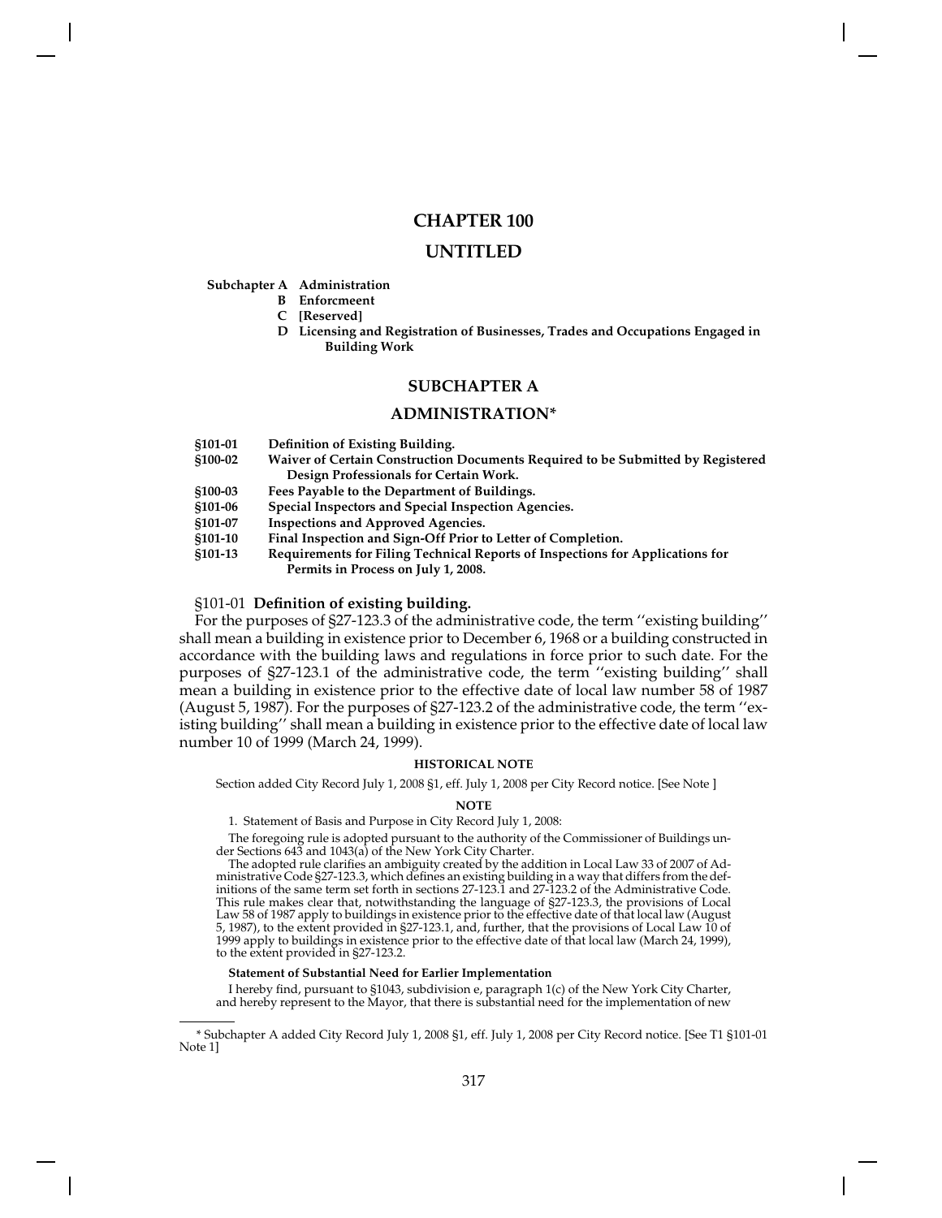# CHAPTER 100

# UNTITLED

**Subchapter A Administration**
**B Enforcmeent**
**C [Reserved]**
**D Licensing and Registration of Businesses, Trades and Occupations Engaged in Building Work**

## SUBCHAPTER A

## ADMINISTRATION*

**§101-01 Definition of Existing Building.**
**§100-02 Waiver of Certain Construction Documents Required to be Submitted by Registered Design Professionals for Certain Work.**
**§100-03 Fees Payable to the Department of Buildings.**
**§101-06 Special Inspectors and Special Inspection Agencies.**
**§101-07 Inspections and Approved Agencies.**
**§101-10 Final Inspection and Sign-Off Prior to Letter of Completion.**
**§101-13 Requirements for Filing Technical Reports of Inspections for Applications for Permits in Process on July 1, 2008.**

### §101-01 Definition of existing building.

For the purposes of §27-123.3 of the administrative code, the term ''existing building'' shall mean a building in existence prior to December 6, 1968 or a building constructed in accordance with the building laws and regulations in force prior to such date. For the purposes of §27-123.1 of the administrative code, the term ''existing building'' shall mean a building in existence prior to the effective date of local law number 58 of 1987 (August 5, 1987). For the purposes of §27-123.2 of the administrative code, the term ''existing building'' shall mean a building in existence prior to the effective date of local law number 10 of 1999 (March 24, 1999).

**HISTORICAL NOTE**

Section added City Record July 1, 2008 §1, eff. July 1, 2008 per City Record notice. [See Note ]

**NOTE**

1. Statement of Basis and Purpose in City Record July 1, 2008:

The foregoing rule is adopted pursuant to the authority of the Commissioner of Buildings under Sections 643 and 1043(a) of the New York City Charter.

The adopted rule clarifies an ambiguity created by the addition in Local Law 33 of 2007 of Administrative Code §27-123.3, which defines an existing building in a way that differs from the definitions of the same term set forth in sections 27-123.1 and 27-123.2 of the Administrative Code. This rule makes clear that, notwithstanding the language of §27-123.3, the provisions of Local Law 58 of 1987 apply to buildings in existence prior to the effective date of that local law (August 5, 1987), to the extent provided in §27-123.1, and, further, that the provisions of Local Law 10 of 1999 apply to buildings in existence prior to the effective date of that local law (March 24, 1999), to the extent provided in §27-123.2.

**Statement of Substantial Need for Earlier Implementation**

I hereby find, pursuant to §1043, subdivision e, paragraph 1(c) of the New York City Charter, and hereby represent to the Mayor, that there is substantial need for the implementation of new

---

* Subchapter A added City Record July 1, 2008 §1, eff. July 1, 2008 per City Record notice. [See T1 §101-01 Note 1]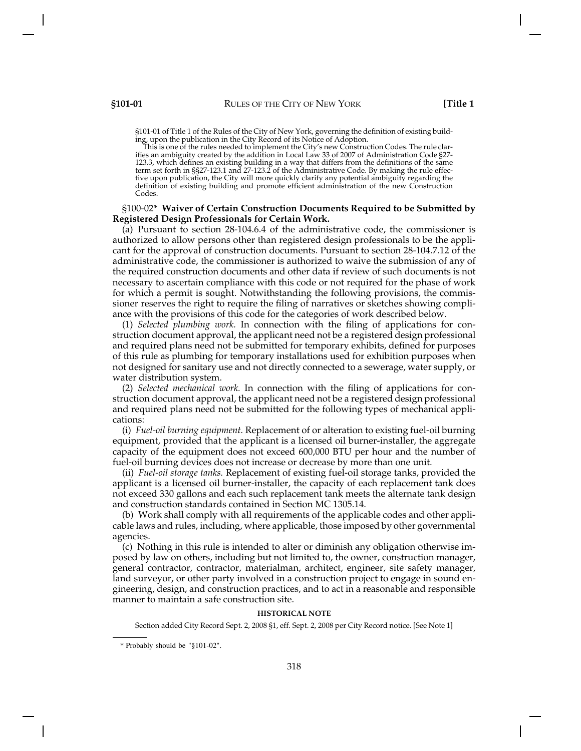§101-01 of Title 1 of the Rules of the City of New York, governing the definition of existing building, upon the publication in the City Record of its Notice of Adoption.

This is one of the rules needed to implement the City's new Construction Codes. The rule clarifies an ambiguity created by the addition in Local Law 33 of 2007 of Administration Code §27-123.3, which defines an existing building in a way that differs from the definitions of the same term set forth in §§27-123.1 and 27-123.2 of the Administrative Code. By making the rule effective upon publication, the City will more quickly clarify any potential ambiguity regarding the definition of existing building and promote efficient administration of the new Construction Codes.

§100-02* **Waiver of Certain Construction Documents Required to be Submitted by Registered Design Professionals for Certain Work.**

(a) Pursuant to section 28-104.6.4 of the administrative code, the commissioner is authorized to allow persons other than registered design professionals to be the applicant for the approval of construction documents. Pursuant to section 28-104.7.12 of the administrative code, the commissioner is authorized to waive the submission of any of the required construction documents and other data if review of such documents is not necessary to ascertain compliance with this code or not required for the phase of work for which a permit is sought. Notwithstanding the following provisions, the commissioner reserves the right to require the filing of narratives or sketches showing compliance with the provisions of this code for the categories of work described below.

(1) *Selected plumbing work.* In connection with the filing of applications for construction document approval, the applicant need not be a registered design professional and required plans need not be submitted for temporary exhibits, defined for purposes of this rule as plumbing for temporary installations used for exhibition purposes when not designed for sanitary use and not directly connected to a sewerage, water supply, or water distribution system.

(2) *Selected mechanical work.* In connection with the filing of applications for construction document approval, the applicant need not be a registered design professional and required plans need not be submitted for the following types of mechanical applications:

(i) *Fuel-oil burning equipment.* Replacement of or alteration to existing fuel-oil burning equipment, provided that the applicant is a licensed oil burner-installer, the aggregate capacity of the equipment does not exceed 600,000 BTU per hour and the number of fuel-oil burning devices does not increase or decrease by more than one unit.

(ii) *Fuel-oil storage tanks.* Replacement of existing fuel-oil storage tanks, provided the applicant is a licensed oil burner-installer, the capacity of each replacement tank does not exceed 330 gallons and each such replacement tank meets the alternate tank design and construction standards contained in Section MC 1305.14.

(b) Work shall comply with all requirements of the applicable codes and other applicable laws and rules, including, where applicable, those imposed by other governmental agencies.

(c) Nothing in this rule is intended to alter or diminish any obligation otherwise imposed by law on others, including but not limited to, the owner, construction manager, general contractor, contractor, materialman, architect, engineer, site safety manager, land surveyor, or other party involved in a construction project to engage in sound engineering, design, and construction practices, and to act in a reasonable and responsible manner to maintain a safe construction site.

**HISTORICAL NOTE**

Section added City Record Sept. 2, 2008 §1, eff. Sept. 2, 2008 per City Record notice. [See Note 1]

---

\* Probably should be "§101-02".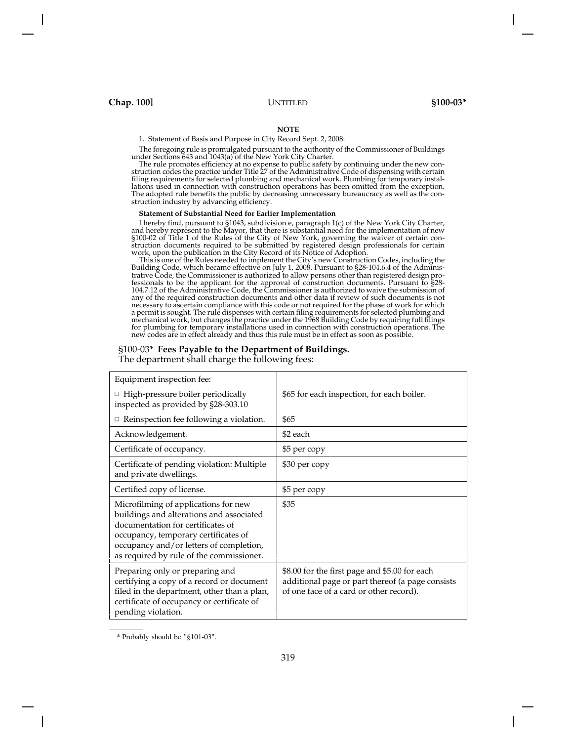**NOTE**

1. Statement of Basis and Purpose in City Record Sept. 2, 2008:

The foregoing rule is promulgated pursuant to the authority of the Commissioner of Buildings under Sections 643 and 1043(a) of the New York City Charter.

The rule promotes efficiency at no expense to public safety by continuing under the new construction codes the practice under Title 27 of the Administrative Code of dispensing with certain filing requirements for selected plumbing and mechanical work. Plumbing for temporary installations used in connection with construction operations has been omitted from the exception. The adopted rule benefits the public by decreasing unnecessary bureaucracy as well as the construction industry by advancing efficiency.

**Statement of Substantial Need for Earlier Implementation**

I hereby find, pursuant to §1043, subdivision e, paragraph 1(c) of the New York City Charter, and hereby represent to the Mayor, that there is substantial need for the implementation of new §100-02 of Title 1 of the Rules of the City of New York, governing the waiver of certain construction documents required to be submitted by registered design professionals for certain work, upon the publication in the City Record of its Notice of Adoption.

This is one of the Rules needed to implement the City's new Construction Codes, including the Building Code, which became effective on July 1, 2008. Pursuant to §28-104.6.4 of the Administrative Code, the Commissioner is authorized to allow persons other than registered design professionals to be the applicant for the approval of construction documents. Pursuant to §28-104.7.12 of the Administrative Code, the Commissioner is authorized to waive the submission of any of the required construction documents and other data if review of such documents is not necessary to ascertain compliance with this code or not required for the phase of work for which a permit is sought. The rule dispenses with certain filing requirements for selected plumbing and mechanical work, but changes the practice under the 1968 Building Code by requiring full filings for plumbing for temporary installations used in connection with construction operations. The new codes are in effect already and thus this rule must be in effect as soon as possible.

## §100-03* **Fees Payable to the Department of Buildings.**

The department shall charge the following fees:

| | |
|---|---|
| Equipment inspection fee:<br>□ High-pressure boiler periodically inspected as provided by §28-303.10<br>□ Reinspection fee following a violation. | <br>$65 for each inspection, for each boiler.<br>$65 |
| Acknowledgement. | $2 each |
| Certificate of occupancy. | $5 per copy |
| Certificate of pending violation: Multiple and private dwellings. | $30 per copy |
| Certified copy of license. | $5 per copy |
| Microfilming of applications for new buildings and alterations and associated documentation for certificates of occupancy, temporary certificates of occupancy and/or letters of completion, as required by rule of the commissioner. | $35 |
| Preparing only or preparing and certifying a copy of a record or document filed in the department, other than a plan, certificate of occupancy or certificate of pending violation. | $8.00 for the first page and $5.00 for each additional page or part thereof (a page consists of one face of a card or other record). |

\* Probably should be "§101-03".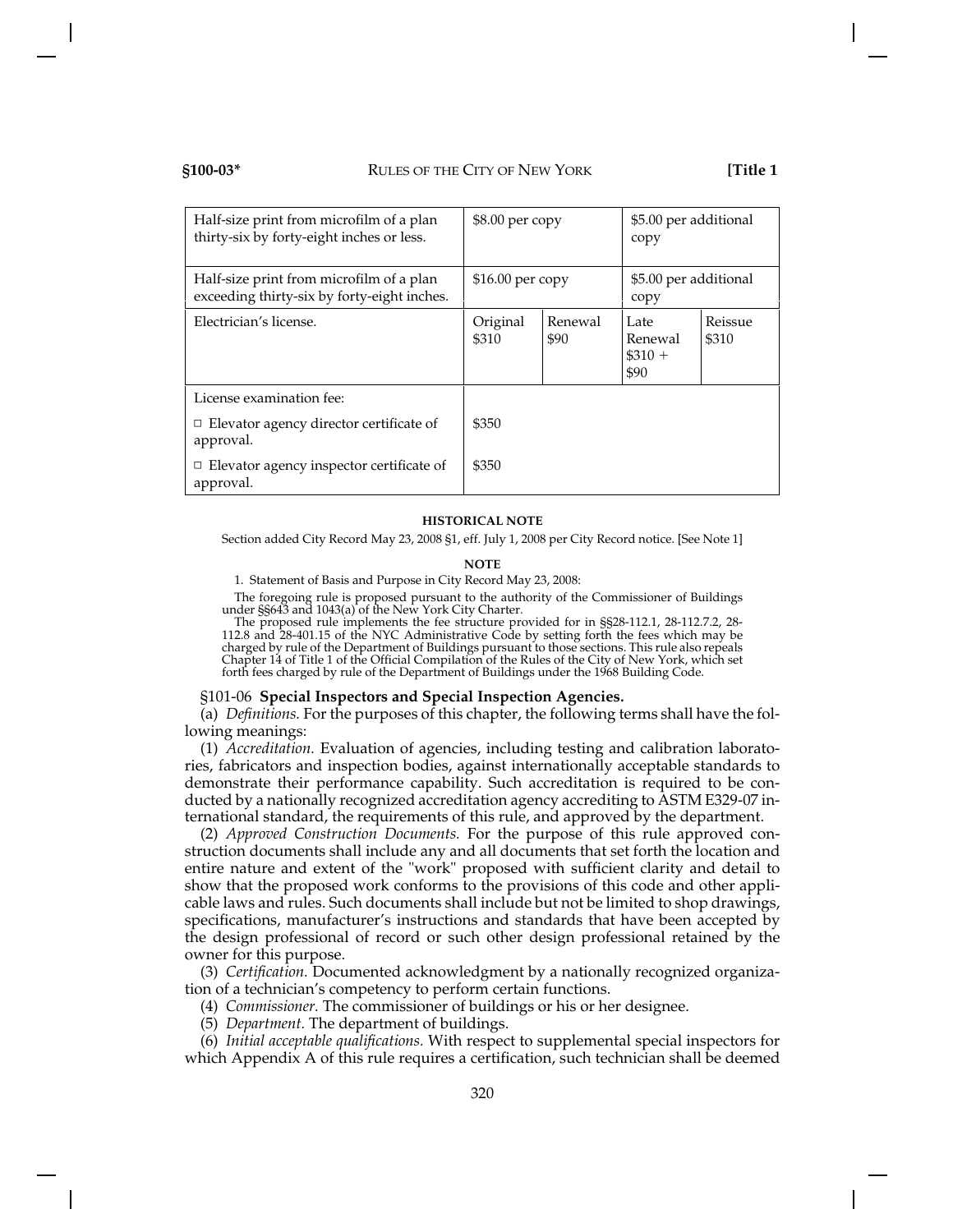| | | | | |
|---|---|---|---|---|
| Half-size print from microfilm of a plan thirty-six by forty-eight inches or less. | $8.00 per copy | | $5.00 per additional copy | |
| Half-size print from microfilm of a plan exceeding thirty-six by forty-eight inches. | $16.00 per copy | | $5.00 per additional copy | |
| Electrician's license. | Original $310 | Renewal $90 | Late Renewal $310 + $90 | Reissue $310 |
| License examination fee: | | | | |
| □ Elevator agency director certificate of approval. | $350 | | | |
| □ Elevator agency inspector certificate of approval. | $350 | | | |

**HISTORICAL NOTE**

Section added City Record May 23, 2008 §1, eff. July 1, 2008 per City Record notice. [See Note 1]

**NOTE**

1. Statement of Basis and Purpose in City Record May 23, 2008:

The foregoing rule is proposed pursuant to the authority of the Commissioner of Buildings under §§643 and 1043(a) of the New York City Charter.

The proposed rule implements the fee structure provided for in §§28-112.1, 28-112.7.2, 28-112.8 and 28-401.15 of the NYC Administrative Code by setting forth the fees which may be charged by rule of the Department of Buildings pursuant to those sections. This rule also repeals Chapter 14 of Title 1 of the Official Compilation of the Rules of the City of New York, which set forth fees charged by rule of the Department of Buildings under the 1968 Building Code.

§101-06 **Special Inspectors and Special Inspection Agencies.**

(a) *Definitions.* For the purposes of this chapter, the following terms shall have the following meanings:

(1) *Accreditation.* Evaluation of agencies, including testing and calibration laboratories, fabricators and inspection bodies, against internationally acceptable standards to demonstrate their performance capability. Such accreditation is required to be conducted by a nationally recognized accreditation agency accrediting to ASTM E329-07 international standard, the requirements of this rule, and approved by the department.

(2) *Approved Construction Documents.* For the purpose of this rule approved construction documents shall include any and all documents that set forth the location and entire nature and extent of the "work" proposed with sufficient clarity and detail to show that the proposed work conforms to the provisions of this code and other applicable laws and rules. Such documents shall include but not be limited to shop drawings, specifications, manufacturer's instructions and standards that have been accepted by the design professional of record or such other design professional retained by the owner for this purpose.

(3) *Certification.* Documented acknowledgment by a nationally recognized organization of a technician's competency to perform certain functions.

(4) *Commissioner.* The commissioner of buildings or his or her designee.

(5) *Department.* The department of buildings.

(6) *Initial acceptable qualifications.* With respect to supplemental special inspectors for which Appendix A of this rule requires a certification, such technician shall be deemed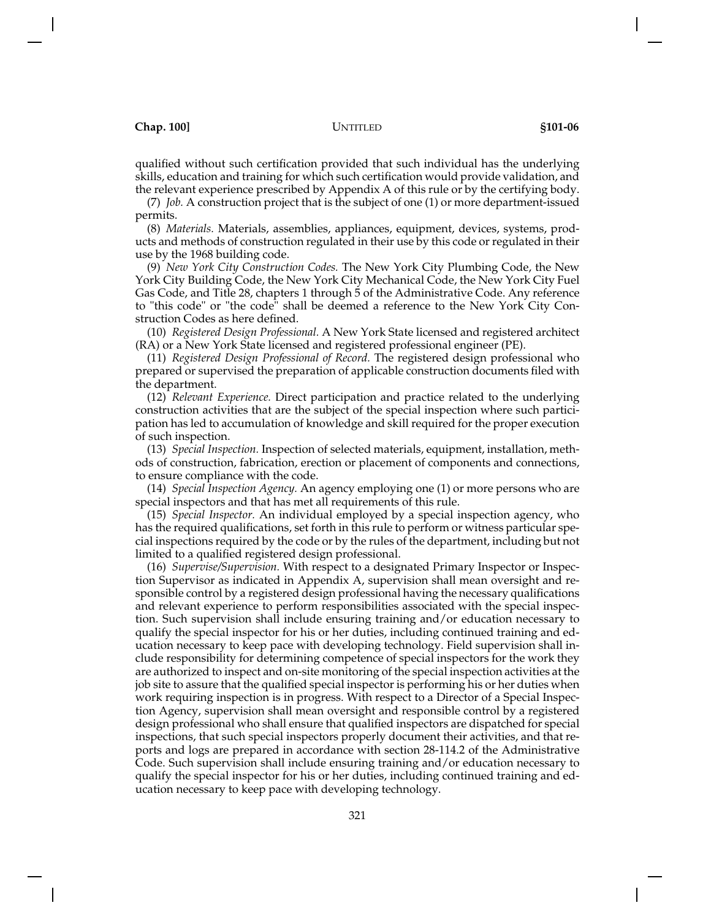qualified without such certification provided that such individual has the underlying skills, education and training for which such certification would provide validation, and the relevant experience prescribed by Appendix A of this rule or by the certifying body.

(7) *Job.* A construction project that is the subject of one (1) or more department-issued permits.

(8) *Materials.* Materials, assemblies, appliances, equipment, devices, systems, products and methods of construction regulated in their use by this code or regulated in their use by the 1968 building code.

(9) *New York City Construction Codes.* The New York City Plumbing Code, the New York City Building Code, the New York City Mechanical Code, the New York City Fuel Gas Code, and Title 28, chapters 1 through 5 of the Administrative Code. Any reference to "this code" or "the code" shall be deemed a reference to the New York City Construction Codes as here defined.

(10) *Registered Design Professional.* A New York State licensed and registered architect (RA) or a New York State licensed and registered professional engineer (PE).

(11) *Registered Design Professional of Record.* The registered design professional who prepared or supervised the preparation of applicable construction documents filed with the department.

(12) *Relevant Experience.* Direct participation and practice related to the underlying construction activities that are the subject of the special inspection where such participation has led to accumulation of knowledge and skill required for the proper execution of such inspection.

(13) *Special Inspection.* Inspection of selected materials, equipment, installation, methods of construction, fabrication, erection or placement of components and connections, to ensure compliance with the code.

(14) *Special Inspection Agency.* An agency employing one (1) or more persons who are special inspectors and that has met all requirements of this rule.

(15) *Special Inspector.* An individual employed by a special inspection agency, who has the required qualifications, set forth in this rule to perform or witness particular special inspections required by the code or by the rules of the department, including but not limited to a qualified registered design professional.

(16) *Supervise/Supervision.* With respect to a designated Primary Inspector or Inspection Supervisor as indicated in Appendix A, supervision shall mean oversight and responsible control by a registered design professional having the necessary qualifications and relevant experience to perform responsibilities associated with the special inspection. Such supervision shall include ensuring training and/or education necessary to qualify the special inspector for his or her duties, including continued training and education necessary to keep pace with developing technology. Field supervision shall include responsibility for determining competence of special inspectors for the work they are authorized to inspect and on-site monitoring of the special inspection activities at the job site to assure that the qualified special inspector is performing his or her duties when work requiring inspection is in progress. With respect to a Director of a Special Inspection Agency, supervision shall mean oversight and responsible control by a registered design professional who shall ensure that qualified inspectors are dispatched for special inspections, that such special inspectors properly document their activities, and that reports and logs are prepared in accordance with section 28-114.2 of the Administrative Code. Such supervision shall include ensuring training and/or education necessary to qualify the special inspector for his or her duties, including continued training and education necessary to keep pace with developing technology.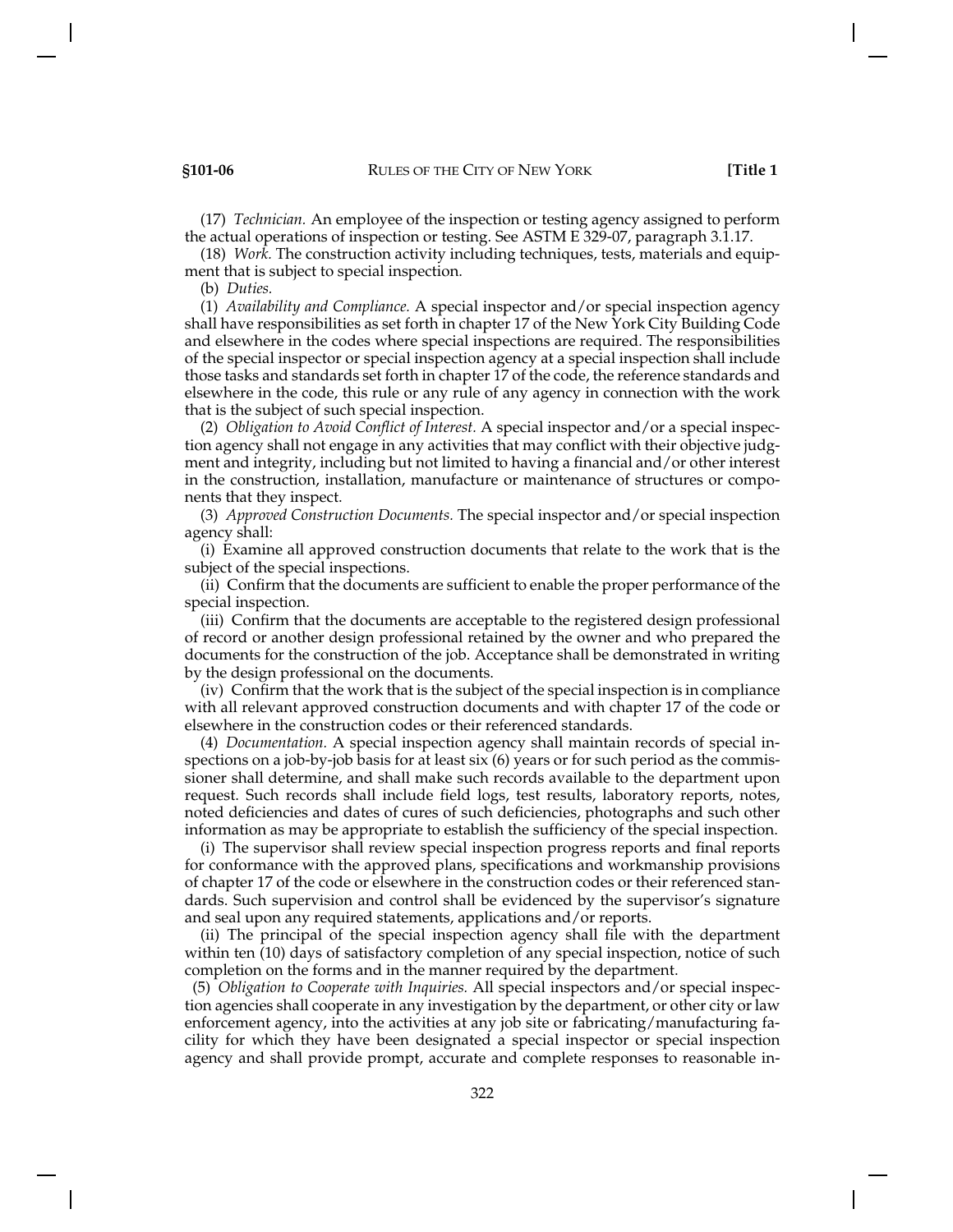(17) *Technician.* An employee of the inspection or testing agency assigned to perform the actual operations of inspection or testing. See ASTM E 329-07, paragraph 3.1.17.

(18) *Work.* The construction activity including techniques, tests, materials and equipment that is subject to special inspection.

(b) *Duties.*

(1) *Availability and Compliance.* A special inspector and/or special inspection agency shall have responsibilities as set forth in chapter 17 of the New York City Building Code and elsewhere in the codes where special inspections are required. The responsibilities of the special inspector or special inspection agency at a special inspection shall include those tasks and standards set forth in chapter 17 of the code, the reference standards and elsewhere in the code, this rule or any rule of any agency in connection with the work that is the subject of such special inspection.

(2) *Obligation to Avoid Conflict of Interest.* A special inspector and/or a special inspection agency shall not engage in any activities that may conflict with their objective judgment and integrity, including but not limited to having a financial and/or other interest in the construction, installation, manufacture or maintenance of structures or components that they inspect.

(3) *Approved Construction Documents.* The special inspector and/or special inspection agency shall:

(i) Examine all approved construction documents that relate to the work that is the subject of the special inspections.

(ii) Confirm that the documents are sufficient to enable the proper performance of the special inspection.

(iii) Confirm that the documents are acceptable to the registered design professional of record or another design professional retained by the owner and who prepared the documents for the construction of the job. Acceptance shall be demonstrated in writing by the design professional on the documents.

(iv) Confirm that the work that is the subject of the special inspection is in compliance with all relevant approved construction documents and with chapter 17 of the code or elsewhere in the construction codes or their referenced standards.

(4) *Documentation.* A special inspection agency shall maintain records of special inspections on a job-by-job basis for at least six (6) years or for such period as the commissioner shall determine, and shall make such records available to the department upon request. Such records shall include field logs, test results, laboratory reports, notes, noted deficiencies and dates of cures of such deficiencies, photographs and such other information as may be appropriate to establish the sufficiency of the special inspection.

(i) The supervisor shall review special inspection progress reports and final reports for conformance with the approved plans, specifications and workmanship provisions of chapter 17 of the code or elsewhere in the construction codes or their referenced standards. Such supervision and control shall be evidenced by the supervisor's signature and seal upon any required statements, applications and/or reports.

(ii) The principal of the special inspection agency shall file with the department within ten (10) days of satisfactory completion of any special inspection, notice of such completion on the forms and in the manner required by the department.

(5) *Obligation to Cooperate with Inquiries.* All special inspectors and/or special inspection agencies shall cooperate in any investigation by the department, or other city or law enforcement agency, into the activities at any job site or fabricating/manufacturing facility for which they have been designated a special inspector or special inspection agency and shall provide prompt, accurate and complete responses to reasonable in-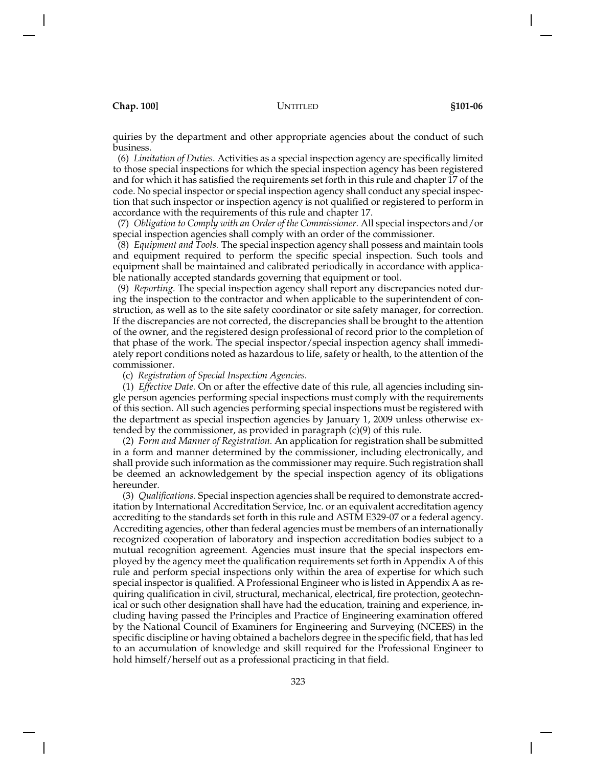quiries by the department and other appropriate agencies about the conduct of such business.

(6) *Limitation of Duties.* Activities as a special inspection agency are specifically limited to those special inspections for which the special inspection agency has been registered and for which it has satisfied the requirements set forth in this rule and chapter 17 of the code. No special inspector or special inspection agency shall conduct any special inspection that such inspector or inspection agency is not qualified or registered to perform in accordance with the requirements of this rule and chapter 17.

(7) *Obligation to Comply with an Order of the Commissioner.* All special inspectors and/or special inspection agencies shall comply with an order of the commissioner.

(8) *Equipment and Tools.* The special inspection agency shall possess and maintain tools and equipment required to perform the specific special inspection. Such tools and equipment shall be maintained and calibrated periodically in accordance with applicable nationally accepted standards governing that equipment or tool.

(9) *Reporting.* The special inspection agency shall report any discrepancies noted during the inspection to the contractor and when applicable to the superintendent of construction, as well as to the site safety coordinator or site safety manager, for correction. If the discrepancies are not corrected, the discrepancies shall be brought to the attention of the owner, and the registered design professional of record prior to the completion of that phase of the work. The special inspector/special inspection agency shall immediately report conditions noted as hazardous to life, safety or health, to the attention of the commissioner.

(c) *Registration of Special Inspection Agencies.*

(1) *Effective Date.* On or after the effective date of this rule, all agencies including single person agencies performing special inspections must comply with the requirements of this section. All such agencies performing special inspections must be registered with the department as special inspection agencies by January 1, 2009 unless otherwise extended by the commissioner, as provided in paragraph (c)(9) of this rule.

(2) *Form and Manner of Registration.* An application for registration shall be submitted in a form and manner determined by the commissioner, including electronically, and shall provide such information as the commissioner may require. Such registration shall be deemed an acknowledgement by the special inspection agency of its obligations hereunder.

(3) *Qualifications.* Special inspection agencies shall be required to demonstrate accreditation by International Accreditation Service, Inc. or an equivalent accreditation agency accrediting to the standards set forth in this rule and ASTM E329-07 or a federal agency. Accrediting agencies, other than federal agencies must be members of an internationally recognized cooperation of laboratory and inspection accreditation bodies subject to a mutual recognition agreement. Agencies must insure that the special inspectors employed by the agency meet the qualification requirements set forth in Appendix A of this rule and perform special inspections only within the area of expertise for which such special inspector is qualified. A Professional Engineer who is listed in Appendix A as requiring qualification in civil, structural, mechanical, electrical, fire protection, geotechnical or such other designation shall have had the education, training and experience, including having passed the Principles and Practice of Engineering examination offered by the National Council of Examiners for Engineering and Surveying (NCEES) in the specific discipline or having obtained a bachelors degree in the specific field, that has led to an accumulation of knowledge and skill required for the Professional Engineer to hold himself/herself out as a professional practicing in that field.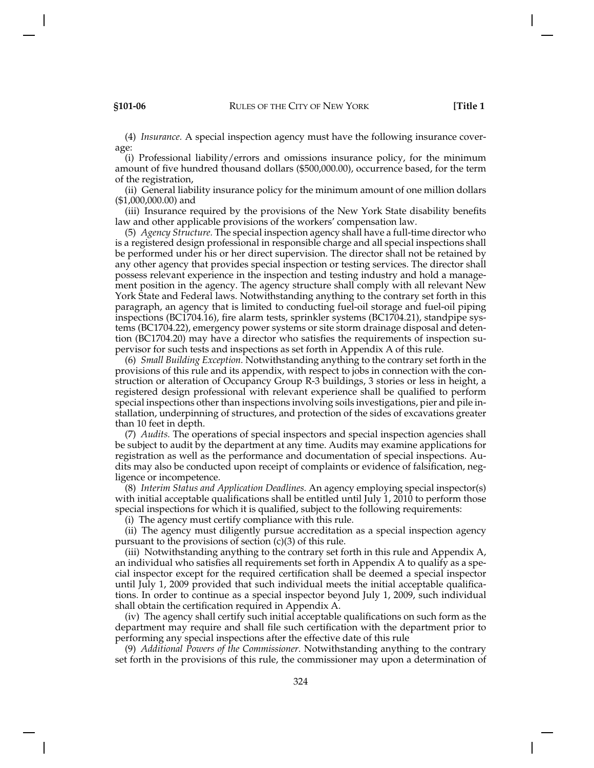(4) *Insurance.* A special inspection agency must have the following insurance coverage:

(i) Professional liability/errors and omissions insurance policy, for the minimum amount of five hundred thousand dollars ($500,000.00), occurrence based, for the term of the registration,

(ii) General liability insurance policy for the minimum amount of one million dollars ($1,000,000.00) and

(iii) Insurance required by the provisions of the New York State disability benefits law and other applicable provisions of the workers' compensation law.

(5) *Agency Structure.* The special inspection agency shall have a full-time director who is a registered design professional in responsible charge and all special inspections shall be performed under his or her direct supervision. The director shall not be retained by any other agency that provides special inspection or testing services. The director shall possess relevant experience in the inspection and testing industry and hold a management position in the agency. The agency structure shall comply with all relevant New York State and Federal laws. Notwithstanding anything to the contrary set forth in this paragraph, an agency that is limited to conducting fuel-oil storage and fuel-oil piping inspections (BC1704.16), fire alarm tests, sprinkler systems (BC1704.21), standpipe systems (BC1704.22), emergency power systems or site storm drainage disposal and detention (BC1704.20) may have a director who satisfies the requirements of inspection supervisor for such tests and inspections as set forth in Appendix A of this rule.

(6) *Small Building Exception.* Notwithstanding anything to the contrary set forth in the provisions of this rule and its appendix, with respect to jobs in connection with the construction or alteration of Occupancy Group R-3 buildings, 3 stories or less in height, a registered design professional with relevant experience shall be qualified to perform special inspections other than inspections involving soils investigations, pier and pile installation, underpinning of structures, and protection of the sides of excavations greater than 10 feet in depth.

(7) *Audits.* The operations of special inspectors and special inspection agencies shall be subject to audit by the department at any time. Audits may examine applications for registration as well as the performance and documentation of special inspections. Audits may also be conducted upon receipt of complaints or evidence of falsification, negligence or incompetence.

(8) *Interim Status and Application Deadlines.* An agency employing special inspector(s) with initial acceptable qualifications shall be entitled until July 1, 2010 to perform those special inspections for which it is qualified, subject to the following requirements:

(i) The agency must certify compliance with this rule.

(ii) The agency must diligently pursue accreditation as a special inspection agency pursuant to the provisions of section (c)(3) of this rule.

(iii) Notwithstanding anything to the contrary set forth in this rule and Appendix A, an individual who satisfies all requirements set forth in Appendix A to qualify as a special inspector except for the required certification shall be deemed a special inspector until July 1, 2009 provided that such individual meets the initial acceptable qualifications. In order to continue as a special inspector beyond July 1, 2009, such individual shall obtain the certification required in Appendix A.

(iv) The agency shall certify such initial acceptable qualifications on such form as the department may require and shall file such certification with the department prior to performing any special inspections after the effective date of this rule

(9) *Additional Powers of the Commissioner.* Notwithstanding anything to the contrary set forth in the provisions of this rule, the commissioner may upon a determination of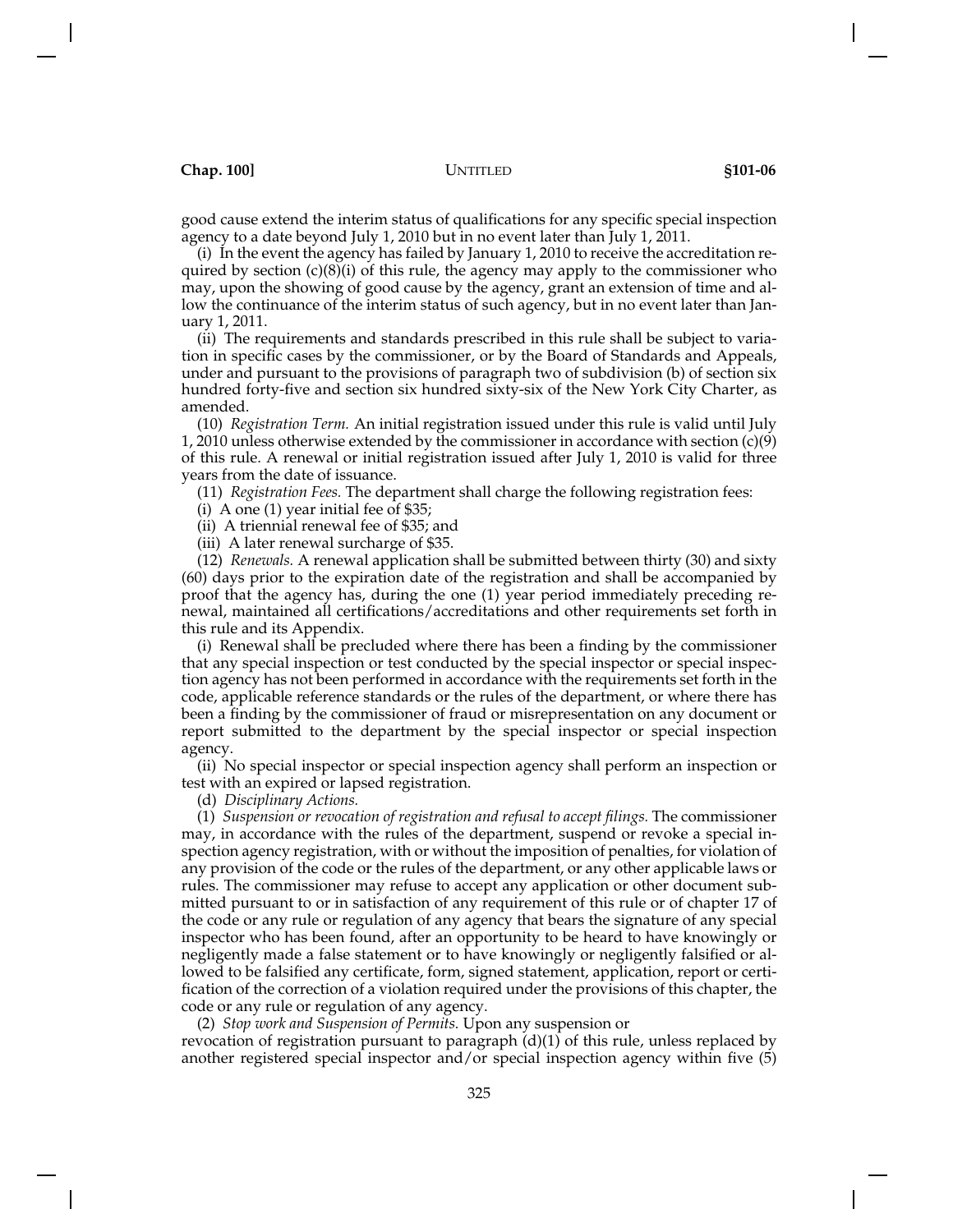good cause extend the interim status of qualifications for any specific special inspection agency to a date beyond July 1, 2010 but in no event later than July 1, 2011.

(i) In the event the agency has failed by January 1, 2010 to receive the accreditation required by section (c)(8)(i) of this rule, the agency may apply to the commissioner who may, upon the showing of good cause by the agency, grant an extension of time and allow the continuance of the interim status of such agency, but in no event later than January 1, 2011.

(ii) The requirements and standards prescribed in this rule shall be subject to variation in specific cases by the commissioner, or by the Board of Standards and Appeals, under and pursuant to the provisions of paragraph two of subdivision (b) of section six hundred forty-five and section six hundred sixty-six of the New York City Charter, as amended.

(10) *Registration Term.* An initial registration issued under this rule is valid until July 1, 2010 unless otherwise extended by the commissioner in accordance with section (c)(9) of this rule. A renewal or initial registration issued after July 1, 2010 is valid for three years from the date of issuance.

(11) *Registration Fees.* The department shall charge the following registration fees:

(i) A one (1) year initial fee of $35;

(ii) A triennial renewal fee of $35; and

(iii) A later renewal surcharge of $35.

(12) *Renewals.* A renewal application shall be submitted between thirty (30) and sixty (60) days prior to the expiration date of the registration and shall be accompanied by proof that the agency has, during the one (1) year period immediately preceding renewal, maintained all certifications/accreditations and other requirements set forth in this rule and its Appendix.

(i) Renewal shall be precluded where there has been a finding by the commissioner that any special inspection or test conducted by the special inspector or special inspection agency has not been performed in accordance with the requirements set forth in the code, applicable reference standards or the rules of the department, or where there has been a finding by the commissioner of fraud or misrepresentation on any document or report submitted to the department by the special inspector or special inspection agency.

(ii) No special inspector or special inspection agency shall perform an inspection or test with an expired or lapsed registration.

(d) *Disciplinary Actions.*

(1) *Suspension or revocation of registration and refusal to accept filings.* The commissioner may, in accordance with the rules of the department, suspend or revoke a special inspection agency registration, with or without the imposition of penalties, for violation of any provision of the code or the rules of the department, or any other applicable laws or rules. The commissioner may refuse to accept any application or other document submitted pursuant to or in satisfaction of any requirement of this rule or of chapter 17 of the code or any rule or regulation of any agency that bears the signature of any special inspector who has been found, after an opportunity to be heard to have knowingly or negligently made a false statement or to have knowingly or negligently falsified or allowed to be falsified any certificate, form, signed statement, application, report or certification of the correction of a violation required under the provisions of this chapter, the code or any rule or regulation of any agency.

(2) *Stop work and Suspension of Permits.* Upon any suspension or revocation of registration pursuant to paragraph (d)(1) of this rule, unless replaced by another registered special inspector and/or special inspection agency within five (5)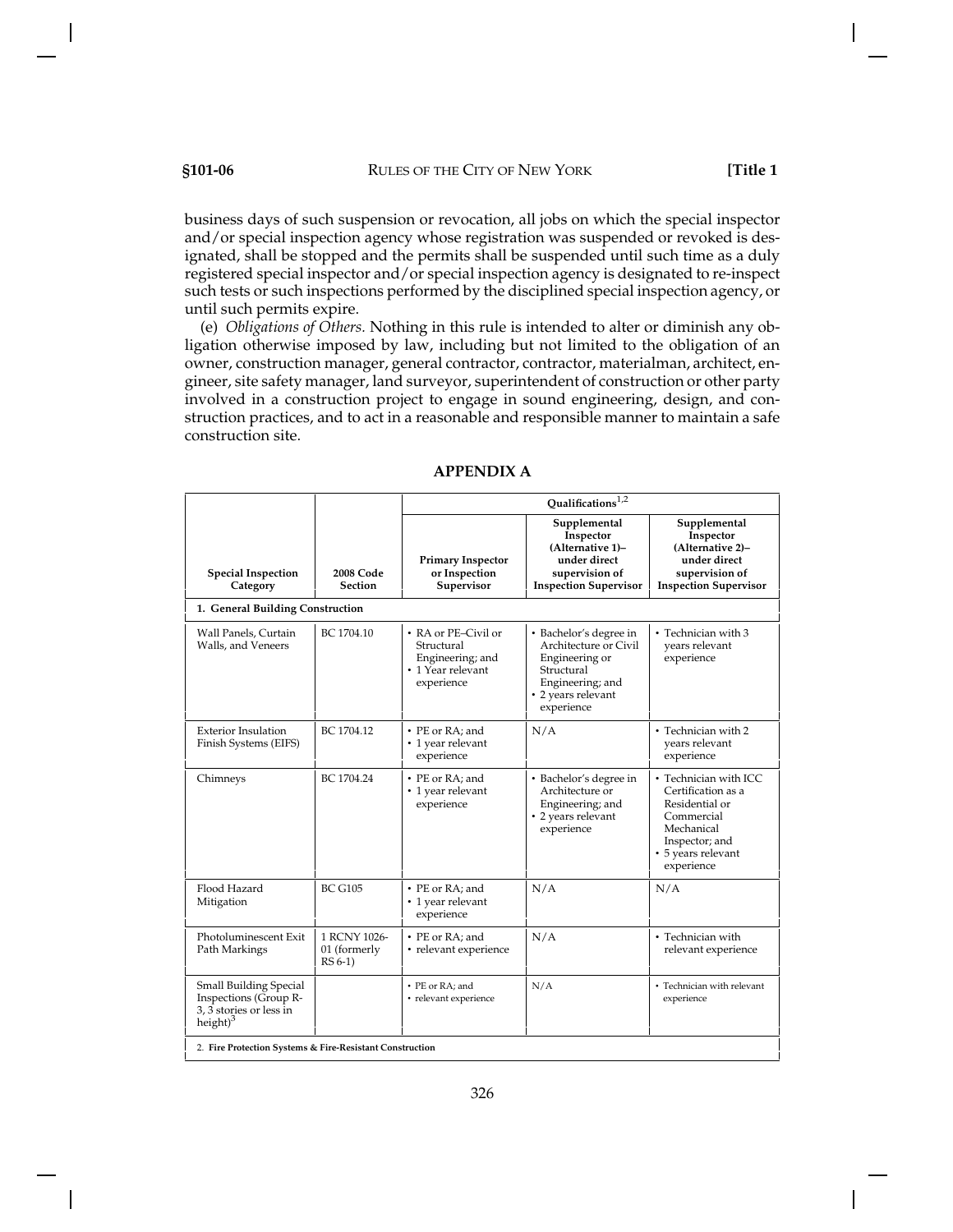business days of such suspension or revocation, all jobs on which the special inspector and/or special inspection agency whose registration was suspended or revoked is designated, shall be stopped and the permits shall be suspended until such time as a duly registered special inspector and/or special inspection agency is designated to re-inspect such tests or such inspections performed by the disciplined special inspection agency, or until such permits expire.

(e) *Obligations of Others.* Nothing in this rule is intended to alter or diminish any obligation otherwise imposed by law, including but not limited to the obligation of an owner, construction manager, general contractor, contractor, materialman, architect, engineer, site safety manager, land surveyor, superintendent of construction or other party involved in a construction project to engage in sound engineering, design, and construction practices, and to act in a reasonable and responsible manner to maintain a safe construction site.

## APPENDIX A

| | | Qualifications[1,2] | | |
|---|---|---|---|---|
| **Special Inspection Category** | **2008 Code Section** | **Primary Inspector or Inspection Supervisor** | **Supplemental Inspector (Alternative 1)– under direct supervision of Inspection Supervisor** | **Supplemental Inspector (Alternative 2)– under direct supervision of Inspection Supervisor** |
| **1. General Building Construction** | | | | |
| Wall Panels, Curtain Walls, and Veneers | BC 1704.10 | • RA or PE–Civil or Structural Engineering; and • 1 Year relevant experience | • Bachelor's degree in Architecture or Civil Engineering or Structural Engineering; and • 2 years relevant experience | • Technician with 3 years relevant experience |
| Exterior Insulation Finish Systems (EIFS) | BC 1704.12 | • PE or RA; and • 1 year relevant experience | N/A | • Technician with 2 years relevant experience |
| Chimneys | BC 1704.24 | • PE or RA; and • 1 year relevant experience | • Bachelor's degree in Architecture or Engineering; and • 2 years relevant experience | • Technician with ICC Certification as a Residential or Commercial Mechanical Inspector; and • 5 years relevant experience |
| Flood Hazard Mitigation | BC G105 | • PE or RA; and • 1 year relevant experience | N/A | N/A |
| Photoluminescent Exit Path Markings | 1 RCNY 1026-01 (formerly RS 6-1) | • PE or RA; and • relevant experience | N/A | • Technician with relevant experience |
| Small Building Special Inspections (Group R-3, 3 stories or less in height)[3] | | • PE or RA; and • relevant experience | N/A | • Technician with relevant experience |
| **2. Fire Protection Systems & Fire-Resistant Construction** | | | | |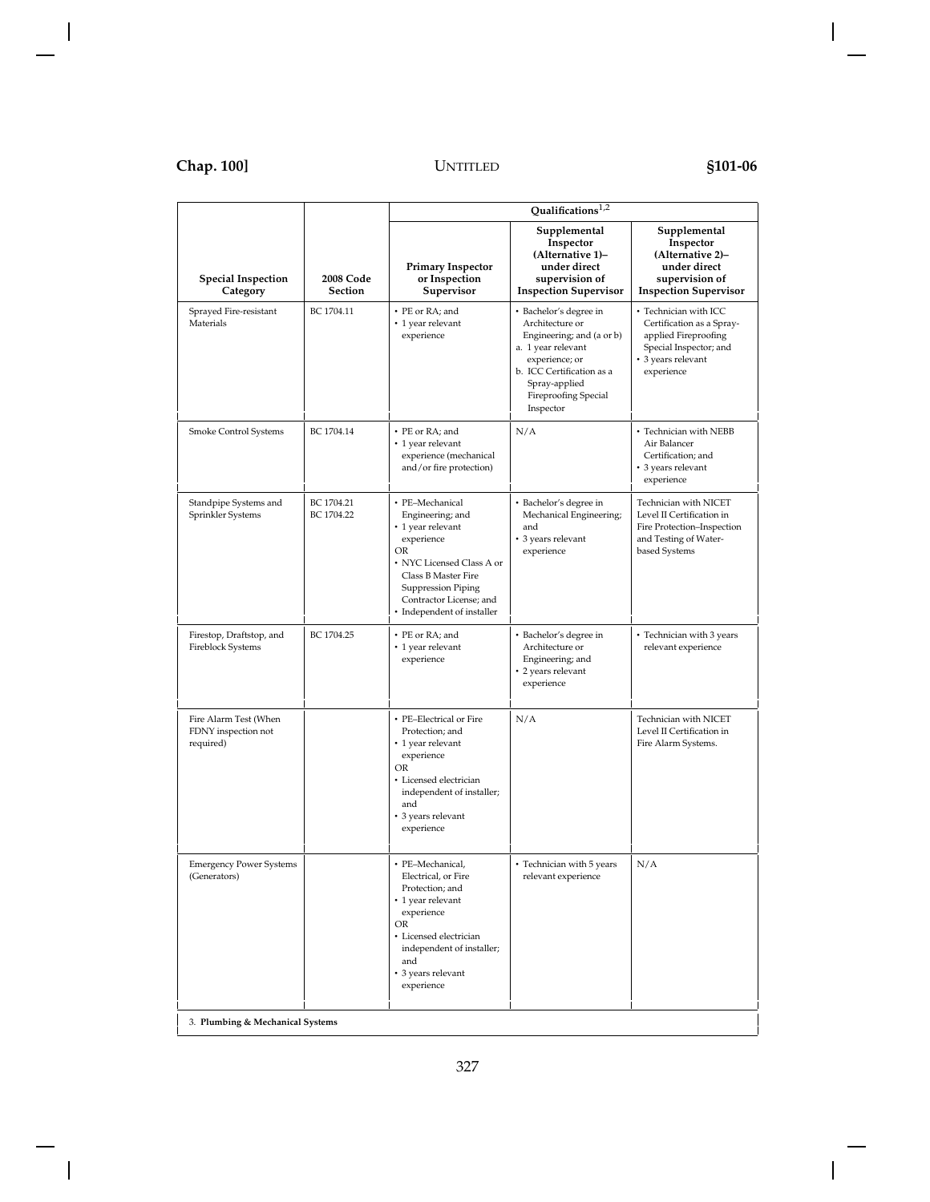| | | Qualifications[1,2] | | |
|---|---|---|---|---|
| **Special Inspection Category** | **2008 Code Section** | **Primary Inspector or Inspection Supervisor** | **Supplemental Inspector (Alternative 1)– under direct supervision of Inspection Supervisor** | **Supplemental Inspector (Alternative 2)– under direct supervision of Inspection Supervisor** |
| Sprayed Fire-resistant Materials | BC 1704.11 | • PE or RA; and<br>• 1 year relevant experience | • Bachelor's degree in Architecture or Engineering; and (a or b)<br>a. 1 year relevant experience; or<br>b. ICC Certification as a Spray-applied Fireproofing Special Inspector | • Technician with ICC Certification as a Spray-applied Fireproofing Special Inspector; and<br>• 3 years relevant experience |
| Smoke Control Systems | BC 1704.14 | • PE or RA; and<br>• 1 year relevant experience (mechanical and/or fire protection) | N/A | • Technician with NEBB Air Balancer Certification; and<br>• 3 years relevant experience |
| Standpipe Systems and Sprinkler Systems | BC 1704.21<br>BC 1704.22 | • PE–Mechanical Engineering; and<br>• 1 year relevant experience<br>OR<br>• NYC Licensed Class A or Class B Master Fire Suppression Piping Contractor License; and<br>• Independent of installer | • Bachelor's degree in Mechanical Engineering; and<br>• 3 years relevant experience | Technician with NICET Level II Certification in Fire Protection–Inspection and Testing of Water-based Systems |
| Firestop, Draftstop, and Fireblock Systems | BC 1704.25 | • PE or RA; and<br>• 1 year relevant experience | • Bachelor's degree in Architecture or Engineering; and<br>• 2 years relevant experience | • Technician with 3 years relevant experience |
| Fire Alarm Test (When FDNY inspection not required) | | • PE–Electrical or Fire Protection; and<br>• 1 year relevant experience<br>OR<br>• Licensed electrician independent of installer; and<br>• 3 years relevant experience | N/A | Technician with NICET Level II Certification in Fire Alarm Systems. |
| Emergency Power Systems (Generators) | | • PE–Mechanical, Electrical, or Fire Protection; and<br>• 1 year relevant experience<br>OR<br>• Licensed electrician independent of installer; and<br>• 3 years relevant experience | • Technician with 5 years relevant experience | N/A |
| 3. **Plumbing & Mechanical Systems** | | | | |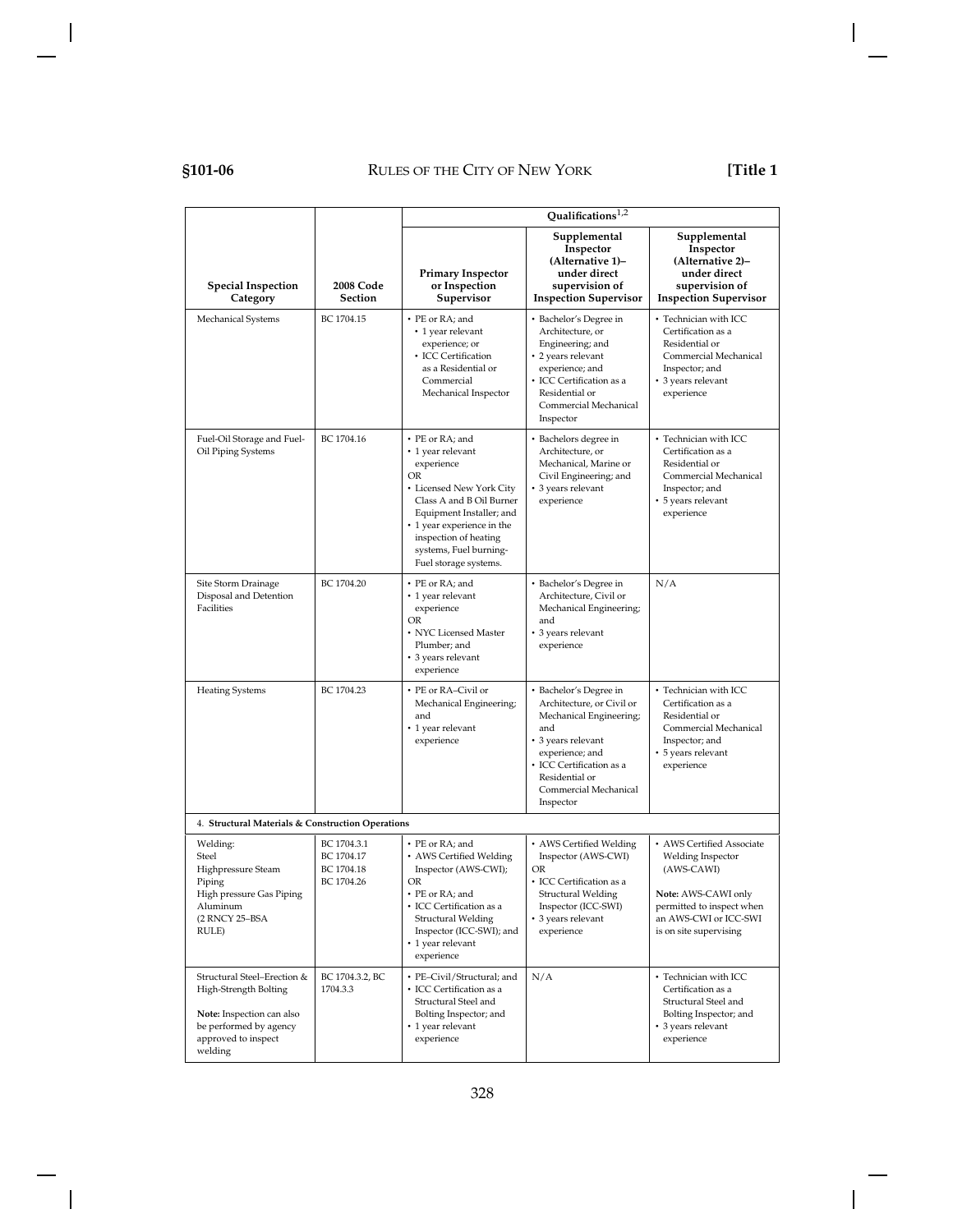| Special Inspection Category | 2008 Code Section | Qualifications[1,2] | | |
|---|---|---|---|---|
| | | Primary Inspector or Inspection Supervisor | Supplemental Inspector (Alternative 1)– under direct supervision of Inspection Supervisor | Supplemental Inspector (Alternative 2)– under direct supervision of Inspection Supervisor |
| Mechanical Systems | BC 1704.15 | • PE or RA; and<br>• 1 year relevant experience; or<br>• ICC Certification as a Residential or Commercial Mechanical Inspector | • Bachelor's Degree in Architecture, or Engineering; and<br>• 2 years relevant experience; and<br>• ICC Certification as a Residential or Commercial Mechanical Inspector | • Technician with ICC Certification as a Residential or Commercial Mechanical Inspector; and<br>• 3 years relevant experience |
| Fuel-Oil Storage and Fuel-Oil Piping Systems | BC 1704.16 | • PE or RA; and<br>• 1 year relevant experience<br>OR<br>• Licensed New York City Class A and B Oil Burner Equipment Installer; and<br>• 1 year experience in the inspection of heating systems, Fuel burning-Fuel storage systems. | • Bachelors degree in Architecture, or Mechanical, Marine or Civil Engineering; and<br>• 3 years relevant experience | • Technician with ICC Certification as a Residential or Commercial Mechanical Inspector; and<br>• 5 years relevant experience |
| Site Storm Drainage Disposal and Detention Facilities | BC 1704.20 | • PE or RA; and<br>• 1 year relevant experience<br>OR<br>• NYC Licensed Master Plumber; and<br>• 3 years relevant experience | • Bachelor's Degree in Architecture, Civil or Mechanical Engineering; and<br>• 3 years relevant experience | N/A |
| Heating Systems | BC 1704.23 | • PE or RA–Civil or Mechanical Engineering; and<br>• 1 year relevant experience | • Bachelor's Degree in Architecture, or Civil or Mechanical Engineering; and<br>• 3 years relevant experience; and<br>• ICC Certification as a Residential or Commercial Mechanical Inspector | • Technician with ICC Certification as a Residential or Commercial Mechanical Inspector; and<br>• 5 years relevant experience |
| 4. **Structural Materials & Construction Operations** | | | | |
| Welding:<br>Steel<br>Highpressure Steam Piping<br>High pressure Gas Piping<br>Aluminum<br>(2 RNCY 25–BSA RULE) | BC 1704.3.1<br>BC 1704.17<br>BC 1704.18<br>BC 1704.26 | • PE or RA; and<br>• AWS Certified Welding Inspector (AWS-CWI);<br>OR<br>• PE or RA; and<br>• ICC Certification as a Structural Welding Inspector (ICC-SWI); and<br>• 1 year relevant experience | • AWS Certified Welding Inspector (AWS-CWI)<br>OR<br>• ICC Certification as a Structural Welding Inspector (ICC-SWI)<br>• 3 years relevant experience | • AWS Certified Associate Welding Inspector (AWS-CAWI)<br><br>**Note:** AWS-CAWI only permitted to inspect when an AWS-CWI or ICC-SWI is on site supervising |
| Structural Steel–Erection & High-Strength Bolting<br><br>**Note:** Inspection can also be performed by agency approved to inspect welding | BC 1704.3.2, BC 1704.3.3 | • PE–Civil/Structural; and<br>• ICC Certification as a Structural Steel and Bolting Inspector; and<br>• 1 year relevant experience | N/A | • Technician with ICC Certification as a Structural Steel and Bolting Inspector; and<br>• 3 years relevant experience |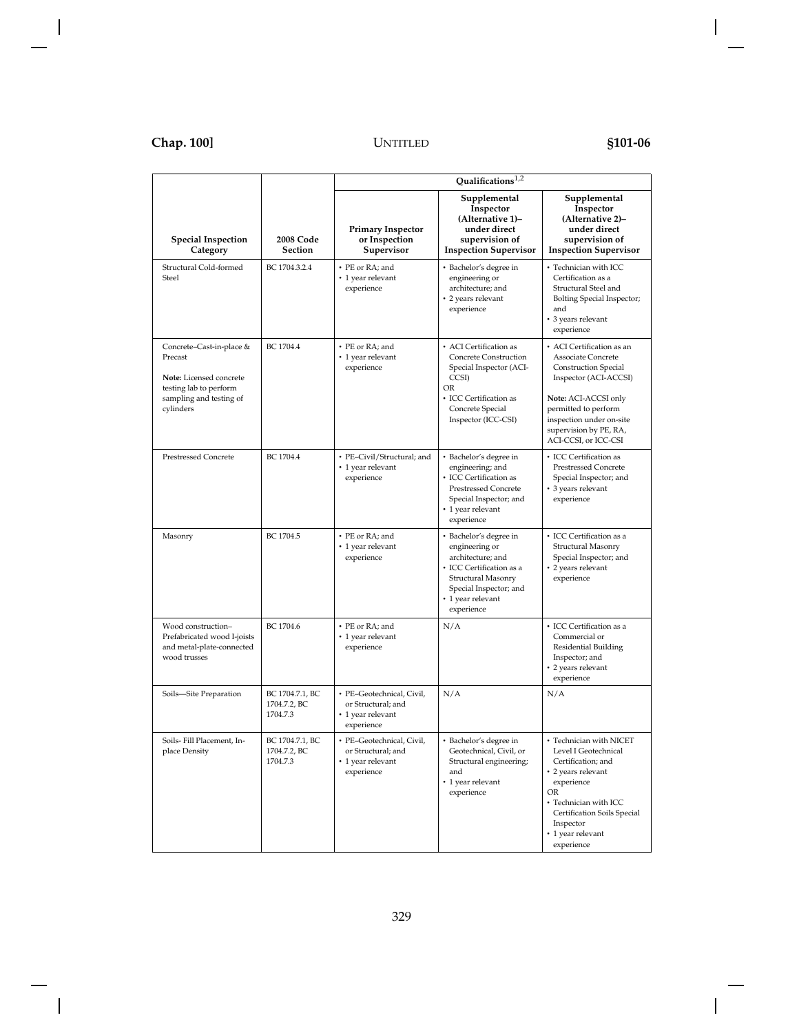| | | Qualifications[1,2] | | |
|---|---|---|---|---|
| **Special Inspection Category** | **2008 Code Section** | **Primary Inspector or Inspection Supervisor** | **Supplemental Inspector (Alternative 1)– under direct supervision of Inspection Supervisor** | **Supplemental Inspector (Alternative 2)– under direct supervision of Inspection Supervisor** |
| Structural Cold-formed Steel | BC 1704.3.2.4 | • PE or RA; and<br>• 1 year relevant experience | • Bachelor's degree in engineering or architecture; and<br>• 2 years relevant experience | • Technician with ICC Certification as a Structural Steel and Bolting Special Inspector; and<br>• 3 years relevant experience |
| Concrete–Cast-in-place & Precast<br><br>**Note:** Licensed concrete testing lab to perform sampling and testing of cylinders | BC 1704.4 | • PE or RA; and<br>• 1 year relevant experience | • ACI Certification as Concrete Construction Special Inspector (ACI-CCSI)<br>OR<br>• ICC Certification as Concrete Special Inspector (ICC-CSI) | • ACI Certification as an Associate Concrete Construction Special Inspector (ACI-ACCSI)<br><br>**Note:** ACI-ACCSI only permitted to perform inspection under on-site supervision by PE, RA, ACI-CCSI, or ICC-CSI |
| Prestressed Concrete | BC 1704.4 | • PE–Civil/Structural; and<br>• 1 year relevant experience | • Bachelor's degree in engineering; and<br>• ICC Certification as Prestressed Concrete Special Inspector; and<br>• 1 year relevant experience | • ICC Certification as Prestressed Concrete Special Inspector; and<br>• 3 years relevant experience |
| Masonry | BC 1704.5 | • PE or RA; and<br>• 1 year relevant experience | • Bachelor's degree in engineering or architecture; and<br>• ICC Certification as a Structural Masonry Special Inspector; and<br>• 1 year relevant experience | • ICC Certification as a Structural Masonry Special Inspector; and<br>• 2 years relevant experience |
| Wood construction– Prefabricated wood I-joists and metal-plate-connected wood trusses | BC 1704.6 | • PE or RA; and<br>• 1 year relevant experience | N/A | • ICC Certification as a Commercial or Residential Building Inspector; and<br>• 2 years relevant experience |
| Soils—Site Preparation | BC 1704.7.1, BC 1704.7.2, BC 1704.7.3 | • PE–Geotechnical, Civil, or Structural; and<br>• 1 year relevant experience | N/A | N/A |
| Soils- Fill Placement, In-place Density | BC 1704.7.1, BC 1704.7.2, BC 1704.7.3 | • PE–Geotechnical, Civil, or Structural; and<br>• 1 year relevant experience | • Bachelor's degree in Geotechnical, Civil, or Structural engineering; and<br>• 1 year relevant experience | • Technician with NICET Level I Geotechnical Certification; and<br>• 2 years relevant experience<br>OR<br>• Technician with ICC Certification Soils Special Inspector<br>• 1 year relevant experience |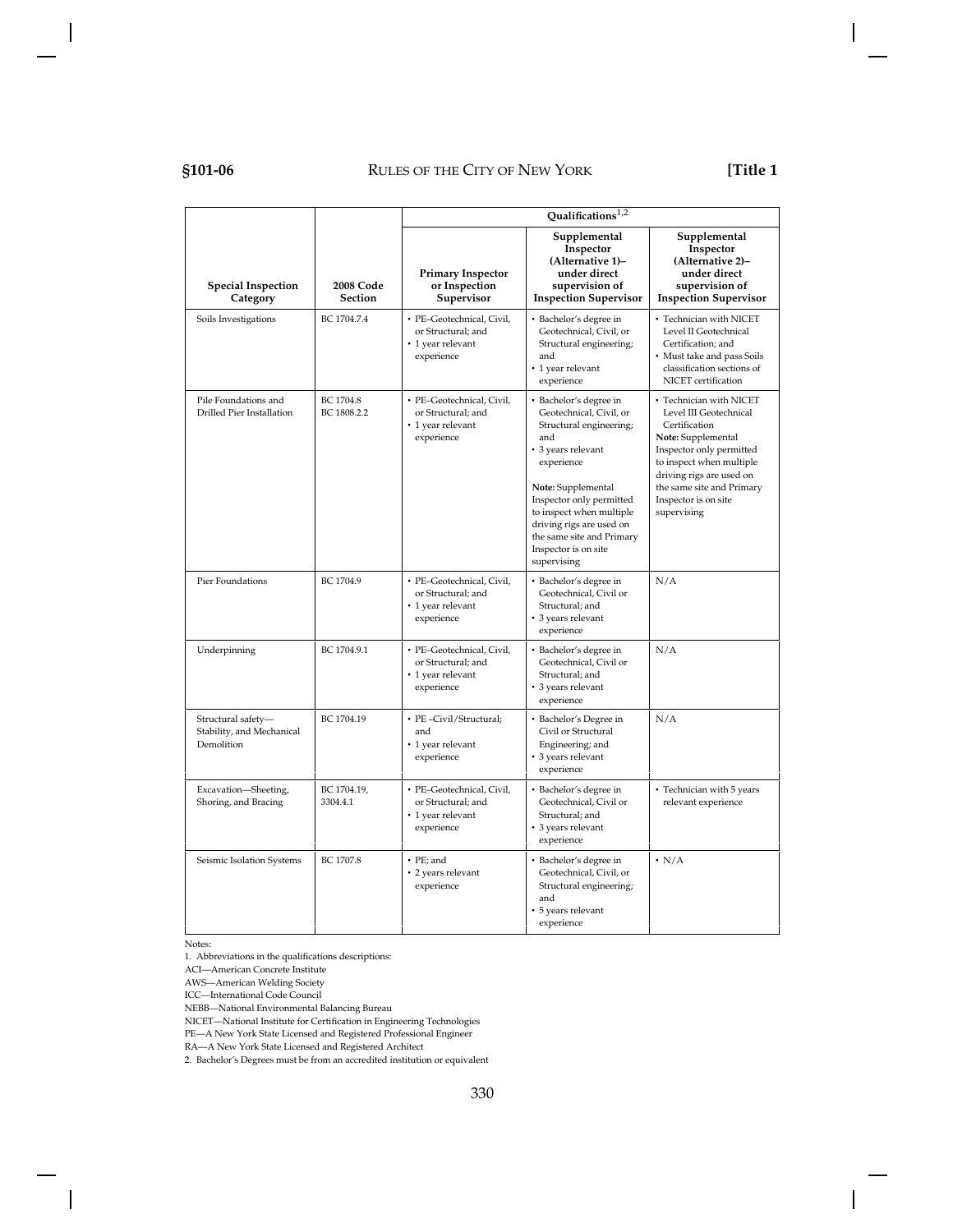| Special Inspection Category | 2008 Code Section | Qualifications[1,2] | | |
|---|---|---|---|---|
| | | Primary Inspector or Inspection Supervisor | Supplemental Inspector (Alternative 1)– under direct supervision of Inspection Supervisor | Supplemental Inspector (Alternative 2)– under direct supervision of Inspection Supervisor |
| Soils Investigations | BC 1704.7.4 | • PE–Geotechnical, Civil, or Structural; and<br>• 1 year relevant experience | • Bachelor's degree in Geotechnical, Civil, or Structural engineering; and<br>• 1 year relevant experience | • Technician with NICET Level II Geotechnical Certification; and<br>• Must take and pass Soils classification sections of NICET certification |
| Pile Foundations and Drilled Pier Installation | BC 1704.8<br>BC 1808.2.2 | • PE–Geotechnical, Civil, or Structural; and<br>• 1 year relevant experience | • Bachelor's degree in Geotechnical, Civil, or Structural engineering; and<br>• 3 years relevant experience<br><br>**Note:** Supplemental Inspector only permitted to inspect when multiple driving rigs are used on the same site and Primary Inspector is on site supervising | • Technician with NICET Level III Geotechnical Certification<br>**Note:** Supplemental Inspector only permitted to inspect when multiple driving rigs are used on the same site and Primary Inspector is on site supervising |
| Pier Foundations | BC 1704.9 | • PE–Geotechnical, Civil, or Structural; and<br>• 1 year relevant experience | • Bachelor's degree in Geotechnical, Civil or Structural; and<br>• 3 years relevant experience | N/A |
| Underpinning | BC 1704.9.1 | • PE–Geotechnical, Civil, or Structural; and<br>• 1 year relevant experience | • Bachelor's degree in Geotechnical, Civil or Structural; and<br>• 3 years relevant experience | N/A |
| Structural safety—Stability, and Mechanical Demolition | BC 1704.19 | • PE –Civil/Structural; and<br>• 1 year relevant experience | • Bachelor's Degree in Civil or Structural Engineering; and<br>• 3 years relevant experience | N/A |
| Excavation—Sheeting, Shoring, and Bracing | BC 1704.19, 3304.4.1 | • PE–Geotechnical, Civil, or Structural; and<br>• 1 year relevant experience | • Bachelor's degree in Geotechnical, Civil or Structural; and<br>• 3 years relevant experience | • Technician with 5 years relevant experience |
| Seismic Isolation Systems | BC 1707.8 | • PE; and<br>• 2 years relevant experience | • Bachelor's degree in Geotechnical, Civil, or Structural engineering; and<br>• 5 years relevant experience | • N/A |

Notes:

1. Abbreviations in the qualifications descriptions:

ACI—American Concrete Institute

AWS—American Welding Society

ICC—International Code Council

NEBB—National Environmental Balancing Bureau

NICET—National Institute for Certification in Engineering Technologies

PE—A New York State Licensed and Registered Professional Engineer

RA—A New York State Licensed and Registered Architect

2. Bachelor's Degrees must be from an accredited institution or equivalent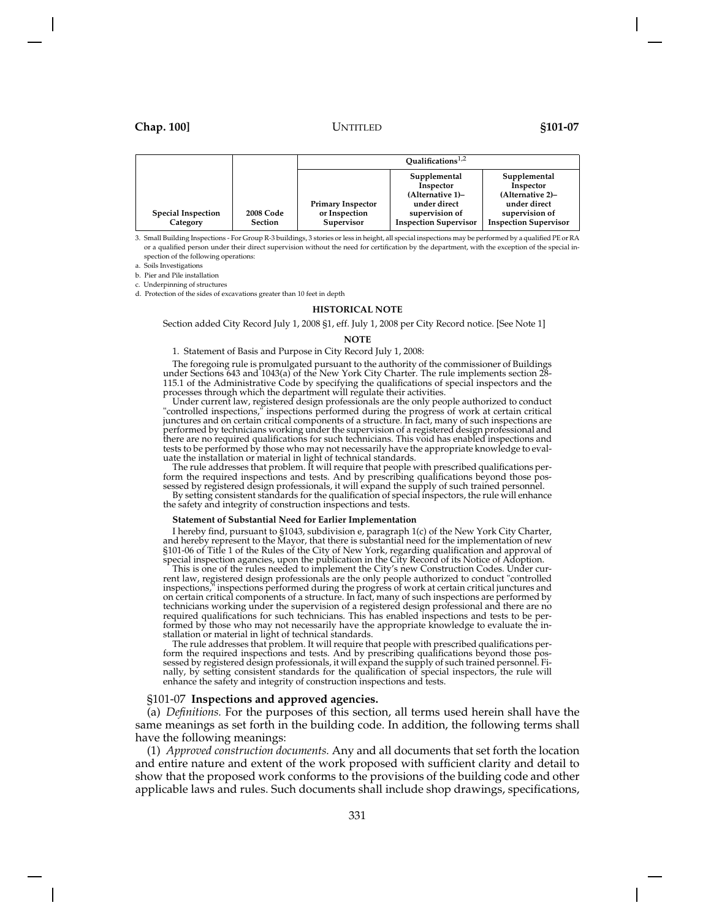| Special Inspection Category | 2008 Code Section | Qualifications[1,2] | | |
|---|---|---|---|---|
| | | Primary Inspector or Inspection Supervisor | Supplemental Inspector (Alternative 1)– under direct supervision of Inspection Supervisor | Supplemental Inspector (Alternative 2)– under direct supervision of Inspection Supervisor |

3. Small Building Inspections - For Group R-3 buildings, 3 stories or less in height, all special inspections may be performed by a qualified PE or RA or a qualified person under their direct supervision without the need for certification by the department, with the exception of the special inspection of the following operations:

a. Soils Investigations

b. Pier and Pile installation

c. Underpinning of structures

d. Protection of the sides of excavations greater than 10 feet in depth

**HISTORICAL NOTE**

Section added City Record July 1, 2008 §1, eff. July 1, 2008 per City Record notice. [See Note 1]

**NOTE**

1. Statement of Basis and Purpose in City Record July 1, 2008:

The foregoing rule is promulgated pursuant to the authority of the commissioner of Buildings under Sections 643 and 1043(a) of the New York City Charter. The rule implements section 28-115.1 of the Administrative Code by specifying the qualifications of special inspectors and the processes through which the department will regulate their activities.

Under current law, registered design professionals are the only people authorized to conduct "controlled inspections," inspections performed during the progress of work at certain critical junctures and on certain critical components of a structure. In fact, many of such inspections are performed by technicians working under the supervision of a registered design professional and there are no required qualifications for such technicians. This void has enabled inspections and tests to be performed by those who may not necessarily have the appropriate knowledge to evaluate the installation or material in light of technical standards.

The rule addresses that problem. It will require that people with prescribed qualifications perform the required inspections and tests. And by prescribing qualifications beyond those possessed by registered design professionals, it will expand the supply of such trained personnel.

By setting consistent standards for the qualification of special inspectors, the rule will enhance the safety and integrity of construction inspections and tests.

**Statement of Substantial Need for Earlier Implementation**

I hereby find, pursuant to §1043, subdivision e, paragraph 1(c) of the New York City Charter, and hereby represent to the Mayor, that there is substantial need for the implementation of new §101-06 of Title 1 of the Rules of the City of New York, regarding qualification and approval of special inspection agencies, upon the publication in the City Record of its Notice of Adoption.

This is one of the rules needed to implement the City's new Construction Codes. Under current law, registered design professionals are the only people authorized to conduct "controlled inspections," inspections performed during the progress of work at certain critical junctures and on certain critical components of a structure. In fact, many of such inspections are performed by technicians working under the supervision of a registered design professional and there are no required qualifications for such technicians. This has enabled inspections and tests to be performed by those who may not necessarily have the appropriate knowledge to evaluate the installation or material in light of technical standards.

The rule addresses that problem. It will require that people with prescribed qualifications perform the required inspections and tests. And by prescribing qualifications beyond those possessed by registered design professionals, it will expand the supply of such trained personnel. Finally, by setting consistent standards for the qualification of special inspectors, the rule will enhance the safety and integrity of construction inspections and tests.

## §101-07 **Inspections and approved agencies.**

(a) *Definitions.* For the purposes of this section, all terms used herein shall have the same meanings as set forth in the building code. In addition, the following terms shall have the following meanings:

(1) *Approved construction documents.* Any and all documents that set forth the location and entire nature and extent of the work proposed with sufficient clarity and detail to show that the proposed work conforms to the provisions of the building code and other applicable laws and rules. Such documents shall include shop drawings, specifications,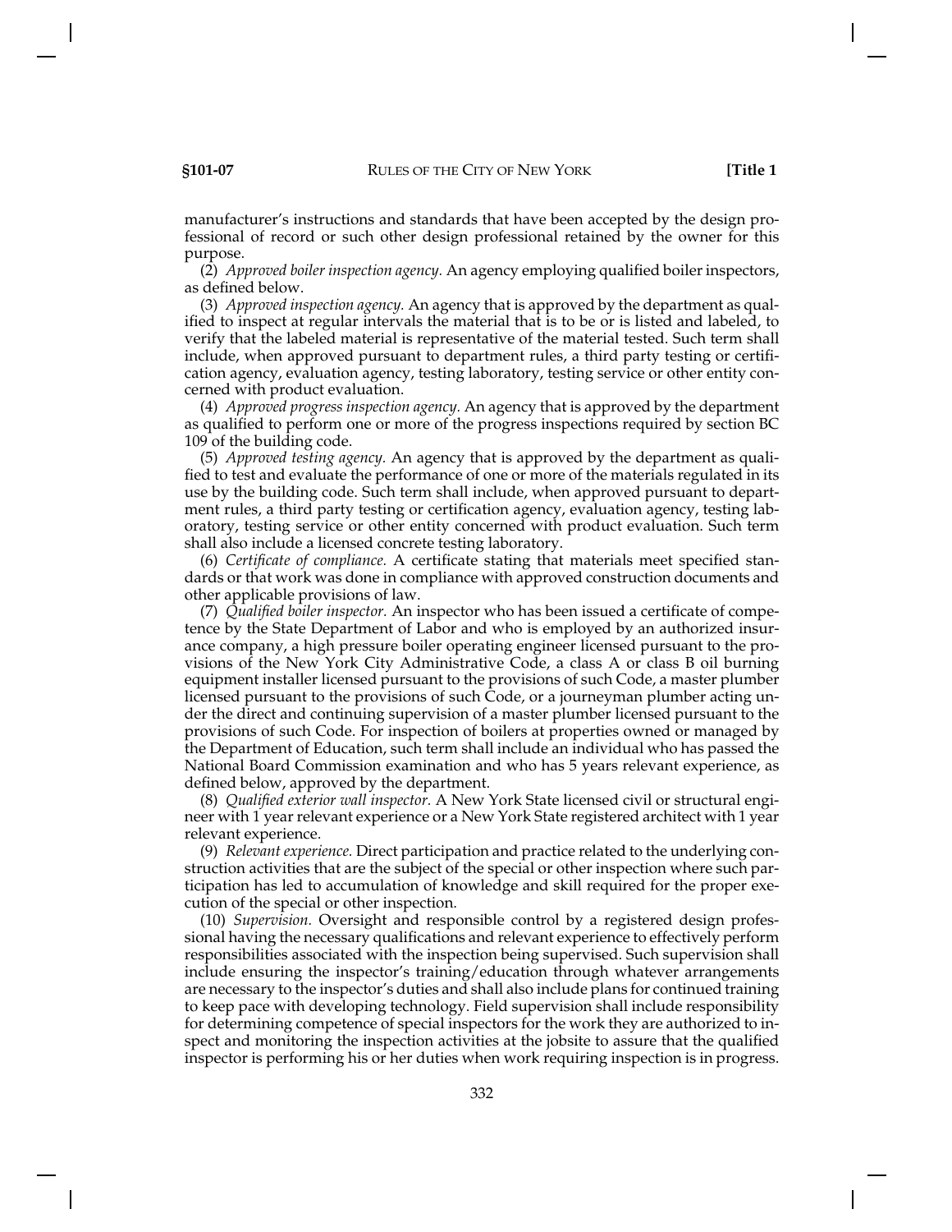manufacturer's instructions and standards that have been accepted by the design professional of record or such other design professional retained by the owner for this purpose.

(2) *Approved boiler inspection agency.* An agency employing qualified boiler inspectors, as defined below.

(3) *Approved inspection agency.* An agency that is approved by the department as qualified to inspect at regular intervals the material that is to be or is listed and labeled, to verify that the labeled material is representative of the material tested. Such term shall include, when approved pursuant to department rules, a third party testing or certification agency, evaluation agency, testing laboratory, testing service or other entity concerned with product evaluation.

(4) *Approved progress inspection agency.* An agency that is approved by the department as qualified to perform one or more of the progress inspections required by section BC 109 of the building code.

(5) *Approved testing agency.* An agency that is approved by the department as qualified to test and evaluate the performance of one or more of the materials regulated in its use by the building code. Such term shall include, when approved pursuant to department rules, a third party testing or certification agency, evaluation agency, testing laboratory, testing service or other entity concerned with product evaluation. Such term shall also include a licensed concrete testing laboratory.

(6) *Certificate of compliance.* A certificate stating that materials meet specified standards or that work was done in compliance with approved construction documents and other applicable provisions of law.

(7) *Qualified boiler inspector.* An inspector who has been issued a certificate of competence by the State Department of Labor and who is employed by an authorized insurance company, a high pressure boiler operating engineer licensed pursuant to the provisions of the New York City Administrative Code, a class A or class B oil burning equipment installer licensed pursuant to the provisions of such Code, a master plumber licensed pursuant to the provisions of such Code, or a journeyman plumber acting under the direct and continuing supervision of a master plumber licensed pursuant to the provisions of such Code. For inspection of boilers at properties owned or managed by the Department of Education, such term shall include an individual who has passed the National Board Commission examination and who has 5 years relevant experience, as defined below, approved by the department.

(8) *Qualified exterior wall inspector.* A New York State licensed civil or structural engineer with 1 year relevant experience or a New York State registered architect with 1 year relevant experience.

(9) *Relevant experience.* Direct participation and practice related to the underlying construction activities that are the subject of the special or other inspection where such participation has led to accumulation of knowledge and skill required for the proper execution of the special or other inspection.

(10) *Supervision.* Oversight and responsible control by a registered design professional having the necessary qualifications and relevant experience to effectively perform responsibilities associated with the inspection being supervised. Such supervision shall include ensuring the inspector's training/education through whatever arrangements are necessary to the inspector's duties and shall also include plans for continued training to keep pace with developing technology. Field supervision shall include responsibility for determining competence of special inspectors for the work they are authorized to inspect and monitoring the inspection activities at the jobsite to assure that the qualified inspector is performing his or her duties when work requiring inspection is in progress.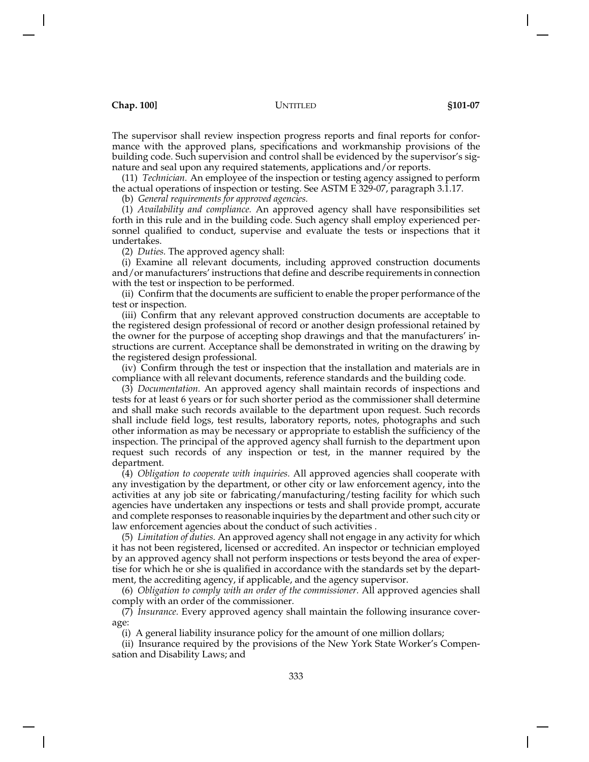The supervisor shall review inspection progress reports and final reports for conformance with the approved plans, specifications and workmanship provisions of the building code. Such supervision and control shall be evidenced by the supervisor's signature and seal upon any required statements, applications and/or reports.

(11) *Technician.* An employee of the inspection or testing agency assigned to perform the actual operations of inspection or testing. See ASTM E 329-07, paragraph 3.1.17.

(b) *General requirements for approved agencies.*

(1) *Availability and compliance.* An approved agency shall have responsibilities set forth in this rule and in the building code. Such agency shall employ experienced personnel qualified to conduct, supervise and evaluate the tests or inspections that it undertakes.

(2) *Duties.* The approved agency shall:

(i) Examine all relevant documents, including approved construction documents and/or manufacturers' instructions that define and describe requirements in connection with the test or inspection to be performed.

(ii) Confirm that the documents are sufficient to enable the proper performance of the test or inspection.

(iii) Confirm that any relevant approved construction documents are acceptable to the registered design professional of record or another design professional retained by the owner for the purpose of accepting shop drawings and that the manufacturers' instructions are current. Acceptance shall be demonstrated in writing on the drawing by the registered design professional.

(iv) Confirm through the test or inspection that the installation and materials are in compliance with all relevant documents, reference standards and the building code.

(3) *Documentation.* An approved agency shall maintain records of inspections and tests for at least 6 years or for such shorter period as the commissioner shall determine and shall make such records available to the department upon request. Such records shall include field logs, test results, laboratory reports, notes, photographs and such other information as may be necessary or appropriate to establish the sufficiency of the inspection. The principal of the approved agency shall furnish to the department upon request such records of any inspection or test, in the manner required by the department.

(4) *Obligation to cooperate with inquiries.* All approved agencies shall cooperate with any investigation by the department, or other city or law enforcement agency, into the activities at any job site or fabricating/manufacturing/testing facility for which such agencies have undertaken any inspections or tests and shall provide prompt, accurate and complete responses to reasonable inquiries by the department and other such city or law enforcement agencies about the conduct of such activities .

(5) *Limitation of duties.* An approved agency shall not engage in any activity for which it has not been registered, licensed or accredited. An inspector or technician employed by an approved agency shall not perform inspections or tests beyond the area of expertise for which he or she is qualified in accordance with the standards set by the department, the accrediting agency, if applicable, and the agency supervisor.

(6) *Obligation to comply with an order of the commissioner.* All approved agencies shall comply with an order of the commissioner.

(7) *Insurance.* Every approved agency shall maintain the following insurance coverage:

(i) A general liability insurance policy for the amount of one million dollars;

(ii) Insurance required by the provisions of the New York State Worker's Compensation and Disability Laws; and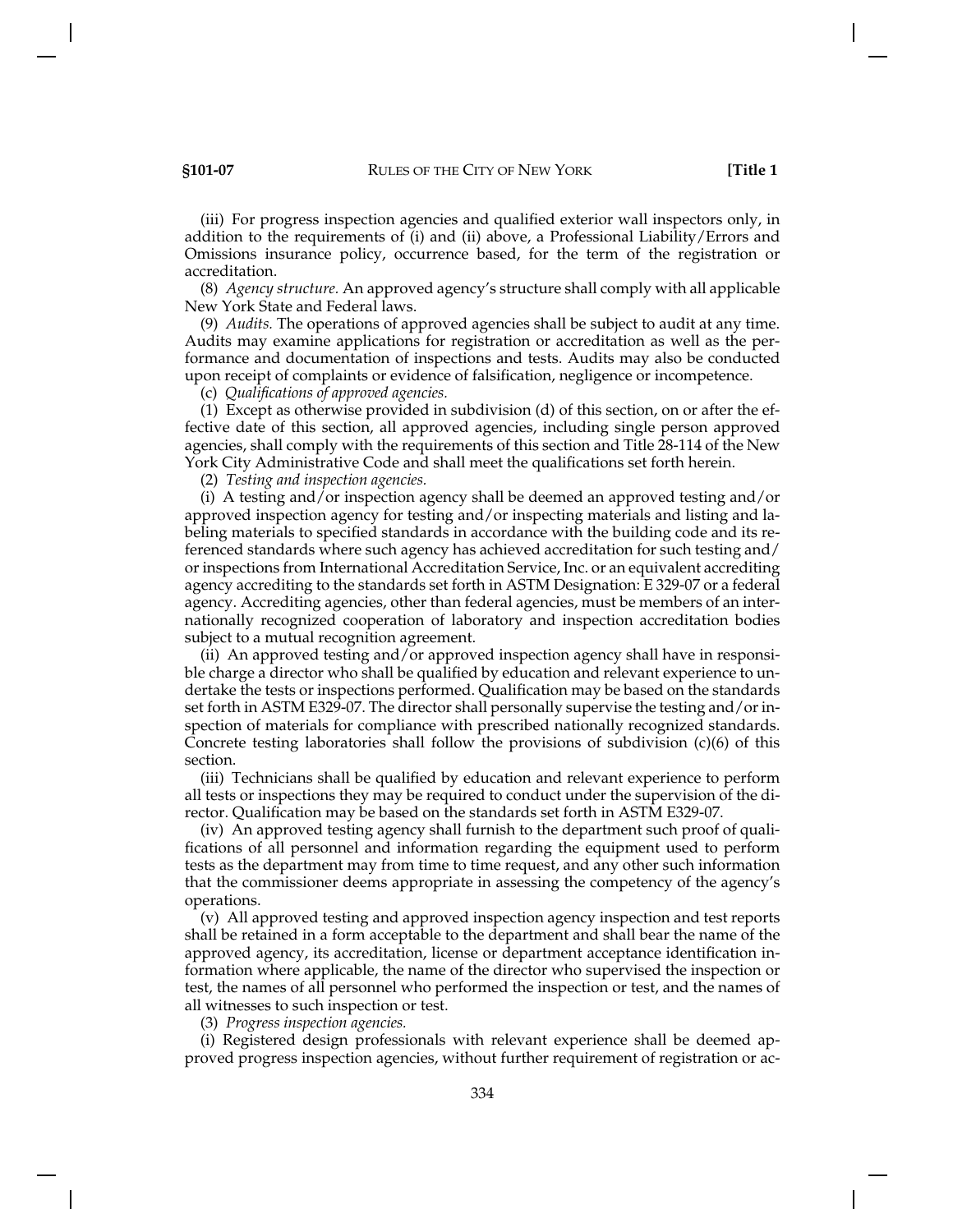(iii) For progress inspection agencies and qualified exterior wall inspectors only, in addition to the requirements of (i) and (ii) above, a Professional Liability/Errors and Omissions insurance policy, occurrence based, for the term of the registration or accreditation.

(8) *Agency structure.* An approved agency's structure shall comply with all applicable New York State and Federal laws.

(9) *Audits.* The operations of approved agencies shall be subject to audit at any time. Audits may examine applications for registration or accreditation as well as the performance and documentation of inspections and tests. Audits may also be conducted upon receipt of complaints or evidence of falsification, negligence or incompetence.

(c) *Qualifications of approved agencies.*

(1) Except as otherwise provided in subdivision (d) of this section, on or after the effective date of this section, all approved agencies, including single person approved agencies, shall comply with the requirements of this section and Title 28-114 of the New York City Administrative Code and shall meet the qualifications set forth herein.

(2) *Testing and inspection agencies.*

(i) A testing and/or inspection agency shall be deemed an approved testing and/or approved inspection agency for testing and/or inspecting materials and listing and labeling materials to specified standards in accordance with the building code and its referenced standards where such agency has achieved accreditation for such testing and/or inspections from International Accreditation Service, Inc. or an equivalent accrediting agency accrediting to the standards set forth in ASTM Designation: E 329-07 or a federal agency. Accrediting agencies, other than federal agencies, must be members of an internationally recognized cooperation of laboratory and inspection accreditation bodies subject to a mutual recognition agreement.

(ii) An approved testing and/or approved inspection agency shall have in responsible charge a director who shall be qualified by education and relevant experience to undertake the tests or inspections performed. Qualification may be based on the standards set forth in ASTM E329-07. The director shall personally supervise the testing and/or inspection of materials for compliance with prescribed nationally recognized standards. Concrete testing laboratories shall follow the provisions of subdivision (c)(6) of this section.

(iii) Technicians shall be qualified by education and relevant experience to perform all tests or inspections they may be required to conduct under the supervision of the director. Qualification may be based on the standards set forth in ASTM E329-07.

(iv) An approved testing agency shall furnish to the department such proof of qualifications of all personnel and information regarding the equipment used to perform tests as the department may from time to time request, and any other such information that the commissioner deems appropriate in assessing the competency of the agency's operations.

(v) All approved testing and approved inspection agency inspection and test reports shall be retained in a form acceptable to the department and shall bear the name of the approved agency, its accreditation, license or department acceptance identification information where applicable, the name of the director who supervised the inspection or test, the names of all personnel who performed the inspection or test, and the names of all witnesses to such inspection or test.

(3) *Progress inspection agencies.*

(i) Registered design professionals with relevant experience shall be deemed approved progress inspection agencies, without further requirement of registration or ac-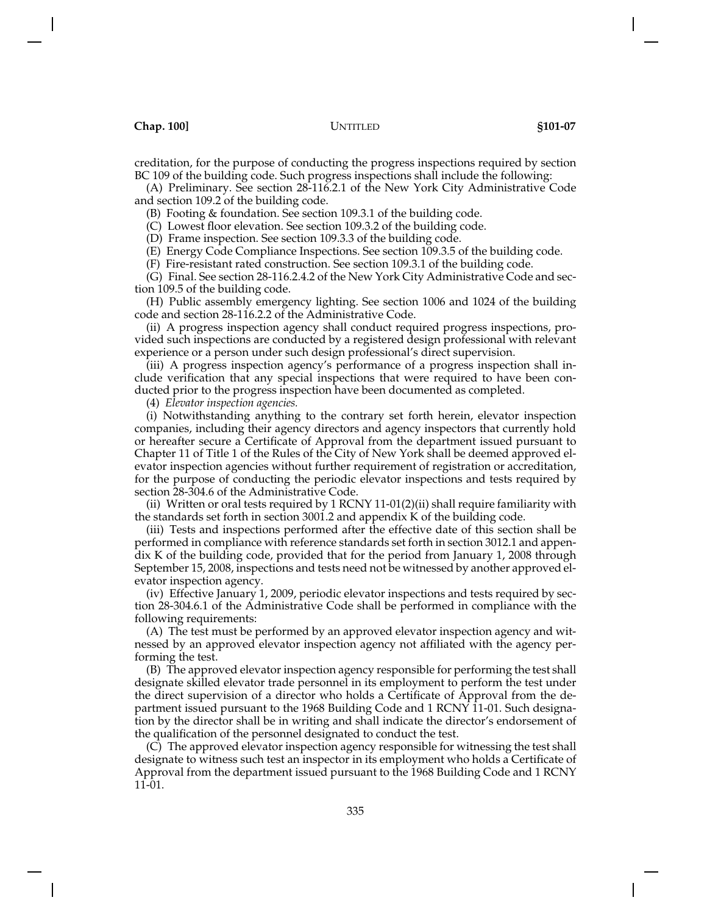creditation, for the purpose of conducting the progress inspections required by section BC 109 of the building code. Such progress inspections shall include the following:

(A) Preliminary. See section 28-116.2.1 of the New York City Administrative Code and section 109.2 of the building code.

(B) Footing & foundation. See section 109.3.1 of the building code.

(C) Lowest floor elevation. See section 109.3.2 of the building code.

(D) Frame inspection. See section 109.3.3 of the building code.

(E) Energy Code Compliance Inspections. See section 109.3.5 of the building code.

(F) Fire-resistant rated construction. See section 109.3.1 of the building code.

(G) Final. See section 28-116.2.4.2 of the New York City Administrative Code and section 109.5 of the building code.

(H) Public assembly emergency lighting. See section 1006 and 1024 of the building code and section 28-116.2.2 of the Administrative Code.

(ii) A progress inspection agency shall conduct required progress inspections, provided such inspections are conducted by a registered design professional with relevant experience or a person under such design professional's direct supervision.

(iii) A progress inspection agency's performance of a progress inspection shall include verification that any special inspections that were required to have been conducted prior to the progress inspection have been documented as completed.

(4) *Elevator inspection agencies.*

(i) Notwithstanding anything to the contrary set forth herein, elevator inspection companies, including their agency directors and agency inspectors that currently hold or hereafter secure a Certificate of Approval from the department issued pursuant to Chapter 11 of Title 1 of the Rules of the City of New York shall be deemed approved elevator inspection agencies without further requirement of registration or accreditation, for the purpose of conducting the periodic elevator inspections and tests required by section 28-304.6 of the Administrative Code.

(ii) Written or oral tests required by 1 RCNY 11-01(2)(ii) shall require familiarity with the standards set forth in section 3001.2 and appendix K of the building code.

(iii) Tests and inspections performed after the effective date of this section shall be performed in compliance with reference standards set forth in section 3012.1 and appendix K of the building code, provided that for the period from January 1, 2008 through September 15, 2008, inspections and tests need not be witnessed by another approved elevator inspection agency.

(iv) Effective January 1, 2009, periodic elevator inspections and tests required by section 28-304.6.1 of the Administrative Code shall be performed in compliance with the following requirements:

(A) The test must be performed by an approved elevator inspection agency and witnessed by an approved elevator inspection agency not affiliated with the agency performing the test.

(B) The approved elevator inspection agency responsible for performing the test shall designate skilled elevator trade personnel in its employment to perform the test under the direct supervision of a director who holds a Certificate of Approval from the department issued pursuant to the 1968 Building Code and 1 RCNY 11-01. Such designation by the director shall be in writing and shall indicate the director's endorsement of the qualification of the personnel designated to conduct the test.

(C) The approved elevator inspection agency responsible for witnessing the test shall designate to witness such test an inspector in its employment who holds a Certificate of Approval from the department issued pursuant to the 1968 Building Code and 1 RCNY 11-01.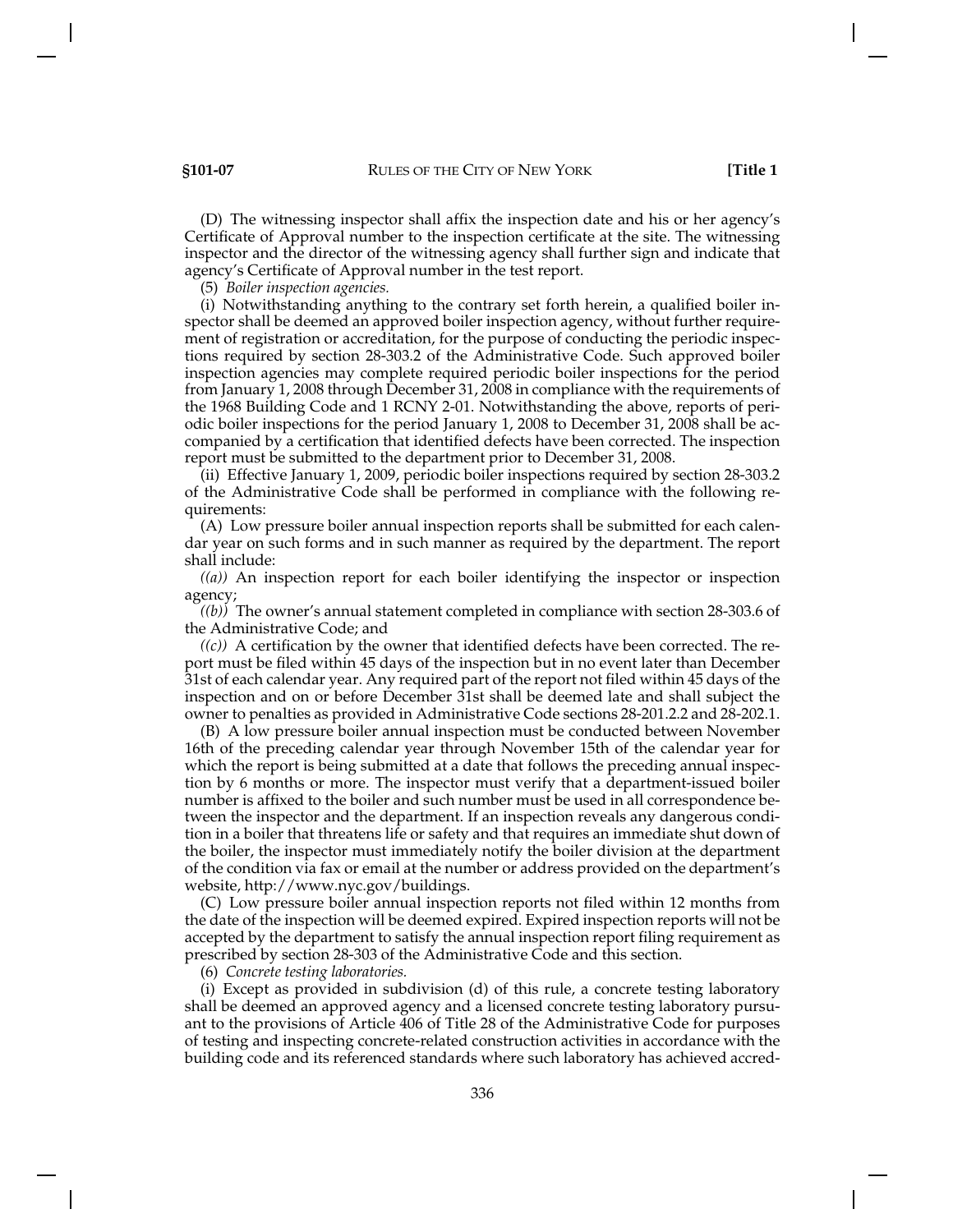(D) The witnessing inspector shall affix the inspection date and his or her agency's Certificate of Approval number to the inspection certificate at the site. The witnessing inspector and the director of the witnessing agency shall further sign and indicate that agency's Certificate of Approval number in the test report.

(5) *Boiler inspection agencies.*

(i) Notwithstanding anything to the contrary set forth herein, a qualified boiler inspector shall be deemed an approved boiler inspection agency, without further requirement of registration or accreditation, for the purpose of conducting the periodic inspections required by section 28-303.2 of the Administrative Code. Such approved boiler inspection agencies may complete required periodic boiler inspections for the period from January 1, 2008 through December 31, 2008 in compliance with the requirements of the 1968 Building Code and 1 RCNY 2-01. Notwithstanding the above, reports of periodic boiler inspections for the period January 1, 2008 to December 31, 2008 shall be accompanied by a certification that identified defects have been corrected. The inspection report must be submitted to the department prior to December 31, 2008.

(ii) Effective January 1, 2009, periodic boiler inspections required by section 28-303.2 of the Administrative Code shall be performed in compliance with the following requirements:

(A) Low pressure boiler annual inspection reports shall be submitted for each calendar year on such forms and in such manner as required by the department. The report shall include:

*((a))* An inspection report for each boiler identifying the inspector or inspection agency;

*((b))* The owner's annual statement completed in compliance with section 28-303.6 of the Administrative Code; and

*((c))* A certification by the owner that identified defects have been corrected. The report must be filed within 45 days of the inspection but in no event later than December 31st of each calendar year. Any required part of the report not filed within 45 days of the inspection and on or before December 31st shall be deemed late and shall subject the owner to penalties as provided in Administrative Code sections 28-201.2.2 and 28-202.1.

(B) A low pressure boiler annual inspection must be conducted between November 16th of the preceding calendar year through November 15th of the calendar year for which the report is being submitted at a date that follows the preceding annual inspection by 6 months or more. The inspector must verify that a department-issued boiler number is affixed to the boiler and such number must be used in all correspondence between the inspector and the department. If an inspection reveals any dangerous condition in a boiler that threatens life or safety and that requires an immediate shut down of the boiler, the inspector must immediately notify the boiler division at the department of the condition via fax or email at the number or address provided on the department's website, http://www.nyc.gov/buildings.

(C) Low pressure boiler annual inspection reports not filed within 12 months from the date of the inspection will be deemed expired. Expired inspection reports will not be accepted by the department to satisfy the annual inspection report filing requirement as prescribed by section 28-303 of the Administrative Code and this section.

(6) *Concrete testing laboratories.*

(i) Except as provided in subdivision (d) of this rule, a concrete testing laboratory shall be deemed an approved agency and a licensed concrete testing laboratory pursuant to the provisions of Article 406 of Title 28 of the Administrative Code for purposes of testing and inspecting concrete-related construction activities in accordance with the building code and its referenced standards where such laboratory has achieved accred-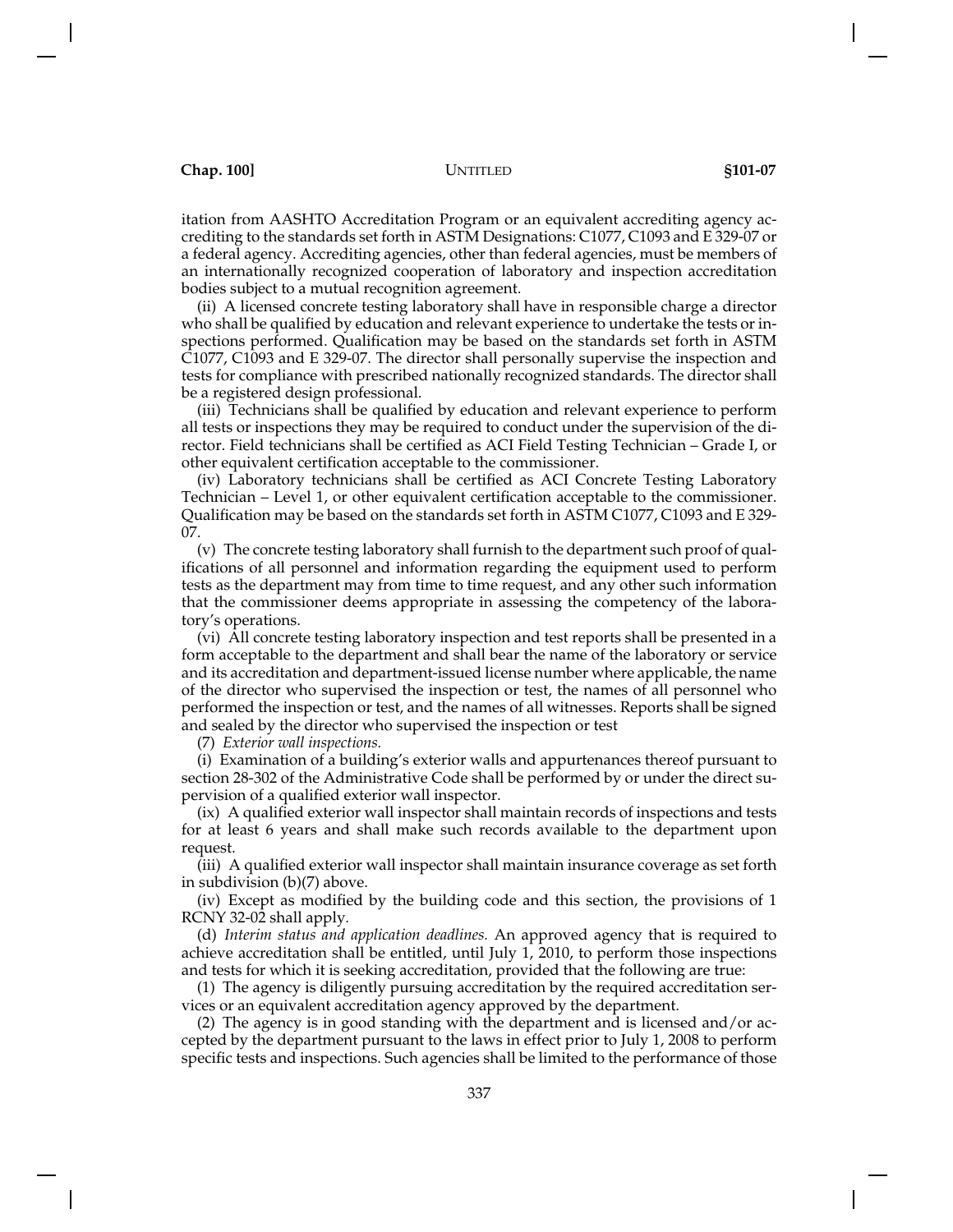itation from AASHTO Accreditation Program or an equivalent accrediting agency accrediting to the standards set forth in ASTM Designations: C1077, C1093 and E 329-07 or a federal agency. Accrediting agencies, other than federal agencies, must be members of an internationally recognized cooperation of laboratory and inspection accreditation bodies subject to a mutual recognition agreement.

(ii) A licensed concrete testing laboratory shall have in responsible charge a director who shall be qualified by education and relevant experience to undertake the tests or inspections performed. Qualification may be based on the standards set forth in ASTM C1077, C1093 and E 329-07. The director shall personally supervise the inspection and tests for compliance with prescribed nationally recognized standards. The director shall be a registered design professional.

(iii) Technicians shall be qualified by education and relevant experience to perform all tests or inspections they may be required to conduct under the supervision of the director. Field technicians shall be certified as ACI Field Testing Technician – Grade I, or other equivalent certification acceptable to the commissioner.

(iv) Laboratory technicians shall be certified as ACI Concrete Testing Laboratory Technician – Level 1, or other equivalent certification acceptable to the commissioner. Qualification may be based on the standards set forth in ASTM C1077, C1093 and E 329-07.

(v) The concrete testing laboratory shall furnish to the department such proof of qualifications of all personnel and information regarding the equipment used to perform tests as the department may from time to time request, and any other such information that the commissioner deems appropriate in assessing the competency of the laboratory's operations.

(vi) All concrete testing laboratory inspection and test reports shall be presented in a form acceptable to the department and shall bear the name of the laboratory or service and its accreditation and department-issued license number where applicable, the name of the director who supervised the inspection or test, the names of all personnel who performed the inspection or test, and the names of all witnesses. Reports shall be signed and sealed by the director who supervised the inspection or test

(7) *Exterior wall inspections.*

(i) Examination of a building's exterior walls and appurtenances thereof pursuant to section 28-302 of the Administrative Code shall be performed by or under the direct supervision of a qualified exterior wall inspector.

(ix) A qualified exterior wall inspector shall maintain records of inspections and tests for at least 6 years and shall make such records available to the department upon request.

(iii) A qualified exterior wall inspector shall maintain insurance coverage as set forth in subdivision (b)(7) above.

(iv) Except as modified by the building code and this section, the provisions of 1 RCNY 32-02 shall apply.

(d) *Interim status and application deadlines.* An approved agency that is required to achieve accreditation shall be entitled, until July 1, 2010, to perform those inspections and tests for which it is seeking accreditation, provided that the following are true:

(1) The agency is diligently pursuing accreditation by the required accreditation services or an equivalent accreditation agency approved by the department.

(2) The agency is in good standing with the department and is licensed and/or accepted by the department pursuant to the laws in effect prior to July 1, 2008 to perform specific tests and inspections. Such agencies shall be limited to the performance of those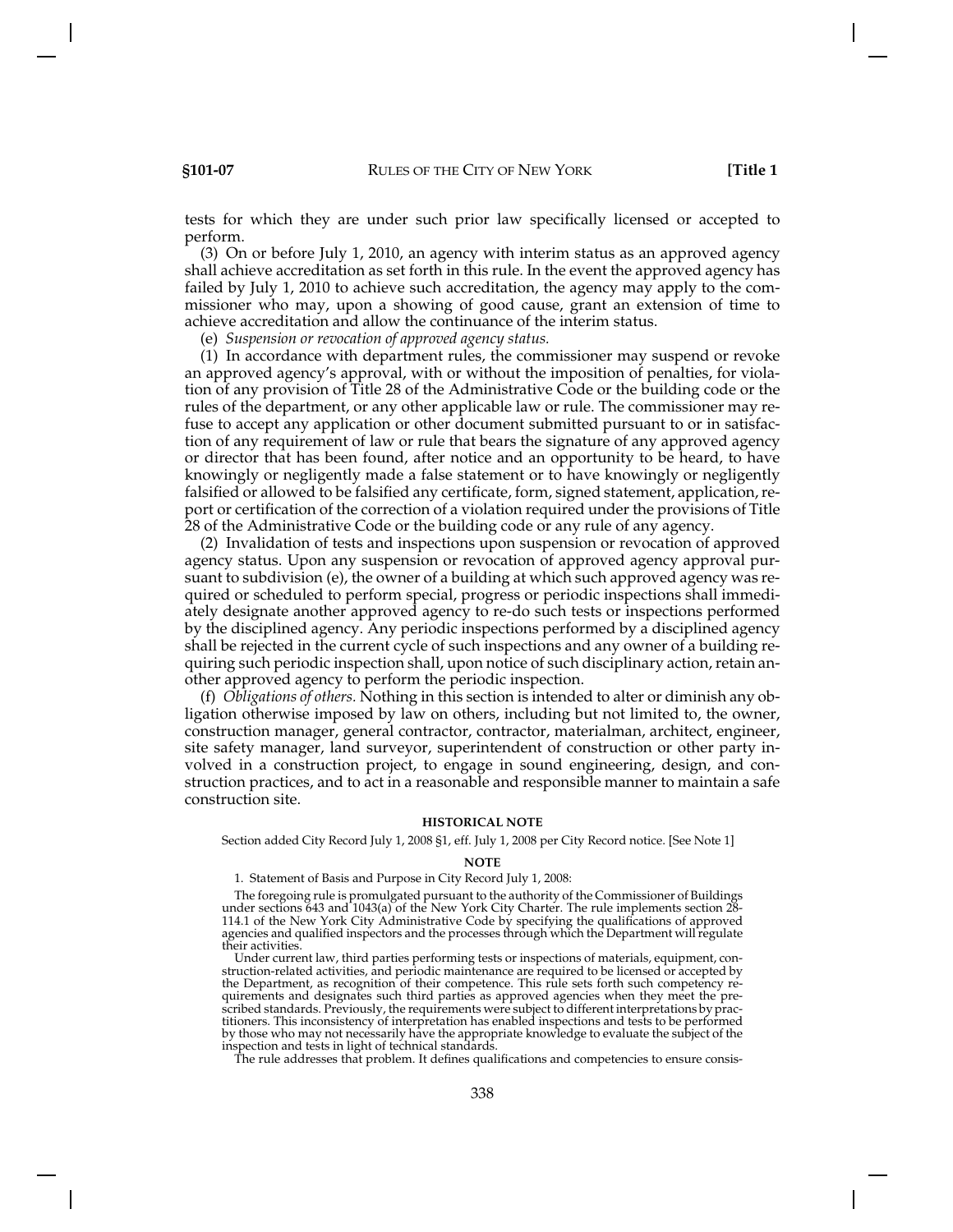tests for which they are under such prior law specifically licensed or accepted to perform.

(3) On or before July 1, 2010, an agency with interim status as an approved agency shall achieve accreditation as set forth in this rule. In the event the approved agency has failed by July 1, 2010 to achieve such accreditation, the agency may apply to the commissioner who may, upon a showing of good cause, grant an extension of time to achieve accreditation and allow the continuance of the interim status.

(e) *Suspension or revocation of approved agency status.*

(1) In accordance with department rules, the commissioner may suspend or revoke an approved agency's approval, with or without the imposition of penalties, for violation of any provision of Title 28 of the Administrative Code or the building code or the rules of the department, or any other applicable law or rule. The commissioner may refuse to accept any application or other document submitted pursuant to or in satisfaction of any requirement of law or rule that bears the signature of any approved agency or director that has been found, after notice and an opportunity to be heard, to have knowingly or negligently made a false statement or to have knowingly or negligently falsified or allowed to be falsified any certificate, form, signed statement, application, report or certification of the correction of a violation required under the provisions of Title 28 of the Administrative Code or the building code or any rule of any agency.

(2) Invalidation of tests and inspections upon suspension or revocation of approved agency status. Upon any suspension or revocation of approved agency approval pursuant to subdivision (e), the owner of a building at which such approved agency was required or scheduled to perform special, progress or periodic inspections shall immediately designate another approved agency to re-do such tests or inspections performed by the disciplined agency. Any periodic inspections performed by a disciplined agency shall be rejected in the current cycle of such inspections and any owner of a building requiring such periodic inspection shall, upon notice of such disciplinary action, retain another approved agency to perform the periodic inspection.

(f) *Obligations of others.* Nothing in this section is intended to alter or diminish any obligation otherwise imposed by law on others, including but not limited to, the owner, construction manager, general contractor, contractor, materialman, architect, engineer, site safety manager, land surveyor, superintendent of construction or other party involved in a construction project, to engage in sound engineering, design, and construction practices, and to act in a reasonable and responsible manner to maintain a safe construction site.

**HISTORICAL NOTE**

Section added City Record July 1, 2008 §1, eff. July 1, 2008 per City Record notice. [See Note 1]

**NOTE**

1. Statement of Basis and Purpose in City Record July 1, 2008:

The foregoing rule is promulgated pursuant to the authority of the Commissioner of Buildings under sections 643 and 1043(a) of the New York City Charter. The rule implements section 28-114.1 of the New York City Administrative Code by specifying the qualifications of approved agencies and qualified inspectors and the processes through which the Department will regulate their activities.

Under current law, third parties performing tests or inspections of materials, equipment, construction-related activities, and periodic maintenance are required to be licensed or accepted by the Department, as recognition of their competence. This rule sets forth such competency requirements and designates such third parties as approved agencies when they meet the prescribed standards. Previously, the requirements were subject to different interpretations by practitioners. This inconsistency of interpretation has enabled inspections and tests to be performed by those who may not necessarily have the appropriate knowledge to evaluate the subject of the inspection and tests in light of technical standards.

The rule addresses that problem. It defines qualifications and competencies to ensure consis-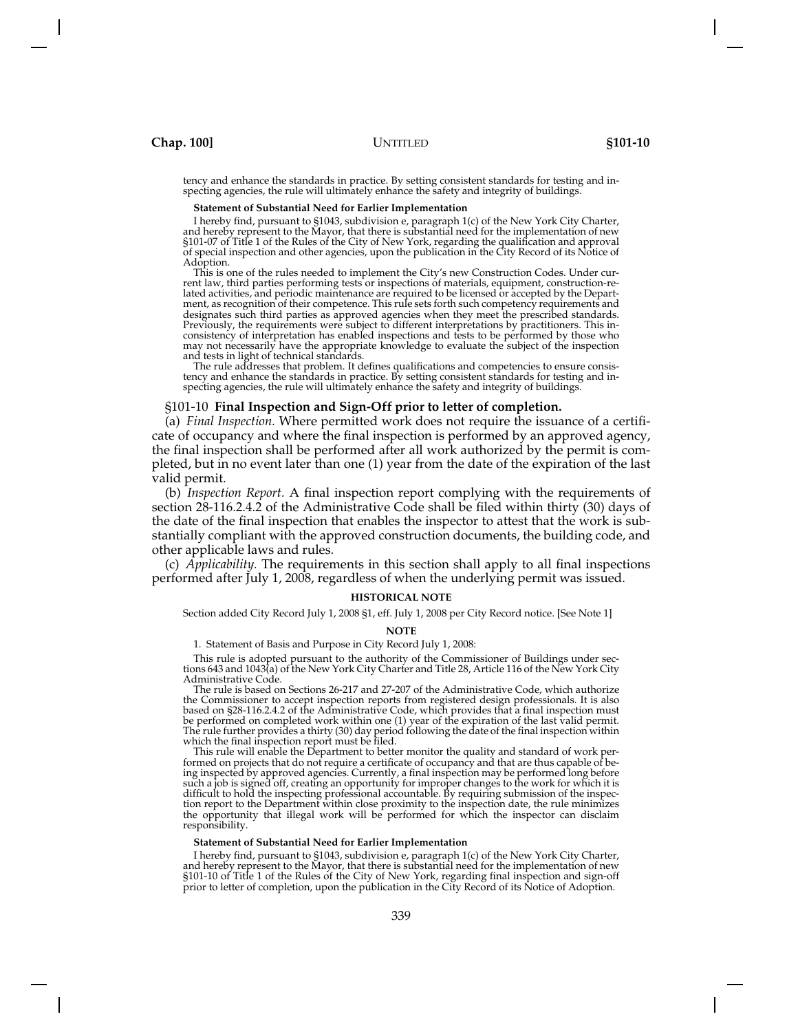tency and enhance the standards in practice. By setting consistent standards for testing and inspecting agencies, the rule will ultimately enhance the safety and integrity of buildings.

**Statement of Substantial Need for Earlier Implementation**

I hereby find, pursuant to §1043, subdivision e, paragraph 1(c) of the New York City Charter, and hereby represent to the Mayor, that there is substantial need for the implementation of new §101-07 of Title 1 of the Rules of the City of New York, regarding the qualification and approval of special inspection and other agencies, upon the publication in the City Record of its Notice of Adoption.

This is one of the rules needed to implement the City's new Construction Codes. Under current law, third parties performing tests or inspections of materials, equipment, construction-related activities, and periodic maintenance are required to be licensed or accepted by the Department, as recognition of their competence. This rule sets forth such competency requirements and designates such third parties as approved agencies when they meet the prescribed standards. Previously, the requirements were subject to different interpretations by practitioners. This inconsistency of interpretation has enabled inspections and tests to be performed by those who may not necessarily have the appropriate knowledge to evaluate the subject of the inspection and tests in light of technical standards.

The rule addresses that problem. It defines qualifications and competencies to ensure consistency and enhance the standards in practice. By setting consistent standards for testing and inspecting agencies, the rule will ultimately enhance the safety and integrity of buildings.

## §101-10 Final Inspection and Sign-Off prior to letter of completion.

(a) *Final Inspection.* Where permitted work does not require the issuance of a certificate of occupancy and where the final inspection is performed by an approved agency, the final inspection shall be performed after all work authorized by the permit is completed, but in no event later than one (1) year from the date of the expiration of the last valid permit.

(b) *Inspection Report.* A final inspection report complying with the requirements of section 28-116.2.4.2 of the Administrative Code shall be filed within thirty (30) days of the date of the final inspection that enables the inspector to attest that the work is substantially compliant with the approved construction documents, the building code, and other applicable laws and rules.

(c) *Applicability.* The requirements in this section shall apply to all final inspections performed after July 1, 2008, regardless of when the underlying permit was issued.

**HISTORICAL NOTE**

Section added City Record July 1, 2008 §1, eff. July 1, 2008 per City Record notice. [See Note 1]

**NOTE**

1. Statement of Basis and Purpose in City Record July 1, 2008:

This rule is adopted pursuant to the authority of the Commissioner of Buildings under sections 643 and 1043(a) of the New York City Charter and Title 28, Article 116 of the New York City Administrative Code.

The rule is based on Sections 26-217 and 27-207 of the Administrative Code, which authorize the Commissioner to accept inspection reports from registered design professionals. It is also based on §28-116.2.4.2 of the Administrative Code, which provides that a final inspection must be performed on completed work within one (1) year of the expiration of the last valid permit. The rule further provides a thirty (30) day period following the date of the final inspection within which the final inspection report must be filed.

This rule will enable the Department to better monitor the quality and standard of work performed on projects that do not require a certificate of occupancy and that are thus capable of being inspected by approved agencies. Currently, a final inspection may be performed long before such a job is signed off, creating an opportunity for improper changes to the work for which it is difficult to hold the inspecting professional accountable. By requiring submission of the inspection report to the Department within close proximity to the inspection date, the rule minimizes the opportunity that illegal work will be performed for which the inspector can disclaim responsibility.

**Statement of Substantial Need for Earlier Implementation**

I hereby find, pursuant to §1043, subdivision e, paragraph 1(c) of the New York City Charter, and hereby represent to the Mayor, that there is substantial need for the implementation of new §101-10 of Title 1 of the Rules of the City of New York, regarding final inspection and sign-off prior to letter of completion, upon the publication in the City Record of its Notice of Adoption.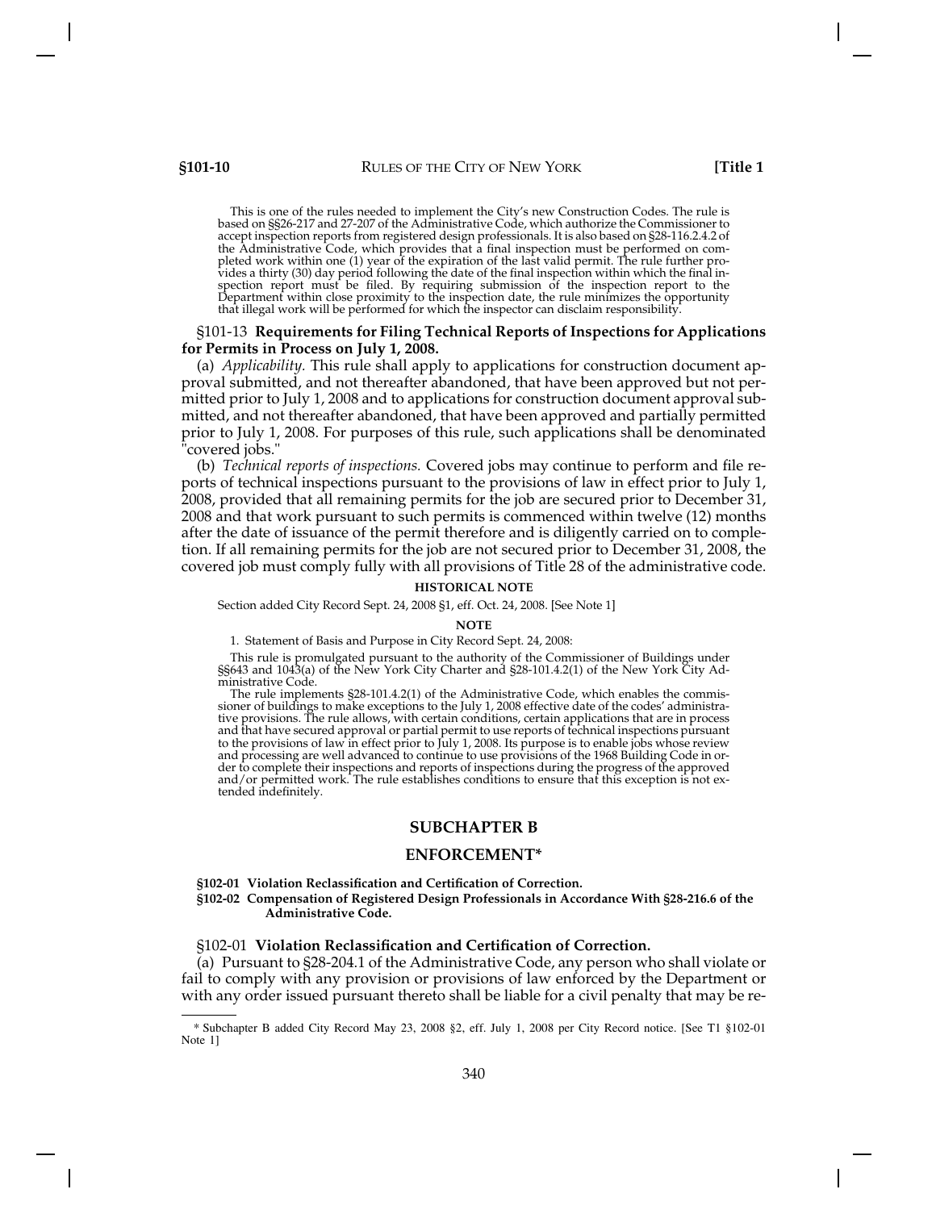This is one of the rules needed to implement the City's new Construction Codes. The rule is based on §§26-217 and 27-207 of the Administrative Code, which authorize the Commissioner to accept inspection reports from registered design professionals. It is also based on §28-116.2.4.2 of the Administrative Code, which provides that a final inspection must be performed on completed work within one (1) year of the expiration of the last valid permit. The rule further provides a thirty (30) day period following the date of the final inspection within which the final inspection report must be filed. By requiring submission of the inspection report to the Department within close proximity to the inspection date, the rule minimizes the opportunity that illegal work will be performed for which the inspector can disclaim responsibility.

§101-13 **Requirements for Filing Technical Reports of Inspections for Applications for Permits in Process on July 1, 2008.**

(a) *Applicability.* This rule shall apply to applications for construction document approval submitted, and not thereafter abandoned, that have been approved but not permitted prior to July 1, 2008 and to applications for construction document approval submitted, and not thereafter abandoned, that have been approved and partially permitted prior to July 1, 2008. For purposes of this rule, such applications shall be denominated "covered jobs."

(b) *Technical reports of inspections.* Covered jobs may continue to perform and file reports of technical inspections pursuant to the provisions of law in effect prior to July 1, 2008, provided that all remaining permits for the job are secured prior to December 31, 2008 and that work pursuant to such permits is commenced within twelve (12) months after the date of issuance of the permit therefore and is diligently carried on to completion. If all remaining permits for the job are not secured prior to December 31, 2008, the covered job must comply fully with all provisions of Title 28 of the administrative code.

**HISTORICAL NOTE**

Section added City Record Sept. 24, 2008 §1, eff. Oct. 24, 2008. [See Note 1]

**NOTE**

1. Statement of Basis and Purpose in City Record Sept. 24, 2008:

This rule is promulgated pursuant to the authority of the Commissioner of Buildings under §§643 and 1043(a) of the New York City Charter and §28-101.4.2(1) of the New York City Administrative Code.

The rule implements §28-101.4.2(1) of the Administrative Code, which enables the commissioner of buildings to make exceptions to the July 1, 2008 effective date of the codes' administrative provisions. The rule allows, with certain conditions, certain applications that are in process and that have secured approval or partial permit to use reports of technical inspections pursuant to the provisions of law in effect prior to July 1, 2008. Its purpose is to enable jobs whose review and processing are well advanced to continue to use provisions of the 1968 Building Code in order to complete their inspections and reports of inspections during the progress of the approved and/or permitted work. The rule establishes conditions to ensure that this exception is not extended indefinitely.

## SUBCHAPTER B

## ENFORCEMENT*

**§102-01 Violation Reclassification and Certification of Correction.**
**§102-02 Compensation of Registered Design Professionals in Accordance With §28-216.6 of the Administrative Code.**

§102-01 **Violation Reclassification and Certification of Correction.**

(a) Pursuant to §28-204.1 of the Administrative Code, any person who shall violate or fail to comply with any provision or provisions of law enforced by the Department or with any order issued pursuant thereto shall be liable for a civil penalty that may be re-

* Subchapter B added City Record May 23, 2008 §2, eff. July 1, 2008 per City Record notice. [See T1 §102-01 Note 1]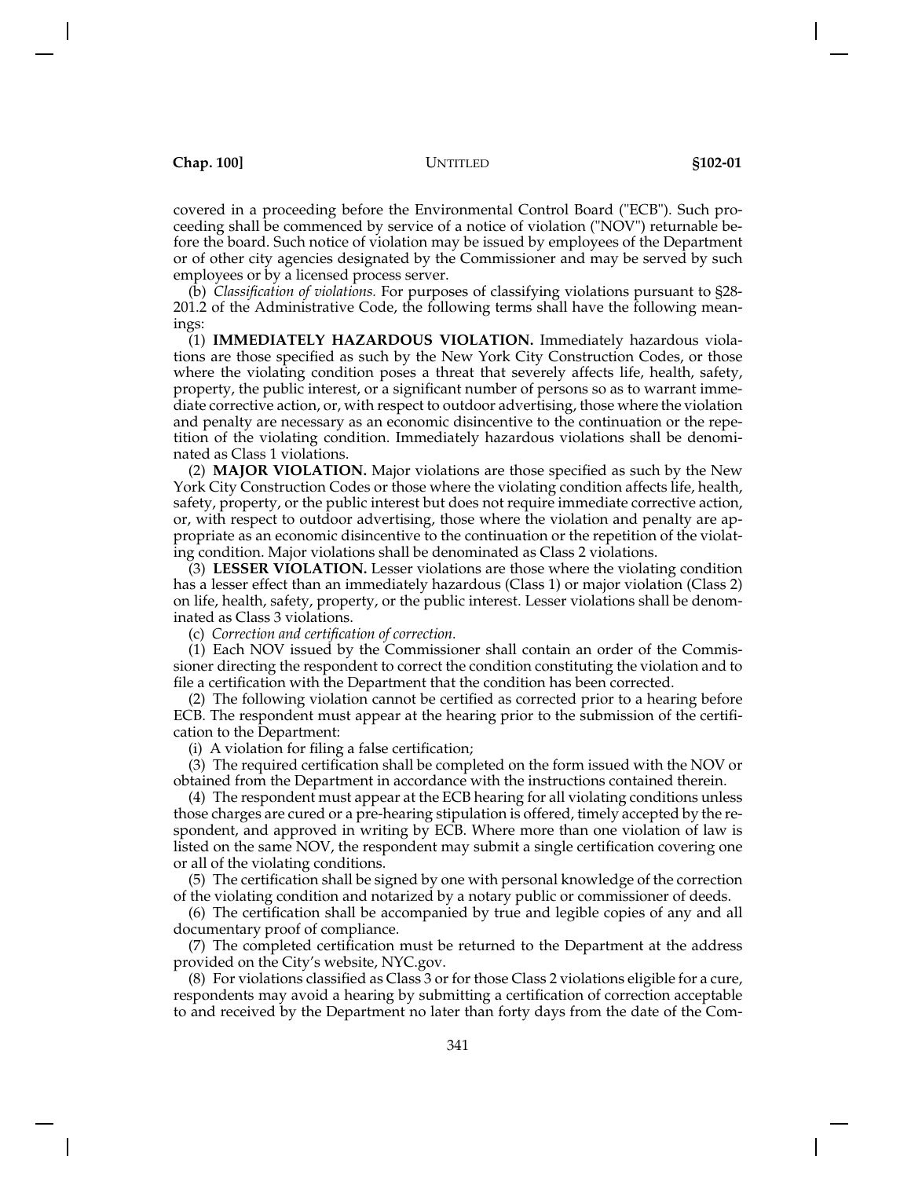covered in a proceeding before the Environmental Control Board ("ECB"). Such proceeding shall be commenced by service of a notice of violation ("NOV") returnable before the board. Such notice of violation may be issued by employees of the Department or of other city agencies designated by the Commissioner and may be served by such employees or by a licensed process server.

(b) *Classification of violations.* For purposes of classifying violations pursuant to §28-201.2 of the Administrative Code, the following terms shall have the following meanings:

(1) **IMMEDIATELY HAZARDOUS VIOLATION.** Immediately hazardous violations are those specified as such by the New York City Construction Codes, or those where the violating condition poses a threat that severely affects life, health, safety, property, the public interest, or a significant number of persons so as to warrant immediate corrective action, or, with respect to outdoor advertising, those where the violation and penalty are necessary as an economic disincentive to the continuation or the repetition of the violating condition. Immediately hazardous violations shall be denominated as Class 1 violations.

(2) **MAJOR VIOLATION.** Major violations are those specified as such by the New York City Construction Codes or those where the violating condition affects life, health, safety, property, or the public interest but does not require immediate corrective action, or, with respect to outdoor advertising, those where the violation and penalty are appropriate as an economic disincentive to the continuation or the repetition of the violating condition. Major violations shall be denominated as Class 2 violations.

(3) **LESSER VIOLATION.** Lesser violations are those where the violating condition has a lesser effect than an immediately hazardous (Class 1) or major violation (Class 2) on life, health, safety, property, or the public interest. Lesser violations shall be denominated as Class 3 violations.

(c) *Correction and certification of correction.*

(1) Each NOV issued by the Commissioner shall contain an order of the Commissioner directing the respondent to correct the condition constituting the violation and to file a certification with the Department that the condition has been corrected.

(2) The following violation cannot be certified as corrected prior to a hearing before ECB. The respondent must appear at the hearing prior to the submission of the certification to the Department:

(i) A violation for filing a false certification;

(3) The required certification shall be completed on the form issued with the NOV or obtained from the Department in accordance with the instructions contained therein.

(4) The respondent must appear at the ECB hearing for all violating conditions unless those charges are cured or a pre-hearing stipulation is offered, timely accepted by the respondent, and approved in writing by ECB. Where more than one violation of law is listed on the same NOV, the respondent may submit a single certification covering one or all of the violating conditions.

(5) The certification shall be signed by one with personal knowledge of the correction of the violating condition and notarized by a notary public or commissioner of deeds.

(6) The certification shall be accompanied by true and legible copies of any and all documentary proof of compliance.

(7) The completed certification must be returned to the Department at the address provided on the City's website, NYC.gov.

(8) For violations classified as Class 3 or for those Class 2 violations eligible for a cure, respondents may avoid a hearing by submitting a certification of correction acceptable to and received by the Department no later than forty days from the date of the Com-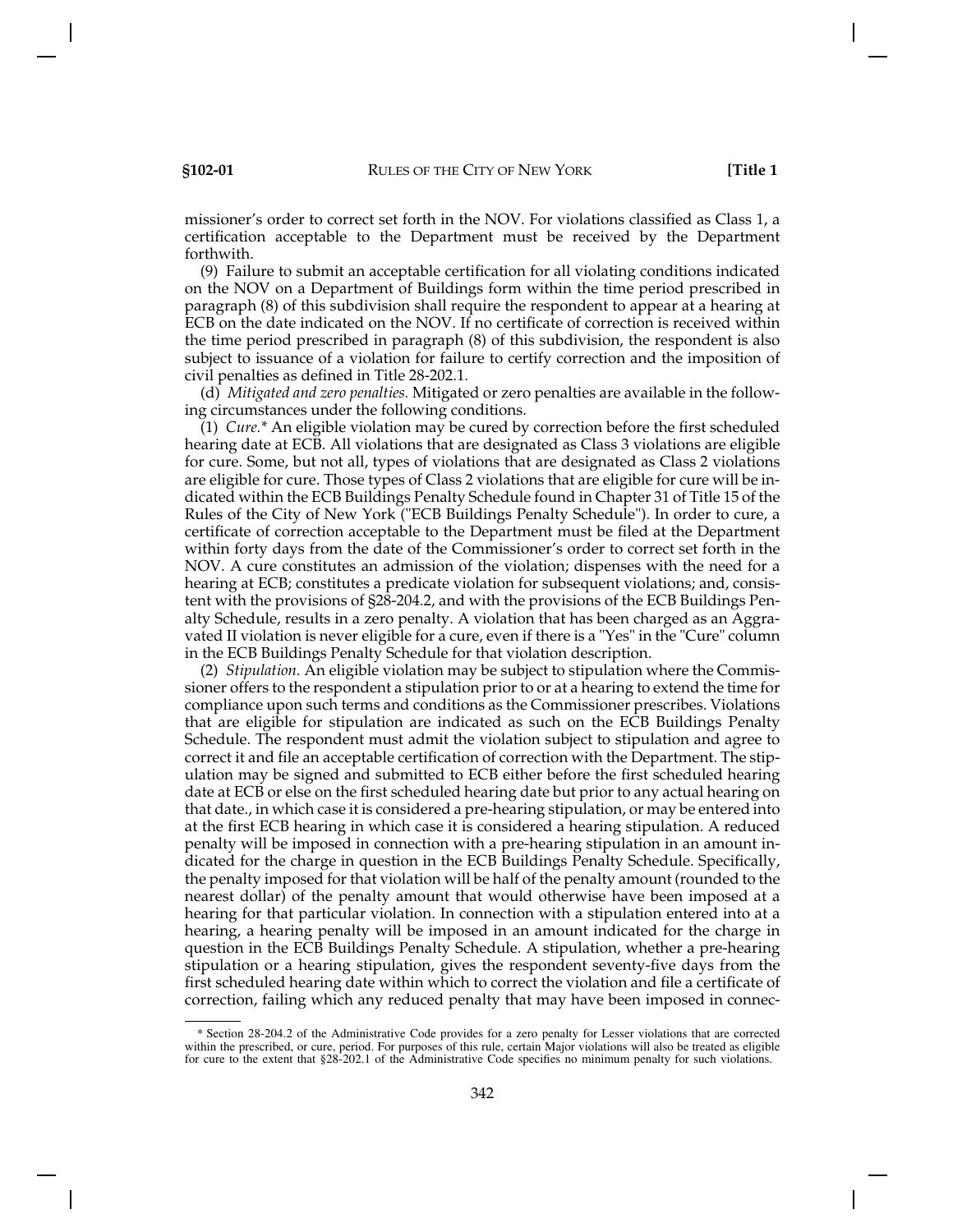missioner's order to correct set forth in the NOV. For violations classified as Class 1, a certification acceptable to the Department must be received by the Department forthwith.

(9) Failure to submit an acceptable certification for all violating conditions indicated on the NOV on a Department of Buildings form within the time period prescribed in paragraph (8) of this subdivision shall require the respondent to appear at a hearing at ECB on the date indicated on the NOV. If no certificate of correction is received within the time period prescribed in paragraph (8) of this subdivision, the respondent is also subject to issuance of a violation for failure to certify correction and the imposition of civil penalties as defined in Title 28-202.1.

(d) *Mitigated and zero penalties.* Mitigated or zero penalties are available in the following circumstances under the following conditions.

(1) *Cure.** An eligible violation may be cured by correction before the first scheduled hearing date at ECB. All violations that are designated as Class 3 violations are eligible for cure. Some, but not all, types of violations that are designated as Class 2 violations are eligible for cure. Those types of Class 2 violations that are eligible for cure will be indicated within the ECB Buildings Penalty Schedule found in Chapter 31 of Title 15 of the Rules of the City of New York ("ECB Buildings Penalty Schedule"). In order to cure, a certificate of correction acceptable to the Department must be filed at the Department within forty days from the date of the Commissioner's order to correct set forth in the NOV. A cure constitutes an admission of the violation; dispenses with the need for a hearing at ECB; constitutes a predicate violation for subsequent violations; and, consistent with the provisions of §28-204.2, and with the provisions of the ECB Buildings Penalty Schedule, results in a zero penalty. A violation that has been charged as an Aggravated II violation is never eligible for a cure, even if there is a "Yes" in the "Cure" column in the ECB Buildings Penalty Schedule for that violation description.

(2) *Stipulation.* An eligible violation may be subject to stipulation where the Commissioner offers to the respondent a stipulation prior to or at a hearing to extend the time for compliance upon such terms and conditions as the Commissioner prescribes. Violations that are eligible for stipulation are indicated as such on the ECB Buildings Penalty Schedule. The respondent must admit the violation subject to stipulation and agree to correct it and file an acceptable certification of correction with the Department. The stipulation may be signed and submitted to ECB either before the first scheduled hearing date at ECB or else on the first scheduled hearing date but prior to any actual hearing on that date., in which case it is considered a pre-hearing stipulation, or may be entered into at the first ECB hearing in which case it is considered a hearing stipulation. A reduced penalty will be imposed in connection with a pre-hearing stipulation in an amount indicated for the charge in question in the ECB Buildings Penalty Schedule. Specifically, the penalty imposed for that violation will be half of the penalty amount (rounded to the nearest dollar) of the penalty amount that would otherwise have been imposed at a hearing for that particular violation. In connection with a stipulation entered into at a hearing, a hearing penalty will be imposed in an amount indicated for the charge in question in the ECB Buildings Penalty Schedule. A stipulation, whether a pre-hearing stipulation or a hearing stipulation, gives the respondent seventy-five days from the first scheduled hearing date within which to correct the violation and file a certificate of correction, failing which any reduced penalty that may have been imposed in connec-

---

\* Section 28-204.2 of the Administrative Code provides for a zero penalty for Lesser violations that are corrected within the prescribed, or cure, period. For purposes of this rule, certain Major violations will also be treated as eligible for cure to the extent that §28-202.1 of the Administrative Code specifies no minimum penalty for such violations.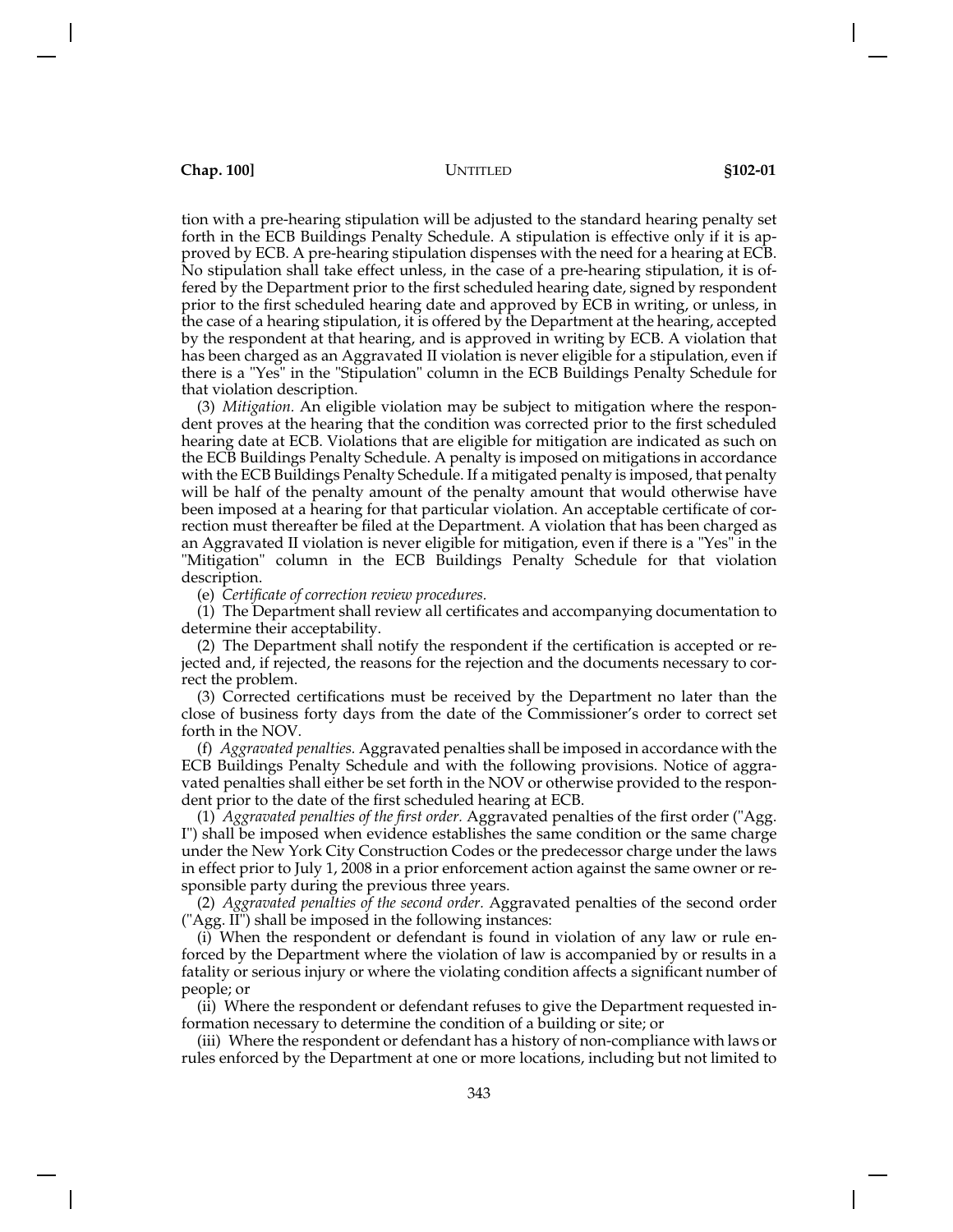tion with a pre-hearing stipulation will be adjusted to the standard hearing penalty set forth in the ECB Buildings Penalty Schedule. A stipulation is effective only if it is approved by ECB. A pre-hearing stipulation dispenses with the need for a hearing at ECB. No stipulation shall take effect unless, in the case of a pre-hearing stipulation, it is offered by the Department prior to the first scheduled hearing date, signed by respondent prior to the first scheduled hearing date and approved by ECB in writing, or unless, in the case of a hearing stipulation, it is offered by the Department at the hearing, accepted by the respondent at that hearing, and is approved in writing by ECB. A violation that has been charged as an Aggravated II violation is never eligible for a stipulation, even if there is a "Yes" in the "Stipulation" column in the ECB Buildings Penalty Schedule for that violation description.

(3) *Mitigation.* An eligible violation may be subject to mitigation where the respondent proves at the hearing that the condition was corrected prior to the first scheduled hearing date at ECB. Violations that are eligible for mitigation are indicated as such on the ECB Buildings Penalty Schedule. A penalty is imposed on mitigations in accordance with the ECB Buildings Penalty Schedule. If a mitigated penalty is imposed, that penalty will be half of the penalty amount of the penalty amount that would otherwise have been imposed at a hearing for that particular violation. An acceptable certificate of correction must thereafter be filed at the Department. A violation that has been charged as an Aggravated II violation is never eligible for mitigation, even if there is a "Yes" in the "Mitigation" column in the ECB Buildings Penalty Schedule for that violation description.

(e) *Certificate of correction review procedures.*

(1) The Department shall review all certificates and accompanying documentation to determine their acceptability.

(2) The Department shall notify the respondent if the certification is accepted or rejected and, if rejected, the reasons for the rejection and the documents necessary to correct the problem.

(3) Corrected certifications must be received by the Department no later than the close of business forty days from the date of the Commissioner's order to correct set forth in the NOV.

(f) *Aggravated penalties.* Aggravated penalties shall be imposed in accordance with the ECB Buildings Penalty Schedule and with the following provisions. Notice of aggravated penalties shall either be set forth in the NOV or otherwise provided to the respondent prior to the date of the first scheduled hearing at ECB.

(1) *Aggravated penalties of the first order.* Aggravated penalties of the first order ("Agg. I") shall be imposed when evidence establishes the same condition or the same charge under the New York City Construction Codes or the predecessor charge under the laws in effect prior to July 1, 2008 in a prior enforcement action against the same owner or responsible party during the previous three years.

(2) *Aggravated penalties of the second order.* Aggravated penalties of the second order ("Agg. II") shall be imposed in the following instances:

(i) When the respondent or defendant is found in violation of any law or rule enforced by the Department where the violation of law is accompanied by or results in a fatality or serious injury or where the violating condition affects a significant number of people; or

(ii) Where the respondent or defendant refuses to give the Department requested information necessary to determine the condition of a building or site; or

(iii) Where the respondent or defendant has a history of non-compliance with laws or rules enforced by the Department at one or more locations, including but not limited to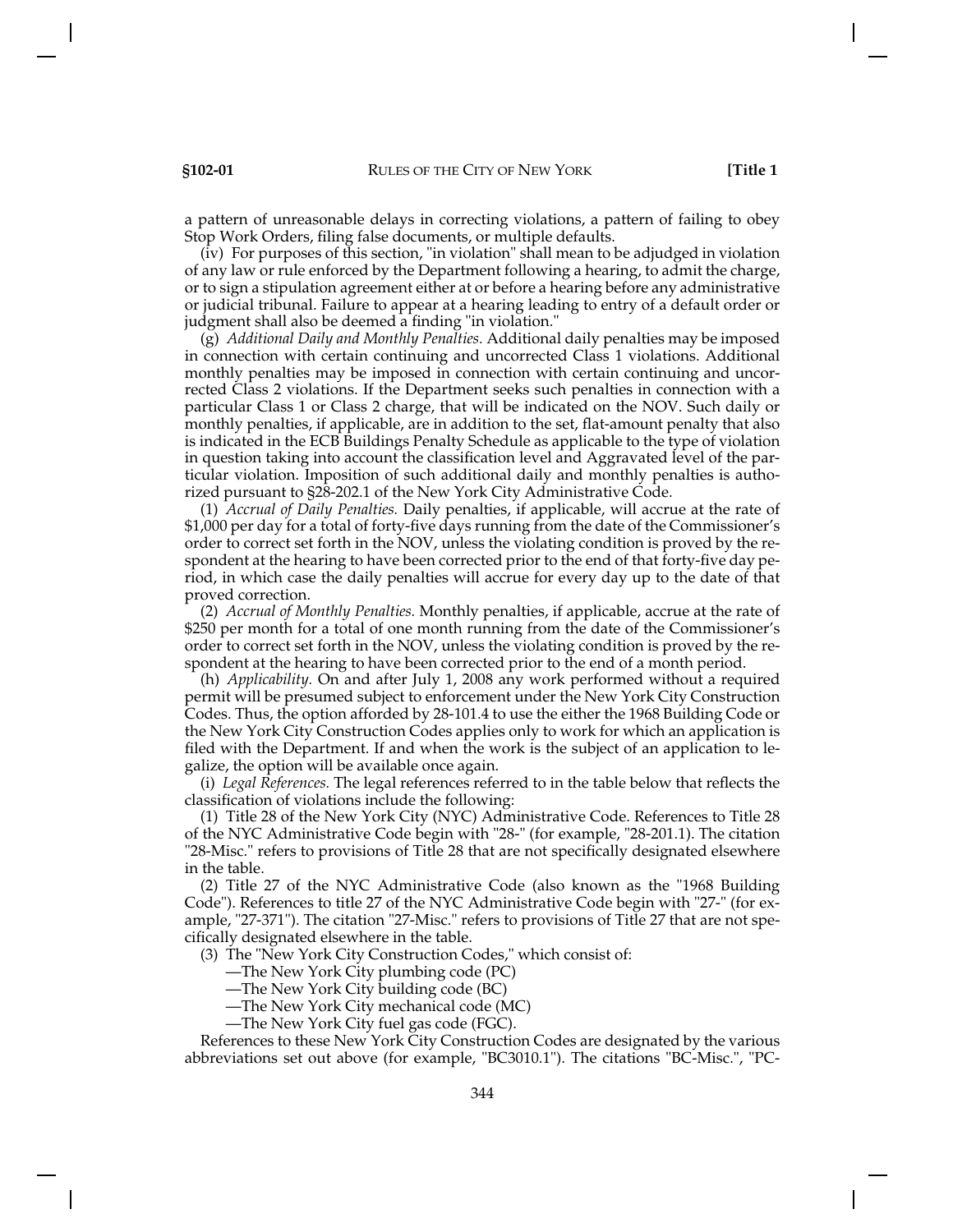a pattern of unreasonable delays in correcting violations, a pattern of failing to obey Stop Work Orders, filing false documents, or multiple defaults.

(iv) For purposes of this section, "in violation" shall mean to be adjudged in violation of any law or rule enforced by the Department following a hearing, to admit the charge, or to sign a stipulation agreement either at or before a hearing before any administrative or judicial tribunal. Failure to appear at a hearing leading to entry of a default order or judgment shall also be deemed a finding "in violation."

(g) *Additional Daily and Monthly Penalties.* Additional daily penalties may be imposed in connection with certain continuing and uncorrected Class 1 violations. Additional monthly penalties may be imposed in connection with certain continuing and uncorrected Class 2 violations. If the Department seeks such penalties in connection with a particular Class 1 or Class 2 charge, that will be indicated on the NOV. Such daily or monthly penalties, if applicable, are in addition to the set, flat-amount penalty that also is indicated in the ECB Buildings Penalty Schedule as applicable to the type of violation in question taking into account the classification level and Aggravated level of the particular violation. Imposition of such additional daily and monthly penalties is authorized pursuant to §28-202.1 of the New York City Administrative Code.

(1) *Accrual of Daily Penalties.* Daily penalties, if applicable, will accrue at the rate of $1,000 per day for a total of forty-five days running from the date of the Commissioner's order to correct set forth in the NOV, unless the violating condition is proved by the respondent at the hearing to have been corrected prior to the end of that forty-five day period, in which case the daily penalties will accrue for every day up to the date of that proved correction.

(2) *Accrual of Monthly Penalties.* Monthly penalties, if applicable, accrue at the rate of $250 per month for a total of one month running from the date of the Commissioner's order to correct set forth in the NOV, unless the violating condition is proved by the respondent at the hearing to have been corrected prior to the end of a month period.

(h) *Applicability.* On and after July 1, 2008 any work performed without a required permit will be presumed subject to enforcement under the New York City Construction Codes. Thus, the option afforded by 28-101.4 to use the either the 1968 Building Code or the New York City Construction Codes applies only to work for which an application is filed with the Department. If and when the work is the subject of an application to legalize, the option will be available once again.

(i) *Legal References.* The legal references referred to in the table below that reflects the classification of violations include the following:

(1) Title 28 of the New York City (NYC) Administrative Code. References to Title 28 of the NYC Administrative Code begin with "28-" (for example, "28-201.1). The citation "28-Misc." refers to provisions of Title 28 that are not specifically designated elsewhere in the table.

(2) Title 27 of the NYC Administrative Code (also known as the "1968 Building Code"). References to title 27 of the NYC Administrative Code begin with "27-" (for example, "27-371"). The citation "27-Misc." refers to provisions of Title 27 that are not specifically designated elsewhere in the table.

(3) The "New York City Construction Codes," which consist of:

—The New York City plumbing code (PC)

—The New York City building code (BC)

—The New York City mechanical code (MC)

—The New York City fuel gas code (FGC).

References to these New York City Construction Codes are designated by the various abbreviations set out above (for example, "BC3010.1"). The citations "BC-Misc.", "PC-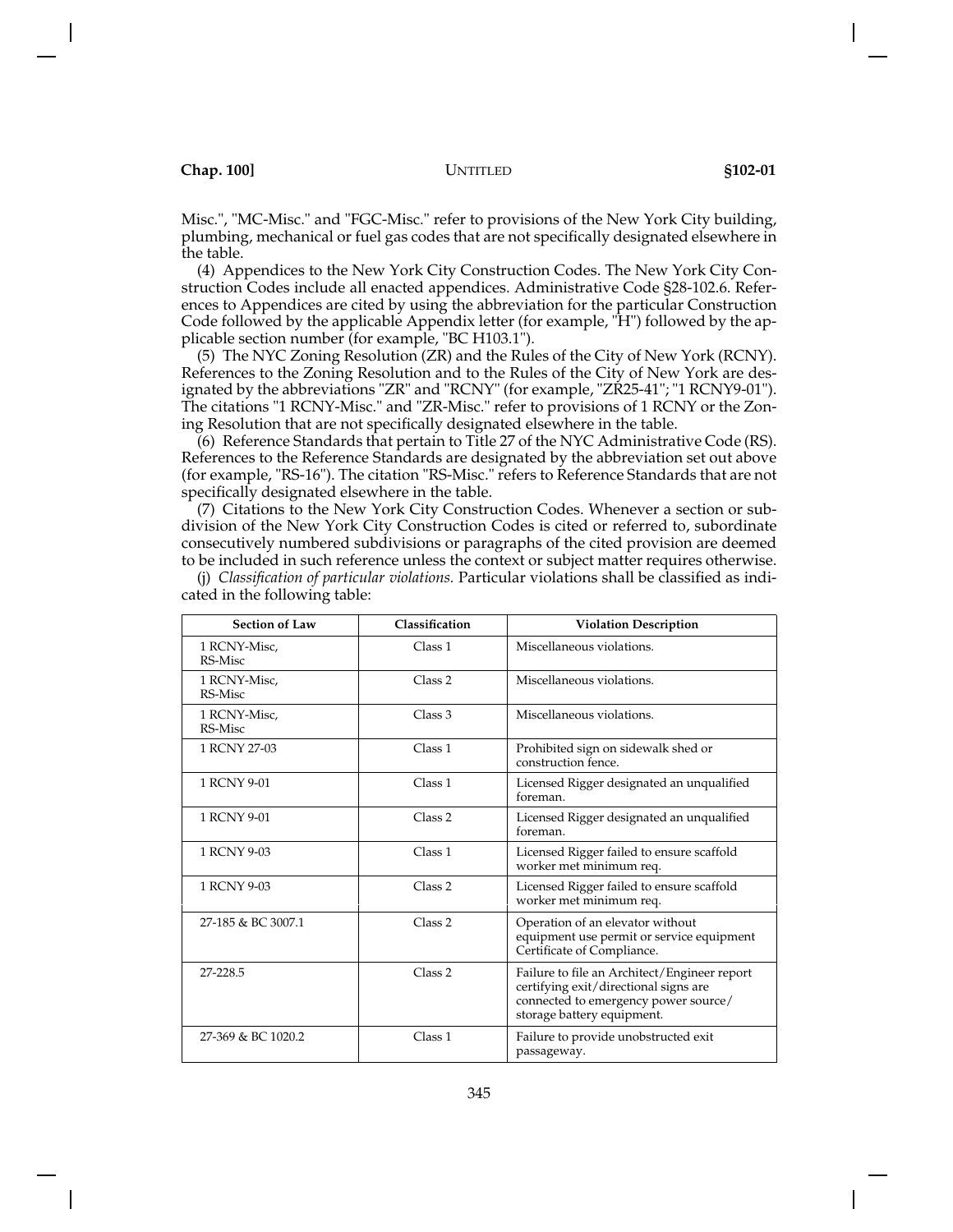Misc.", "MC-Misc." and "FGC-Misc." refer to provisions of the New York City building, plumbing, mechanical or fuel gas codes that are not specifically designated elsewhere in the table.

(4) Appendices to the New York City Construction Codes. The New York City Construction Codes include all enacted appendices. Administrative Code §28-102.6. References to Appendices are cited by using the abbreviation for the particular Construction Code followed by the applicable Appendix letter (for example, "H") followed by the applicable section number (for example, "BC H103.1").

(5) The NYC Zoning Resolution (ZR) and the Rules of the City of New York (RCNY). References to the Zoning Resolution and to the Rules of the City of New York are designated by the abbreviations "ZR" and "RCNY" (for example, "ZR25-41"; "1 RCNY9-01"). The citations "1 RCNY-Misc." and "ZR-Misc." refer to provisions of 1 RCNY or the Zoning Resolution that are not specifically designated elsewhere in the table.

(6) Reference Standards that pertain to Title 27 of the NYC Administrative Code (RS). References to the Reference Standards are designated by the abbreviation set out above (for example, "RS-16"). The citation "RS-Misc." refers to Reference Standards that are not specifically designated elsewhere in the table.

(7) Citations to the New York City Construction Codes. Whenever a section or subdivision of the New York City Construction Codes is cited or referred to, subordinate consecutively numbered subdivisions or paragraphs of the cited provision are deemed to be included in such reference unless the context or subject matter requires otherwise.

(j) *Classification of particular violations.* Particular violations shall be classified as indicated in the following table:

| Section of Law | Classification | Violation Description |
|---|---|---|
| 1 RCNY-Misc, RS-Misc | Class 1 | Miscellaneous violations. |
| 1 RCNY-Misc, RS-Misc | Class 2 | Miscellaneous violations. |
| 1 RCNY-Misc, RS-Misc | Class 3 | Miscellaneous violations. |
| 1 RCNY 27-03 | Class 1 | Prohibited sign on sidewalk shed or construction fence. |
| 1 RCNY 9-01 | Class 1 | Licensed Rigger designated an unqualified foreman. |
| 1 RCNY 9-01 | Class 2 | Licensed Rigger designated an unqualified foreman. |
| 1 RCNY 9-03 | Class 1 | Licensed Rigger failed to ensure scaffold worker met minimum req. |
| 1 RCNY 9-03 | Class 2 | Licensed Rigger failed to ensure scaffold worker met minimum req. |
| 27-185 & BC 3007.1 | Class 2 | Operation of an elevator without equipment use permit or service equipment Certificate of Compliance. |
| 27-228.5 | Class 2 | Failure to file an Architect/Engineer report certifying exit/directional signs are connected to emergency power source/ storage battery equipment. |
| 27-369 & BC 1020.2 | Class 1 | Failure to provide unobstructed exit passageway. |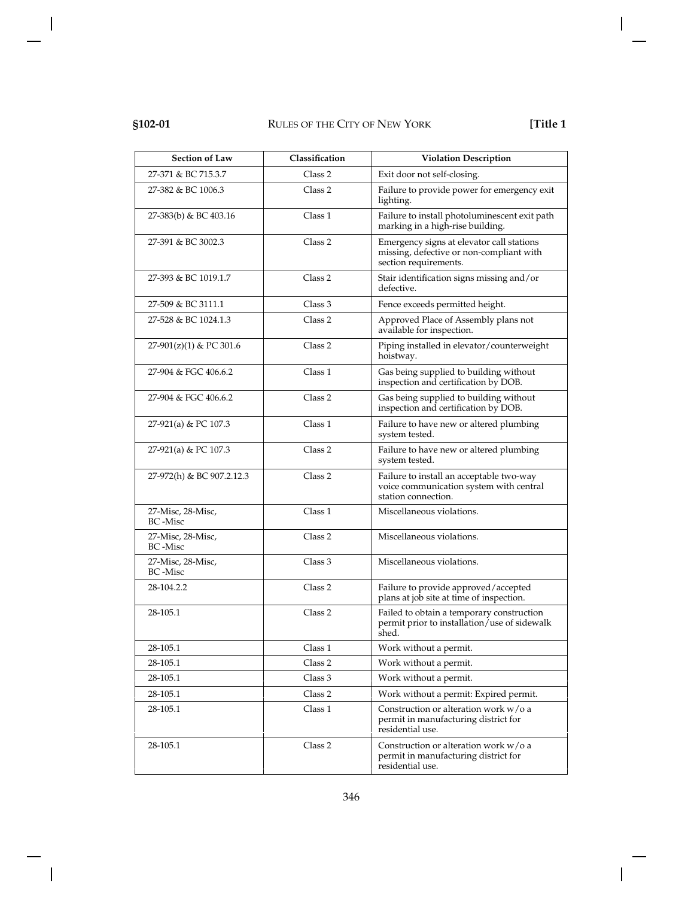| Section of Law | Classification | Violation Description |
|---|---|---|
| 27-371 & BC 715.3.7 | Class 2 | Exit door not self-closing. |
| 27-382 & BC 1006.3 | Class 2 | Failure to provide power for emergency exit lighting. |
| 27-383(b) & BC 403.16 | Class 1 | Failure to install photoluminescent exit path marking in a high-rise building. |
| 27-391 & BC 3002.3 | Class 2 | Emergency signs at elevator call stations missing, defective or non-compliant with section requirements. |
| 27-393 & BC 1019.1.7 | Class 2 | Stair identification signs missing and/or defective. |
| 27-509 & BC 3111.1 | Class 3 | Fence exceeds permitted height. |
| 27-528 & BC 1024.1.3 | Class 2 | Approved Place of Assembly plans not available for inspection. |
| 27-901(z)(1) & PC 301.6 | Class 2 | Piping installed in elevator/counterweight hoistway. |
| 27-904 & FGC 406.6.2 | Class 1 | Gas being supplied to building without inspection and certification by DOB. |
| 27-904 & FGC 406.6.2 | Class 2 | Gas being supplied to building without inspection and certification by DOB. |
| 27-921(a) & PC 107.3 | Class 1 | Failure to have new or altered plumbing system tested. |
| 27-921(a) & PC 107.3 | Class 2 | Failure to have new or altered plumbing system tested. |
| 27-972(h) & BC 907.2.12.3 | Class 2 | Failure to install an acceptable two-way voice communication system with central station connection. |
| 27-Misc, 28-Misc, BC -Misc | Class 1 | Miscellaneous violations. |
| 27-Misc, 28-Misc, BC -Misc | Class 2 | Miscellaneous violations. |
| 27-Misc, 28-Misc, BC -Misc | Class 3 | Miscellaneous violations. |
| 28-104.2.2 | Class 2 | Failure to provide approved/accepted plans at job site at time of inspection. |
| 28-105.1 | Class 2 | Failed to obtain a temporary construction permit prior to installation/use of sidewalk shed. |
| 28-105.1 | Class 1 | Work without a permit. |
| 28-105.1 | Class 2 | Work without a permit. |
| 28-105.1 | Class 3 | Work without a permit. |
| 28-105.1 | Class 2 | Work without a permit: Expired permit. |
| 28-105.1 | Class 1 | Construction or alteration work w/o a permit in manufacturing district for residential use. |
| 28-105.1 | Class 2 | Construction or alteration work w/o a permit in manufacturing district for residential use. |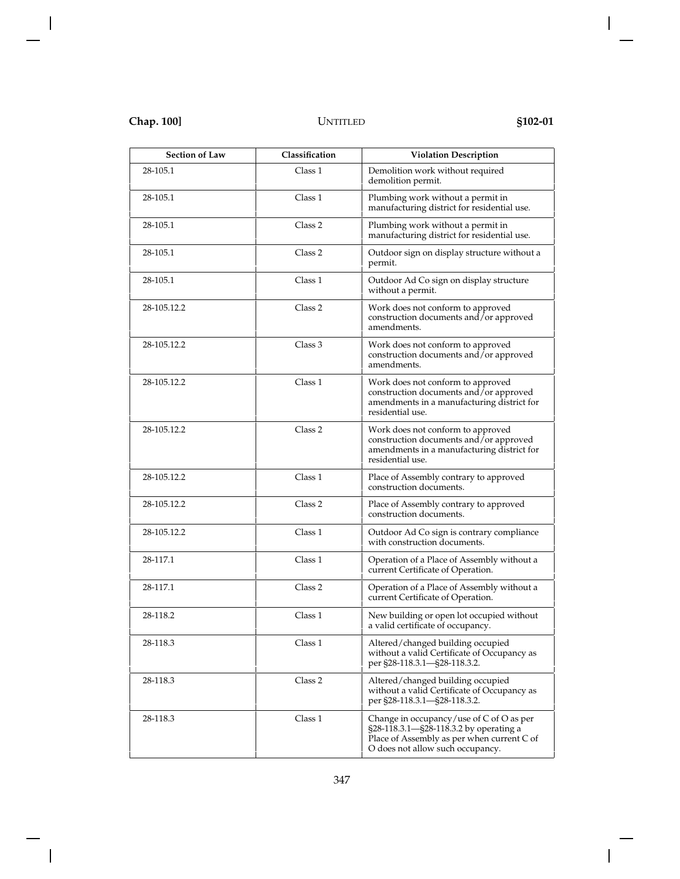| Section of Law | Classification | Violation Description |
|---|---|---|
| 28-105.1 | Class 1 | Demolition work without required demolition permit. |
| 28-105.1 | Class 1 | Plumbing work without a permit in manufacturing district for residential use. |
| 28-105.1 | Class 2 | Plumbing work without a permit in manufacturing district for residential use. |
| 28-105.1 | Class 2 | Outdoor sign on display structure without a permit. |
| 28-105.1 | Class 1 | Outdoor Ad Co sign on display structure without a permit. |
| 28-105.12.2 | Class 2 | Work does not conform to approved construction documents and/or approved amendments. |
| 28-105.12.2 | Class 3 | Work does not conform to approved construction documents and/or approved amendments. |
| 28-105.12.2 | Class 1 | Work does not conform to approved construction documents and/or approved amendments in a manufacturing district for residential use. |
| 28-105.12.2 | Class 2 | Work does not conform to approved construction documents and/or approved amendments in a manufacturing district for residential use. |
| 28-105.12.2 | Class 1 | Place of Assembly contrary to approved construction documents. |
| 28-105.12.2 | Class 2 | Place of Assembly contrary to approved construction documents. |
| 28-105.12.2 | Class 1 | Outdoor Ad Co sign is contrary compliance with construction documents. |
| 28-117.1 | Class 1 | Operation of a Place of Assembly without a current Certificate of Operation. |
| 28-117.1 | Class 2 | Operation of a Place of Assembly without a current Certificate of Operation. |
| 28-118.2 | Class 1 | New building or open lot occupied without a valid certificate of occupancy. |
| 28-118.3 | Class 1 | Altered/changed building occupied without a valid Certificate of Occupancy as per §28-118.3.1—§28-118.3.2. |
| 28-118.3 | Class 2 | Altered/changed building occupied without a valid Certificate of Occupancy as per §28-118.3.1—§28-118.3.2. |
| 28-118.3 | Class 1 | Change in occupancy/use of C of O as per §28-118.3.1—§28-118.3.2 by operating a Place of Assembly as per when current C of O does not allow such occupancy. |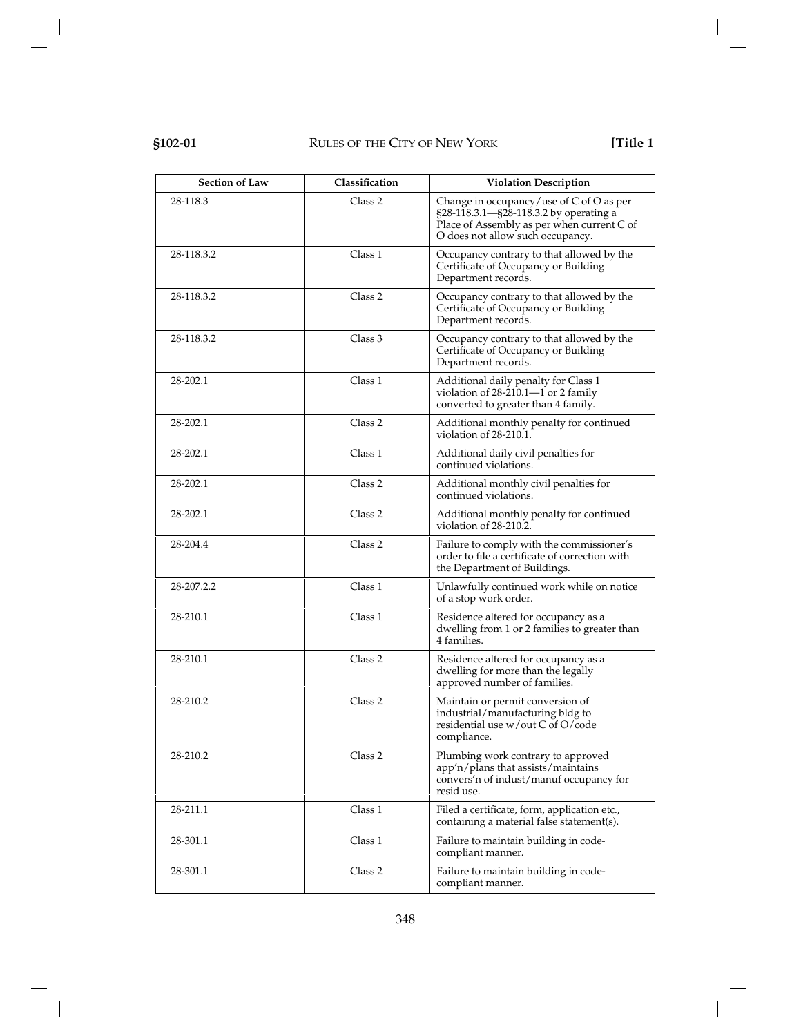| Section of Law | Classification | Violation Description |
|---|---|---|
| 28-118.3 | Class 2 | Change in occupancy/use of C of O as per §28-118.3.1—§28-118.3.2 by operating a Place of Assembly as per when current C of O does not allow such occupancy. |
| 28-118.3.2 | Class 1 | Occupancy contrary to that allowed by the Certificate of Occupancy or Building Department records. |
| 28-118.3.2 | Class 2 | Occupancy contrary to that allowed by the Certificate of Occupancy or Building Department records. |
| 28-118.3.2 | Class 3 | Occupancy contrary to that allowed by the Certificate of Occupancy or Building Department records. |
| 28-202.1 | Class 1 | Additional daily penalty for Class 1 violation of 28-210.1—1 or 2 family converted to greater than 4 family. |
| 28-202.1 | Class 2 | Additional monthly penalty for continued violation of 28-210.1. |
| 28-202.1 | Class 1 | Additional daily civil penalties for continued violations. |
| 28-202.1 | Class 2 | Additional monthly civil penalties for continued violations. |
| 28-202.1 | Class 2 | Additional monthly penalty for continued violation of 28-210.2. |
| 28-204.4 | Class 2 | Failure to comply with the commissioner's order to file a certificate of correction with the Department of Buildings. |
| 28-207.2.2 | Class 1 | Unlawfully continued work while on notice of a stop work order. |
| 28-210.1 | Class 1 | Residence altered for occupancy as a dwelling from 1 or 2 families to greater than 4 families. |
| 28-210.1 | Class 2 | Residence altered for occupancy as a dwelling for more than the legally approved number of families. |
| 28-210.2 | Class 2 | Maintain or permit conversion of industrial/manufacturing bldg to residential use w/out C of O/code compliance. |
| 28-210.2 | Class 2 | Plumbing work contrary to approved app'n/plans that assists/maintains convers'n of indust/manuf occupancy for resid use. |
| 28-211.1 | Class 1 | Filed a certificate, form, application etc., containing a material false statement(s). |
| 28-301.1 | Class 1 | Failure to maintain building in code-compliant manner. |
| 28-301.1 | Class 2 | Failure to maintain building in code-compliant manner. |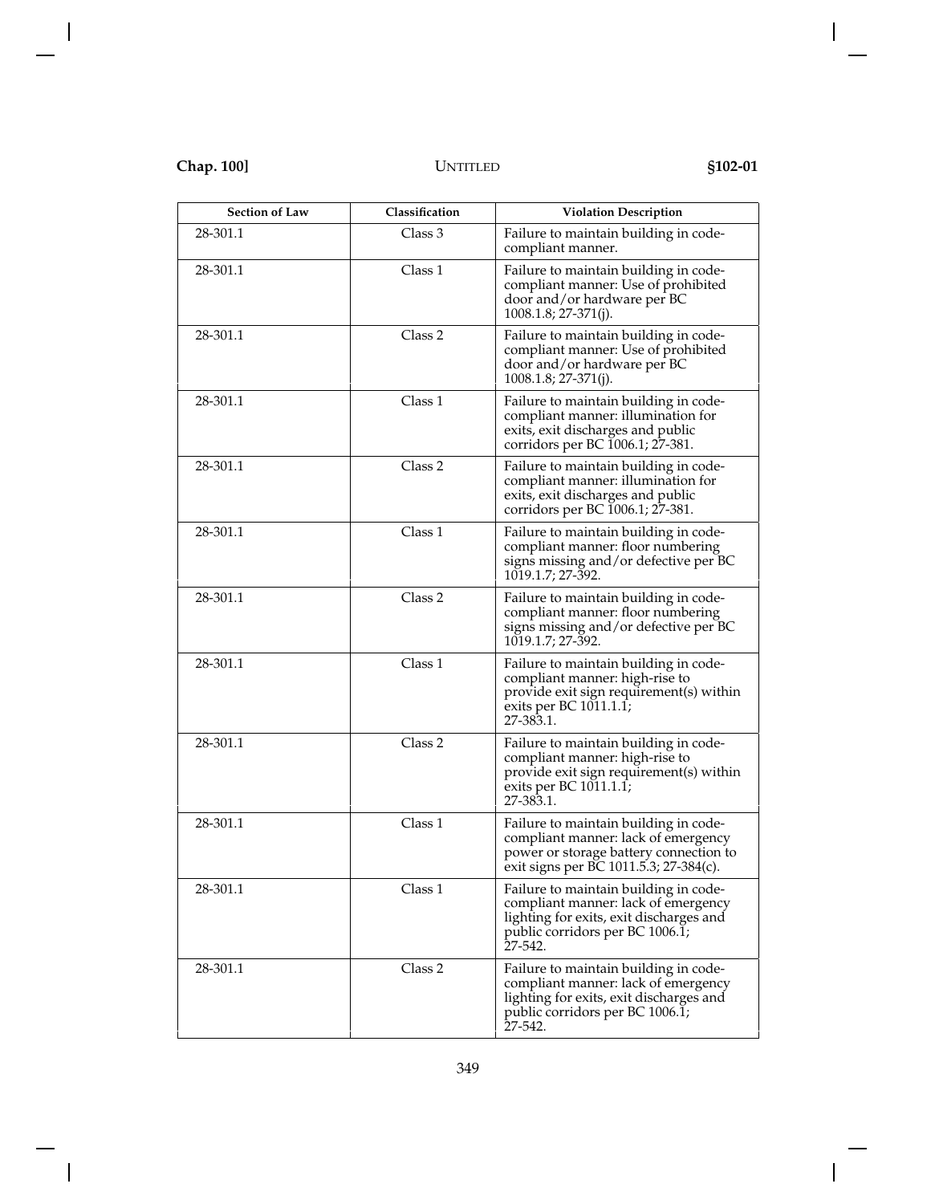| Section of Law | Classification | Violation Description |
|---|---|---|
| 28-301.1 | Class 3 | Failure to maintain building in code-compliant manner. |
| 28-301.1 | Class 1 | Failure to maintain building in code-compliant manner: Use of prohibited door and/or hardware per BC 1008.1.8; 27-371(j). |
| 28-301.1 | Class 2 | Failure to maintain building in code-compliant manner: Use of prohibited door and/or hardware per BC 1008.1.8; 27-371(j). |
| 28-301.1 | Class 1 | Failure to maintain building in code-compliant manner: illumination for exits, exit discharges and public corridors per BC 1006.1; 27-381. |
| 28-301.1 | Class 2 | Failure to maintain building in code-compliant manner: illumination for exits, exit discharges and public corridors per BC 1006.1; 27-381. |
| 28-301.1 | Class 1 | Failure to maintain building in code-compliant manner: floor numbering signs missing and/or defective per BC 1019.1.7; 27-392. |
| 28-301.1 | Class 2 | Failure to maintain building in code-compliant manner: floor numbering signs missing and/or defective per BC 1019.1.7; 27-392. |
| 28-301.1 | Class 1 | Failure to maintain building in code-compliant manner: high-rise to provide exit sign requirement(s) within exits per BC 1011.1.1; 27-383.1. |
| 28-301.1 | Class 2 | Failure to maintain building in code-compliant manner: high-rise to provide exit sign requirement(s) within exits per BC 1011.1.1; 27-383.1. |
| 28-301.1 | Class 1 | Failure to maintain building in code-compliant manner: lack of emergency power or storage battery connection to exit signs per BC 1011.5.3; 27-384(c). |
| 28-301.1 | Class 1 | Failure to maintain building in code-compliant manner: lack of emergency lighting for exits, exit discharges and public corridors per BC 1006.1; 27-542. |
| 28-301.1 | Class 2 | Failure to maintain building in code-compliant manner: lack of emergency lighting for exits, exit discharges and public corridors per BC 1006.1; 27-542. |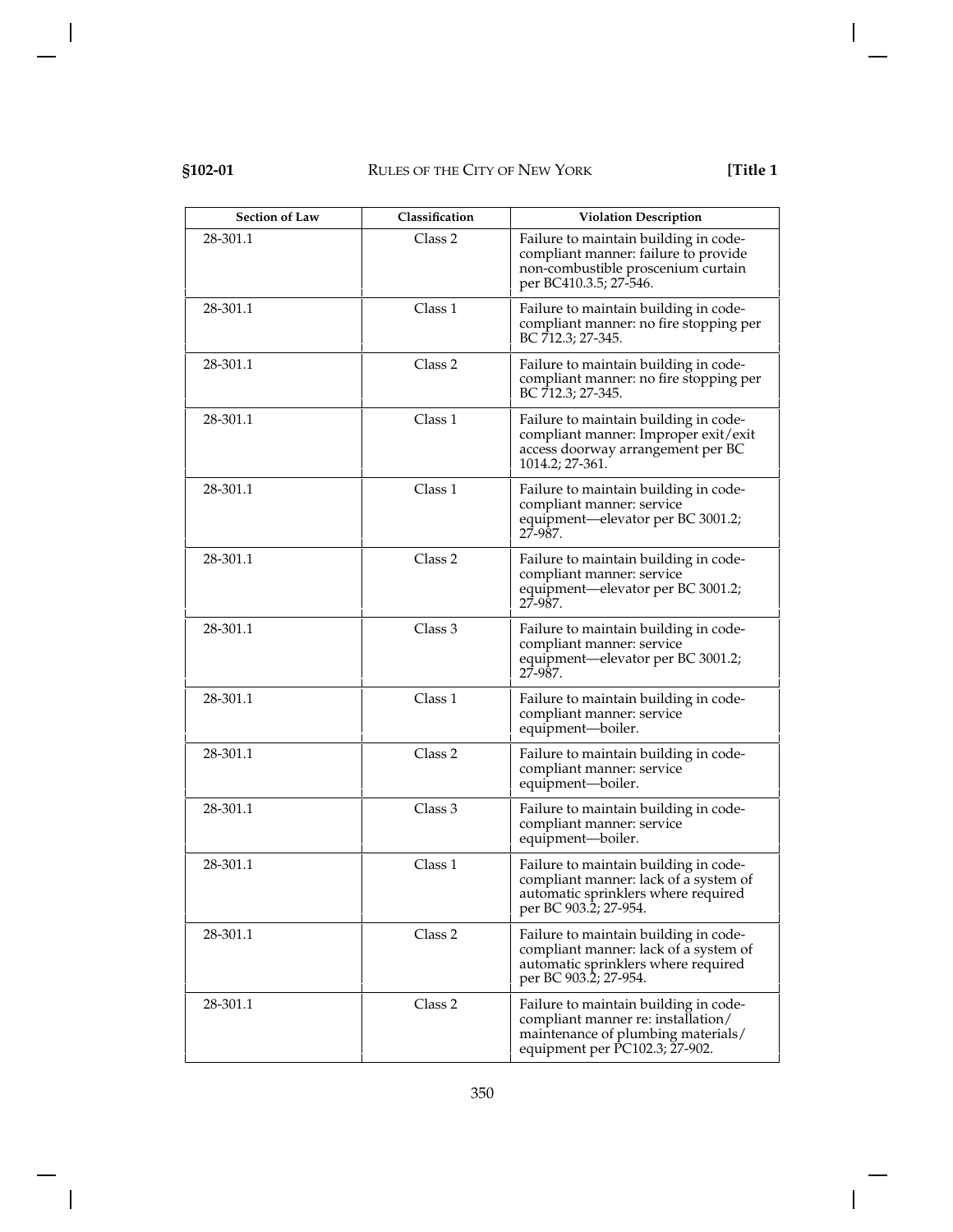| Section of Law | Classification | Violation Description |
|---|---|---|
| 28-301.1 | Class 2 | Failure to maintain building in code-compliant manner: failure to provide non-combustible proscenium curtain per BC410.3.5; 27-546. |
| 28-301.1 | Class 1 | Failure to maintain building in code-compliant manner: no fire stopping per BC 712.3; 27-345. |
| 28-301.1 | Class 2 | Failure to maintain building in code-compliant manner: no fire stopping per BC 712.3; 27-345. |
| 28-301.1 | Class 1 | Failure to maintain building in code-compliant manner: Improper exit/exit access doorway arrangement per BC 1014.2; 27-361. |
| 28-301.1 | Class 1 | Failure to maintain building in code-compliant manner: service equipment—elevator per BC 3001.2; 27-987. |
| 28-301.1 | Class 2 | Failure to maintain building in code-compliant manner: service equipment—elevator per BC 3001.2; 27-987. |
| 28-301.1 | Class 3 | Failure to maintain building in code-compliant manner: service equipment—elevator per BC 3001.2; 27-987. |
| 28-301.1 | Class 1 | Failure to maintain building in code-compliant manner: service equipment—boiler. |
| 28-301.1 | Class 2 | Failure to maintain building in code-compliant manner: service equipment—boiler. |
| 28-301.1 | Class 3 | Failure to maintain building in code-compliant manner: service equipment—boiler. |
| 28-301.1 | Class 1 | Failure to maintain building in code-compliant manner: lack of a system of automatic sprinklers where required per BC 903.2; 27-954. |
| 28-301.1 | Class 2 | Failure to maintain building in code-compliant manner: lack of a system of automatic sprinklers where required per BC 903.2; 27-954. |
| 28-301.1 | Class 2 | Failure to maintain building in code-compliant manner re: installation/ maintenance of plumbing materials/ equipment per PC102.3; 27-902. |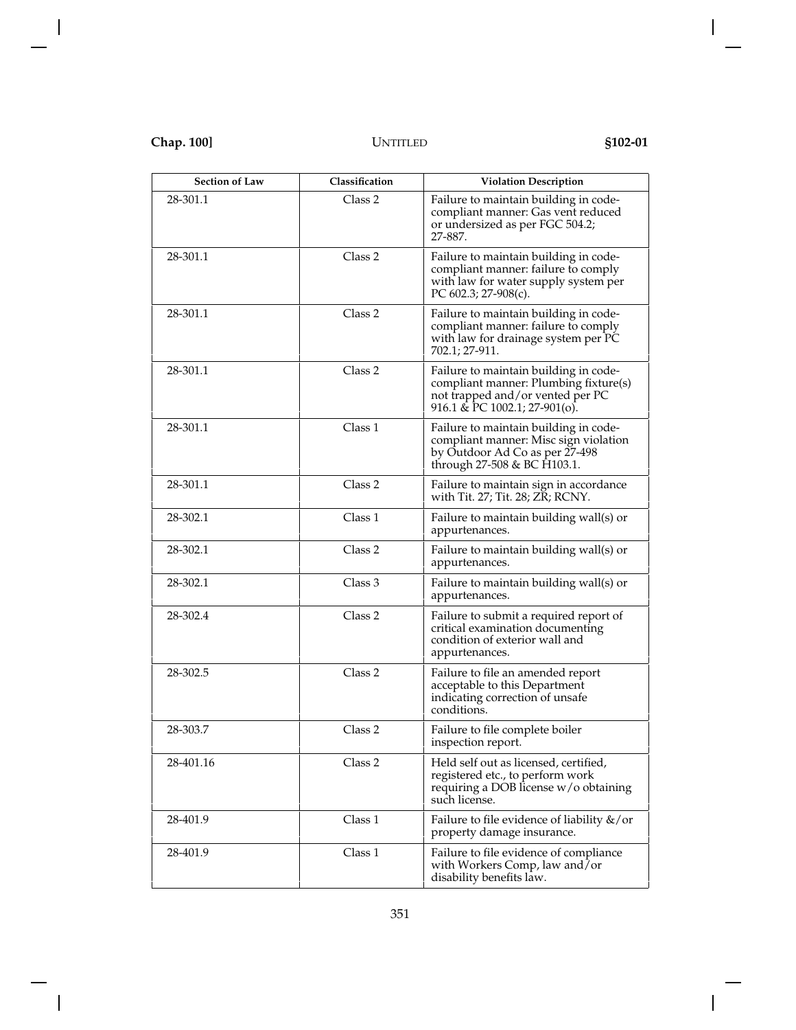| Section of Law | Classification | Violation Description |
|---|---|---|
| 28-301.1 | Class 2 | Failure to maintain building in code-compliant manner: Gas vent reduced or undersized as per FGC 504.2; 27-887. |
| 28-301.1 | Class 2 | Failure to maintain building in code-compliant manner: failure to comply with law for water supply system per PC 602.3; 27-908(c). |
| 28-301.1 | Class 2 | Failure to maintain building in code-compliant manner: failure to comply with law for drainage system per PC 702.1; 27-911. |
| 28-301.1 | Class 2 | Failure to maintain building in code-compliant manner: Plumbing fixture(s) not trapped and/or vented per PC 916.1 & PC 1002.1; 27-901(o). |
| 28-301.1 | Class 1 | Failure to maintain building in code-compliant manner: Misc sign violation by Outdoor Ad Co as per 27-498 through 27-508 & BC H103.1. |
| 28-301.1 | Class 2 | Failure to maintain sign in accordance with Tit. 27; Tit. 28; ZR; RCNY. |
| 28-302.1 | Class 1 | Failure to maintain building wall(s) or appurtenances. |
| 28-302.1 | Class 2 | Failure to maintain building wall(s) or appurtenances. |
| 28-302.1 | Class 3 | Failure to maintain building wall(s) or appurtenances. |
| 28-302.4 | Class 2 | Failure to submit a required report of critical examination documenting condition of exterior wall and appurtenances. |
| 28-302.5 | Class 2 | Failure to file an amended report acceptable to this Department indicating correction of unsafe conditions. |
| 28-303.7 | Class 2 | Failure to file complete boiler inspection report. |
| 28-401.16 | Class 2 | Held self out as licensed, certified, registered etc., to perform work requiring a DOB license w/o obtaining such license. |
| 28-401.9 | Class 1 | Failure to file evidence of liability &/or property damage insurance. |
| 28-401.9 | Class 1 | Failure to file evidence of compliance with Workers Comp, law and/or disability benefits law. |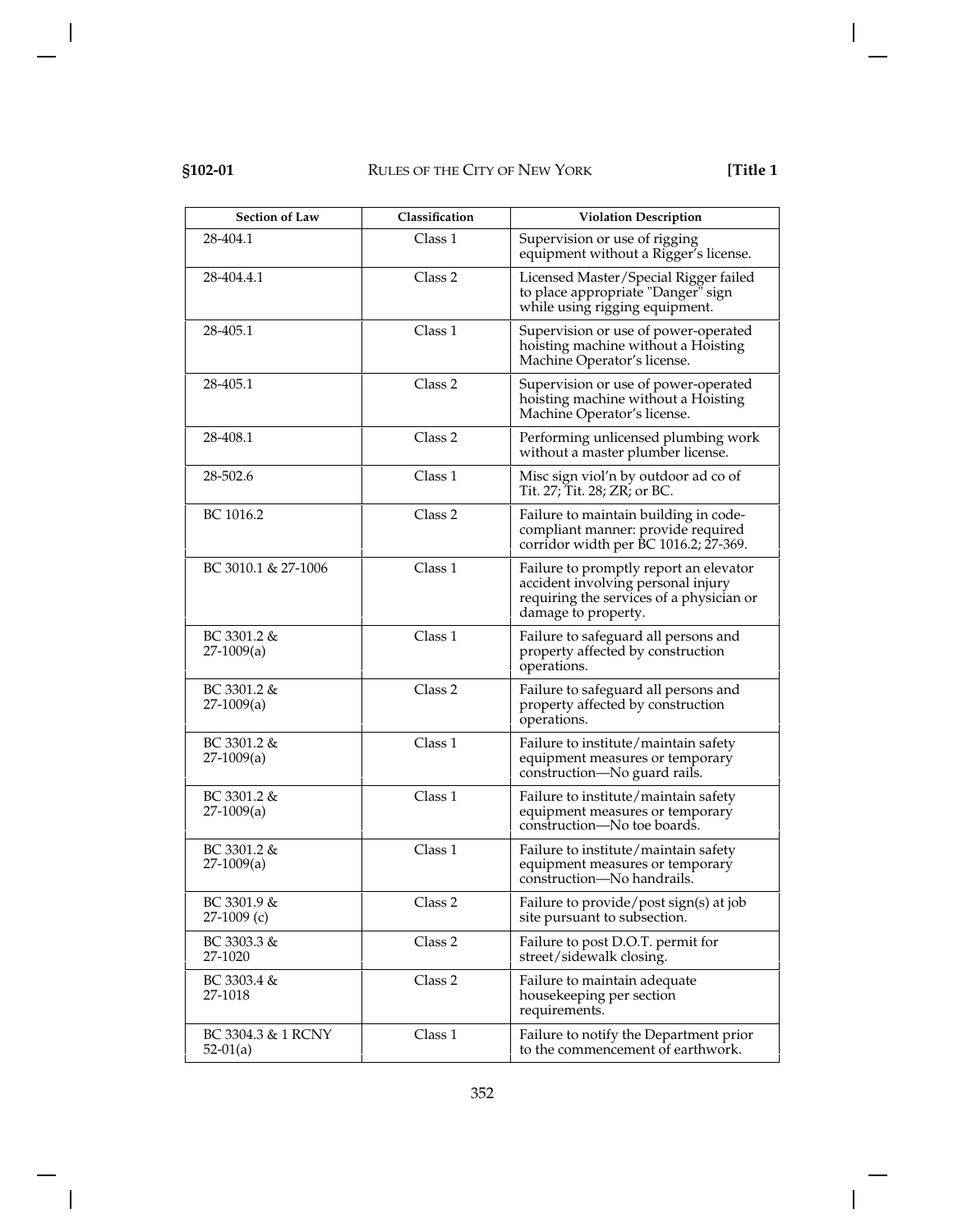| Section of Law | Classification | Violation Description |
|---|---|---|
| 28-404.1 | Class 1 | Supervision or use of rigging equipment without a Rigger's license. |
| 28-404.4.1 | Class 2 | Licensed Master/Special Rigger failed to place appropriate "Danger" sign while using rigging equipment. |
| 28-405.1 | Class 1 | Supervision or use of power-operated hoisting machine without a Hoisting Machine Operator's license. |
| 28-405.1 | Class 2 | Supervision or use of power-operated hoisting machine without a Hoisting Machine Operator's license. |
| 28-408.1 | Class 2 | Performing unlicensed plumbing work without a master plumber license. |
| 28-502.6 | Class 1 | Misc sign viol'n by outdoor ad co of Tit. 27; Tit. 28; ZR; or BC. |
| BC 1016.2 | Class 2 | Failure to maintain building in code-compliant manner: provide required corridor width per BC 1016.2; 27-369. |
| BC 3010.1 & 27-1006 | Class 1 | Failure to promptly report an elevator accident involving personal injury requiring the services of a physician or damage to property. |
| BC 3301.2 & 27-1009(a) | Class 1 | Failure to safeguard all persons and property affected by construction operations. |
| BC 3301.2 & 27-1009(a) | Class 2 | Failure to safeguard all persons and property affected by construction operations. |
| BC 3301.2 & 27-1009(a) | Class 1 | Failure to institute/maintain safety equipment measures or temporary construction—No guard rails. |
| BC 3301.2 & 27-1009(a) | Class 1 | Failure to institute/maintain safety equipment measures or temporary construction—No toe boards. |
| BC 3301.2 & 27-1009(a) | Class 1 | Failure to institute/maintain safety equipment measures or temporary construction—No handrails. |
| BC 3301.9 & 27-1009 (c) | Class 2 | Failure to provide/post sign(s) at job site pursuant to subsection. |
| BC 3303.3 & 27-1020 | Class 2 | Failure to post D.O.T. permit for street/sidewalk closing. |
| BC 3303.4 & 27-1018 | Class 2 | Failure to maintain adequate housekeeping per section requirements. |
| BC 3304.3 & 1 RCNY 52-01(a) | Class 1 | Failure to notify the Department prior to the commencement of earthwork. |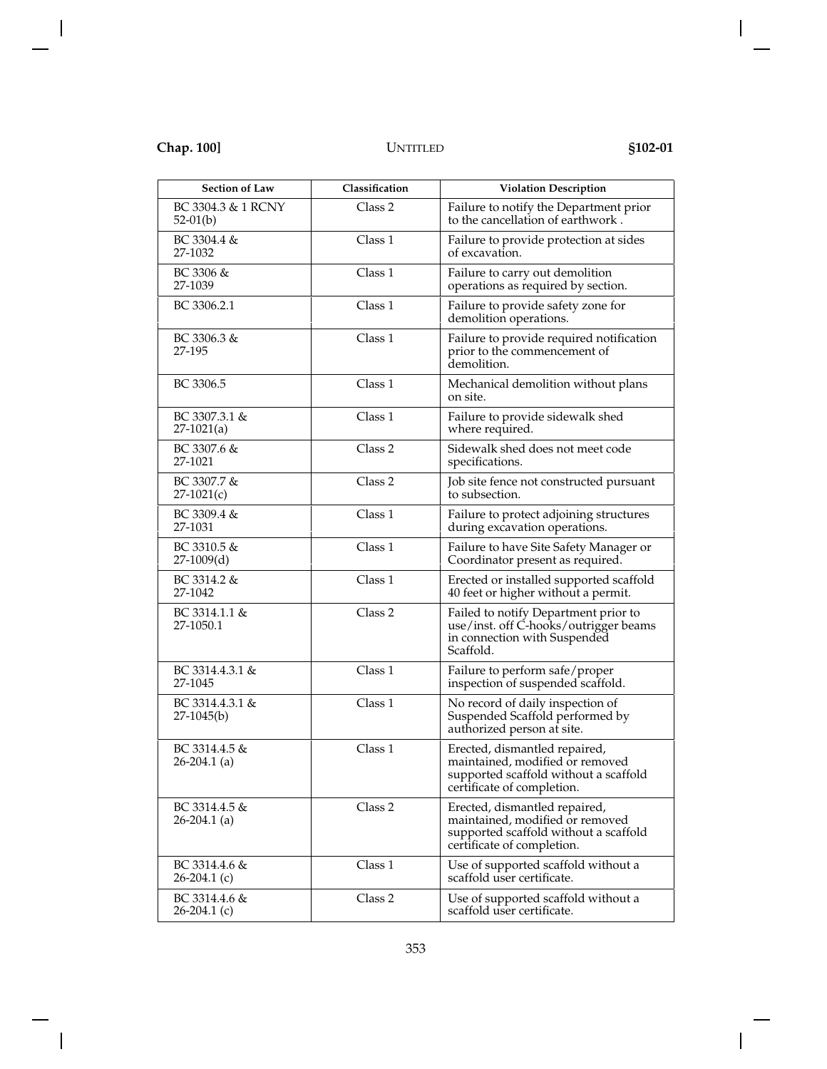| Section of Law | Classification | Violation Description |
|---|---|---|
| BC 3304.3 & 1 RCNY 52-01(b) | Class 2 | Failure to notify the Department prior to the cancellation of earthwork . |
| BC 3304.4 & 27-1032 | Class 1 | Failure to provide protection at sides of excavation. |
| BC 3306 & 27-1039 | Class 1 | Failure to carry out demolition operations as required by section. |
| BC 3306.2.1 | Class 1 | Failure to provide safety zone for demolition operations. |
| BC 3306.3 & 27-195 | Class 1 | Failure to provide required notification prior to the commencement of demolition. |
| BC 3306.5 | Class 1 | Mechanical demolition without plans on site. |
| BC 3307.3.1 & 27-1021(a) | Class 1 | Failure to provide sidewalk shed where required. |
| BC 3307.6 & 27-1021 | Class 2 | Sidewalk shed does not meet code specifications. |
| BC 3307.7 & 27-1021(c) | Class 2 | Job site fence not constructed pursuant to subsection. |
| BC 3309.4 & 27-1031 | Class 1 | Failure to protect adjoining structures during excavation operations. |
| BC 3310.5 & 27-1009(d) | Class 1 | Failure to have Site Safety Manager or Coordinator present as required. |
| BC 3314.2 & 27-1042 | Class 1 | Erected or installed supported scaffold 40 feet or higher without a permit. |
| BC 3314.1.1 & 27-1050.1 | Class 2 | Failed to notify Department prior to use/inst. off C-hooks/outrigger beams in connection with Suspended Scaffold. |
| BC 3314.4.3.1 & 27-1045 | Class 1 | Failure to perform safe/proper inspection of suspended scaffold. |
| BC 3314.4.3.1 & 27-1045(b) | Class 1 | No record of daily inspection of Suspended Scaffold performed by authorized person at site. |
| BC 3314.4.5 & 26-204.1 (a) | Class 1 | Erected, dismantled repaired, maintained, modified or removed supported scaffold without a scaffold certificate of completion. |
| BC 3314.4.5 & 26-204.1 (a) | Class 2 | Erected, dismantled repaired, maintained, modified or removed supported scaffold without a scaffold certificate of completion. |
| BC 3314.4.6 & 26-204.1 (c) | Class 1 | Use of supported scaffold without a scaffold user certificate. |
| BC 3314.4.6 & 26-204.1 (c) | Class 2 | Use of supported scaffold without a scaffold user certificate. |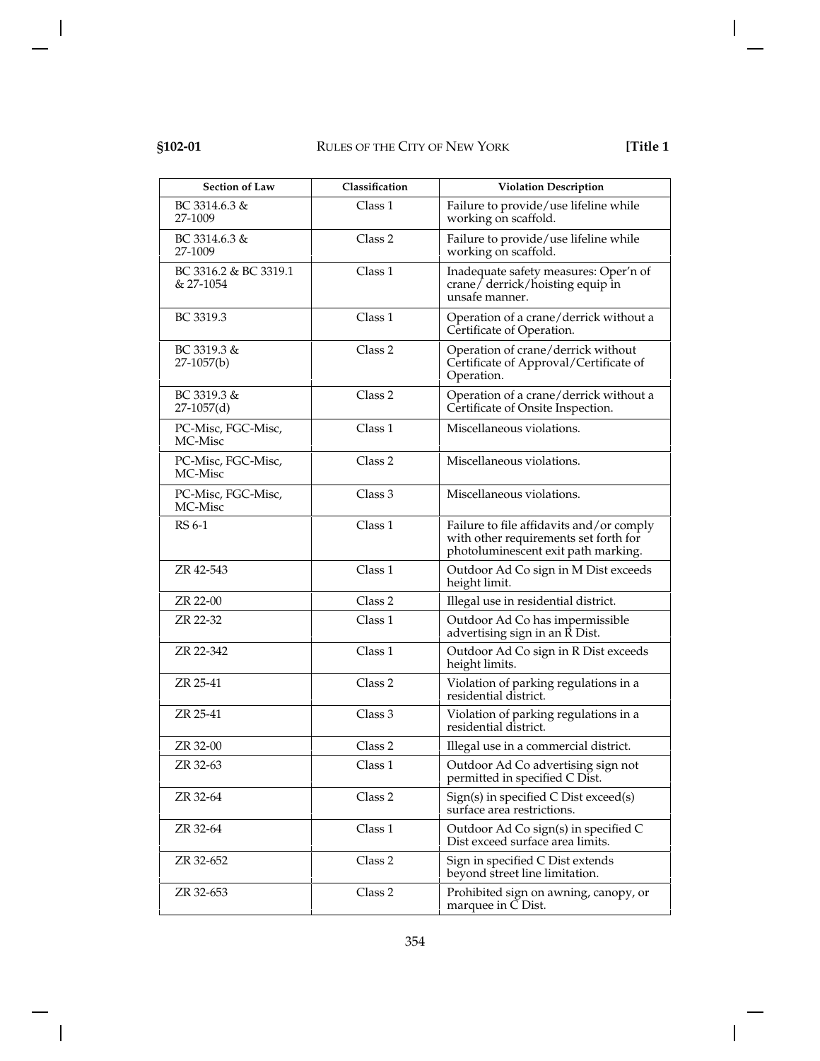| Section of Law | Classification | Violation Description |
|---|---|---|
| BC 3314.6.3 & 27-1009 | Class 1 | Failure to provide/use lifeline while working on scaffold. |
| BC 3314.6.3 & 27-1009 | Class 2 | Failure to provide/use lifeline while working on scaffold. |
| BC 3316.2 & BC 3319.1 & 27-1054 | Class 1 | Inadequate safety measures: Oper'n of crane/ derrick/hoisting equip in unsafe manner. |
| BC 3319.3 | Class 1 | Operation of a crane/derrick without a Certificate of Operation. |
| BC 3319.3 & 27-1057(b) | Class 2 | Operation of crane/derrick without Certificate of Approval/Certificate of Operation. |
| BC 3319.3 & 27-1057(d) | Class 2 | Operation of a crane/derrick without a Certificate of Onsite Inspection. |
| PC-Misc, FGC-Misc, MC-Misc | Class 1 | Miscellaneous violations. |
| PC-Misc, FGC-Misc, MC-Misc | Class 2 | Miscellaneous violations. |
| PC-Misc, FGC-Misc, MC-Misc | Class 3 | Miscellaneous violations. |
| RS 6-1 | Class 1 | Failure to file affidavits and/or comply with other requirements set forth for photoluminescent exit path marking. |
| ZR 42-543 | Class 1 | Outdoor Ad Co sign in M Dist exceeds height limit. |
| ZR 22-00 | Class 2 | Illegal use in residential district. |
| ZR 22-32 | Class 1 | Outdoor Ad Co has impermissible advertising sign in an R Dist. |
| ZR 22-342 | Class 1 | Outdoor Ad Co sign in R Dist exceeds height limits. |
| ZR 25-41 | Class 2 | Violation of parking regulations in a residential district. |
| ZR 25-41 | Class 3 | Violation of parking regulations in a residential district. |
| ZR 32-00 | Class 2 | Illegal use in a commercial district. |
| ZR 32-63 | Class 1 | Outdoor Ad Co advertising sign not permitted in specified C Dist. |
| ZR 32-64 | Class 2 | Sign(s) in specified C Dist exceed(s) surface area restrictions. |
| ZR 32-64 | Class 1 | Outdoor Ad Co sign(s) in specified C Dist exceed surface area limits. |
| ZR 32-652 | Class 2 | Sign in specified C Dist extends beyond street line limitation. |
| ZR 32-653 | Class 2 | Prohibited sign on awning, canopy, or marquee in C Dist. |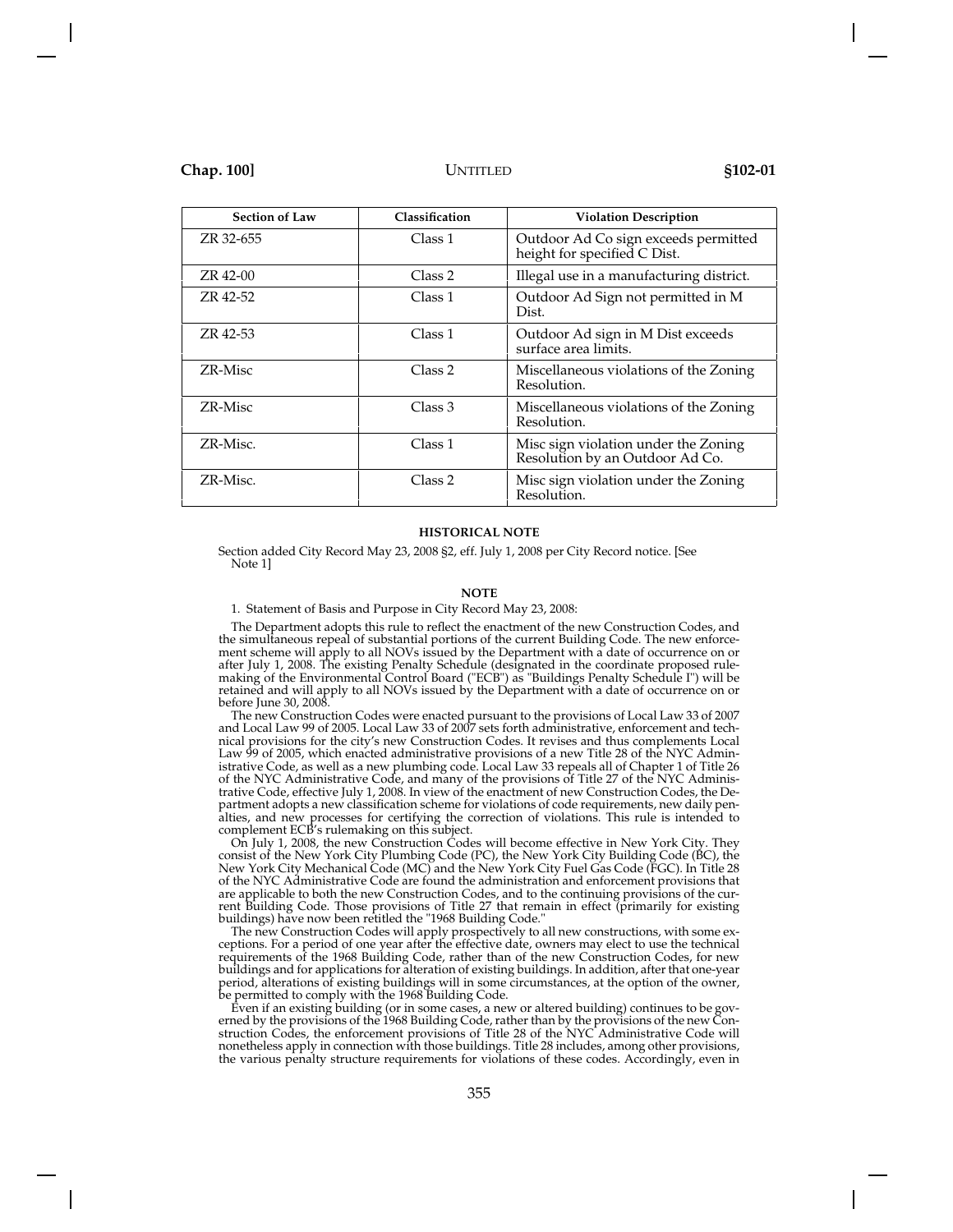| Section of Law | Classification | Violation Description |
|---|---|---|
| ZR 32-655 | Class 1 | Outdoor Ad Co sign exceeds permitted height for specified C Dist. |
| ZR 42-00 | Class 2 | Illegal use in a manufacturing district. |
| ZR 42-52 | Class 1 | Outdoor Ad Sign not permitted in M Dist. |
| ZR 42-53 | Class 1 | Outdoor Ad sign in M Dist exceeds surface area limits. |
| ZR-Misc | Class 2 | Miscellaneous violations of the Zoning Resolution. |
| ZR-Misc | Class 3 | Miscellaneous violations of the Zoning Resolution. |
| ZR-Misc. | Class 1 | Misc sign violation under the Zoning Resolution by an Outdoor Ad Co. |
| ZR-Misc. | Class 2 | Misc sign violation under the Zoning Resolution. |

**HISTORICAL NOTE**

Section added City Record May 23, 2008 §2, eff. July 1, 2008 per City Record notice. [See Note 1]

**NOTE**

1. Statement of Basis and Purpose in City Record May 23, 2008:

The Department adopts this rule to reflect the enactment of the new Construction Codes, and the simultaneous repeal of substantial portions of the current Building Code. The new enforcement scheme will apply to all NOVs issued by the Department with a date of occurrence on or after July 1, 2008. The existing Penalty Schedule (designated in the coordinate proposed rulemaking of the Environmental Control Board ("ECB") as "Buildings Penalty Schedule I") will be retained and will apply to all NOVs issued by the Department with a date of occurrence on or before June 30, 2008.

The new Construction Codes were enacted pursuant to the provisions of Local Law 33 of 2007 and Local Law 99 of 2005. Local Law 33 of 2007 sets forth administrative, enforcement and technical provisions for the city's new Construction Codes. It revises and thus complements Local Law 99 of 2005, which enacted administrative provisions of a new Title 28 of the NYC Administrative Code, as well as a new plumbing code. Local Law 33 repeals all of Chapter 1 of Title 26 of the NYC Administrative Code, and many of the provisions of Title 27 of the NYC Administrative Code, effective July 1, 2008. In view of the enactment of new Construction Codes, the Department adopts a new classification scheme for violations of code requirements, new daily penalties, and new processes for certifying the correction of violations. This rule is intended to complement ECB's rulemaking on this subject.

On July 1, 2008, the new Construction Codes will become effective in New York City. They consist of the New York City Plumbing Code (PC), the New York City Building Code (BC), the New York City Mechanical Code (MC) and the New York City Fuel Gas Code (FGC). In Title 28 of the NYC Administrative Code are found the administration and enforcement provisions that are applicable to both the new Construction Codes, and to the continuing provisions of the current Building Code. Those provisions of Title 27 that remain in effect (primarily for existing buildings) have now been retitled the "1968 Building Code."

The new Construction Codes will apply prospectively to all new constructions, with some exceptions. For a period of one year after the effective date, owners may elect to use the technical requirements of the 1968 Building Code, rather than of the new Construction Codes, for new buildings and for applications for alteration of existing buildings. In addition, after that one-year period, alterations of existing buildings will in some circumstances, at the option of the owner, be permitted to comply with the 1968 Building Code.

Even if an existing building (or in some cases, a new or altered building) continues to be governed by the provisions of the 1968 Building Code, rather than by the provisions of the new Construction Codes, the enforcement provisions of Title 28 of the NYC Administrative Code will nonetheless apply in connection with those buildings. Title 28 includes, among other provisions, the various penalty structure requirements for violations of these codes. Accordingly, even in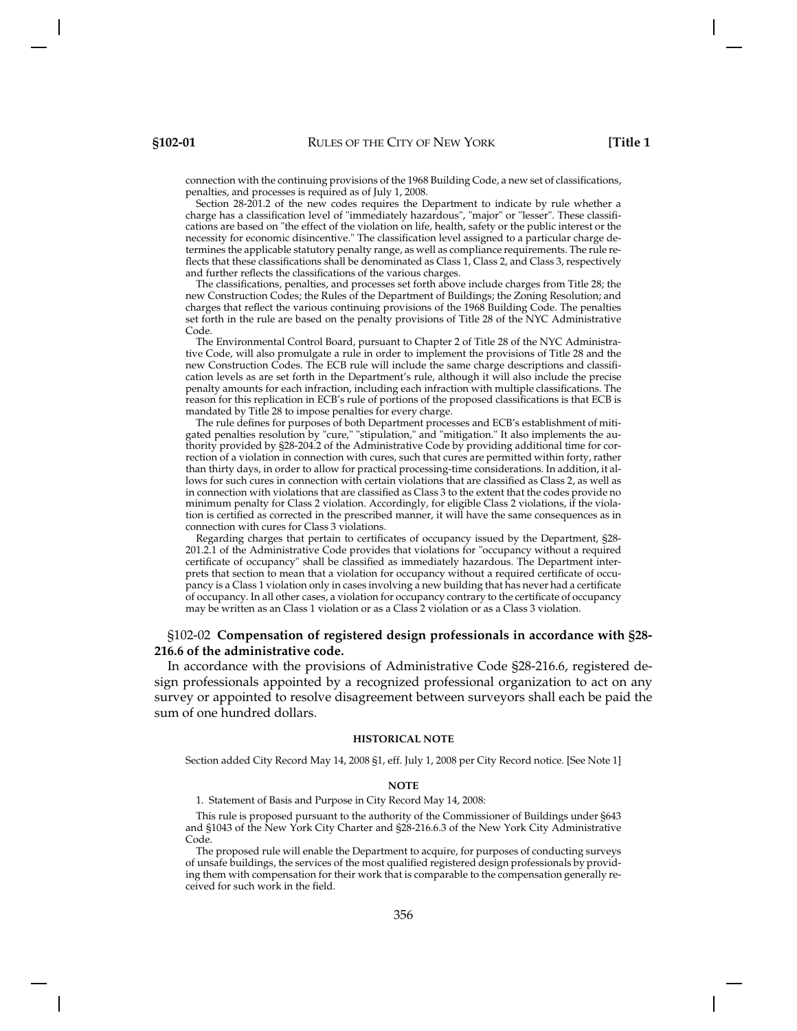connection with the continuing provisions of the 1968 Building Code, a new set of classifications, penalties, and processes is required as of July 1, 2008.

Section 28-201.2 of the new codes requires the Department to indicate by rule whether a charge has a classification level of "immediately hazardous", "major" or "lesser". These classifications are based on "the effect of the violation on life, health, safety or the public interest or the necessity for economic disincentive." The classification level assigned to a particular charge determines the applicable statutory penalty range, as well as compliance requirements. The rule reflects that these classifications shall be denominated as Class 1, Class 2, and Class 3, respectively and further reflects the classifications of the various charges.

The classifications, penalties, and processes set forth above include charges from Title 28; the new Construction Codes; the Rules of the Department of Buildings; the Zoning Resolution; and charges that reflect the various continuing provisions of the 1968 Building Code. The penalties set forth in the rule are based on the penalty provisions of Title 28 of the NYC Administrative Code.

The Environmental Control Board, pursuant to Chapter 2 of Title 28 of the NYC Administrative Code, will also promulgate a rule in order to implement the provisions of Title 28 and the new Construction Codes. The ECB rule will include the same charge descriptions and classification levels as are set forth in the Department's rule, although it will also include the precise penalty amounts for each infraction, including each infraction with multiple classifications. The reason for this replication in ECB's rule of portions of the proposed classifications is that ECB is mandated by Title 28 to impose penalties for every charge.

The rule defines for purposes of both Department processes and ECB's establishment of mitigated penalties resolution by "cure," "stipulation," and "mitigation." It also implements the authority provided by §28-204.2 of the Administrative Code by providing additional time for correction of a violation in connection with cures, such that cures are permitted within forty, rather than thirty days, in order to allow for practical processing-time considerations. In addition, it allows for such cures in connection with certain violations that are classified as Class 2, as well as in connection with violations that are classified as Class 3 to the extent that the codes provide no minimum penalty for Class 2 violation. Accordingly, for eligible Class 2 violations, if the violation is certified as corrected in the prescribed manner, it will have the same consequences as in connection with cures for Class 3 violations.

Regarding charges that pertain to certificates of occupancy issued by the Department, §28-201.2.1 of the Administrative Code provides that violations for "occupancy without a required certificate of occupancy" shall be classified as immediately hazardous. The Department interprets that section to mean that a violation for occupancy without a required certificate of occupancy is a Class 1 violation only in cases involving a new building that has never had a certificate of occupancy. In all other cases, a violation for occupancy contrary to the certificate of occupancy may be written as an Class 1 violation or as a Class 2 violation or as a Class 3 violation.

## §102-02 Compensation of registered design professionals in accordance with §28-216.6 of the administrative code.

In accordance with the provisions of Administrative Code §28-216.6, registered design professionals appointed by a recognized professional organization to act on any survey or appointed to resolve disagreement between surveyors shall each be paid the sum of one hundred dollars.

**HISTORICAL NOTE**

Section added City Record May 14, 2008 §1, eff. July 1, 2008 per City Record notice. [See Note 1]

**NOTE**

1. Statement of Basis and Purpose in City Record May 14, 2008:

This rule is proposed pursuant to the authority of the Commissioner of Buildings under §643 and §1043 of the New York City Charter and §28-216.6.3 of the New York City Administrative Code.

The proposed rule will enable the Department to acquire, for purposes of conducting surveys of unsafe buildings, the services of the most qualified registered design professionals by providing them with compensation for their work that is comparable to the compensation generally received for such work in the field.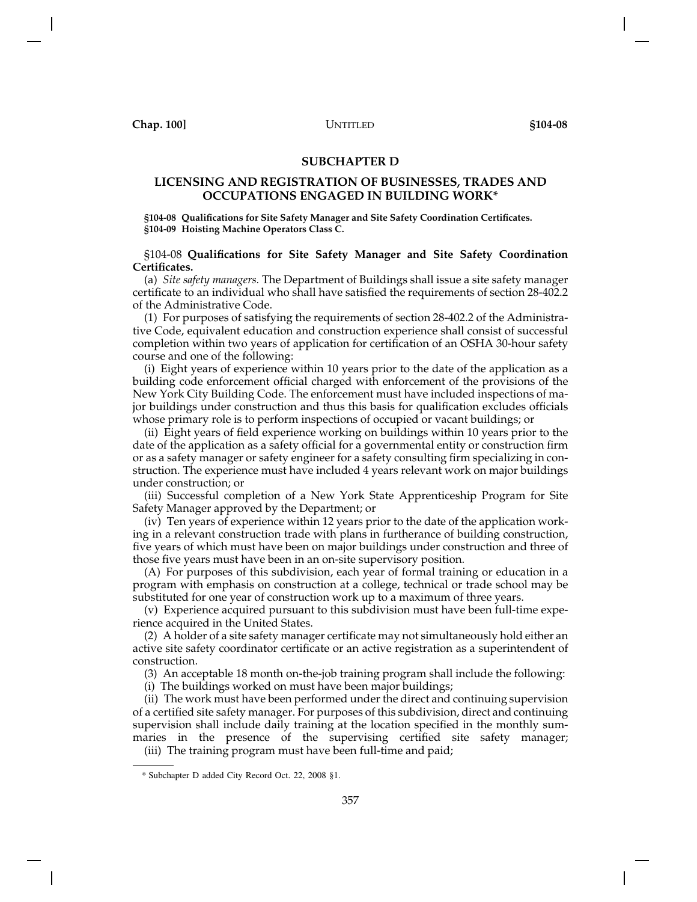## SUBCHAPTER D

## LICENSING AND REGISTRATION OF BUSINESSES, TRADES AND OCCUPATIONS ENGAGED IN BUILDING WORK*

**§104-08 Qualifications for Site Safety Manager and Site Safety Coordination Certificates.**
**§104-09 Hoisting Machine Operators Class C.**

§104-08 **Qualifications for Site Safety Manager and Site Safety Coordination Certificates.**

(a) *Site safety managers.* The Department of Buildings shall issue a site safety manager certificate to an individual who shall have satisfied the requirements of section 28-402.2 of the Administrative Code.

(1) For purposes of satisfying the requirements of section 28-402.2 of the Administrative Code, equivalent education and construction experience shall consist of successful completion within two years of application for certification of an OSHA 30-hour safety course and one of the following:

(i) Eight years of experience within 10 years prior to the date of the application as a building code enforcement official charged with enforcement of the provisions of the New York City Building Code. The enforcement must have included inspections of major buildings under construction and thus this basis for qualification excludes officials whose primary role is to perform inspections of occupied or vacant buildings; or

(ii) Eight years of field experience working on buildings within 10 years prior to the date of the application as a safety official for a governmental entity or construction firm or as a safety manager or safety engineer for a safety consulting firm specializing in construction. The experience must have included 4 years relevant work on major buildings under construction; or

(iii) Successful completion of a New York State Apprenticeship Program for Site Safety Manager approved by the Department; or

(iv) Ten years of experience within 12 years prior to the date of the application working in a relevant construction trade with plans in furtherance of building construction, five years of which must have been on major buildings under construction and three of those five years must have been in an on-site supervisory position.

(A) For purposes of this subdivision, each year of formal training or education in a program with emphasis on construction at a college, technical or trade school may be substituted for one year of construction work up to a maximum of three years.

(v) Experience acquired pursuant to this subdivision must have been full-time experience acquired in the United States.

(2) A holder of a site safety manager certificate may not simultaneously hold either an active site safety coordinator certificate or an active registration as a superintendent of construction.

(3) An acceptable 18 month on-the-job training program shall include the following:

(i) The buildings worked on must have been major buildings;

(ii) The work must have been performed under the direct and continuing supervision of a certified site safety manager. For purposes of this subdivision, direct and continuing supervision shall include daily training at the location specified in the monthly summaries in the presence of the supervising certified site safety manager;

(iii) The training program must have been full-time and paid;

---

* Subchapter D added City Record Oct. 22, 2008 §1.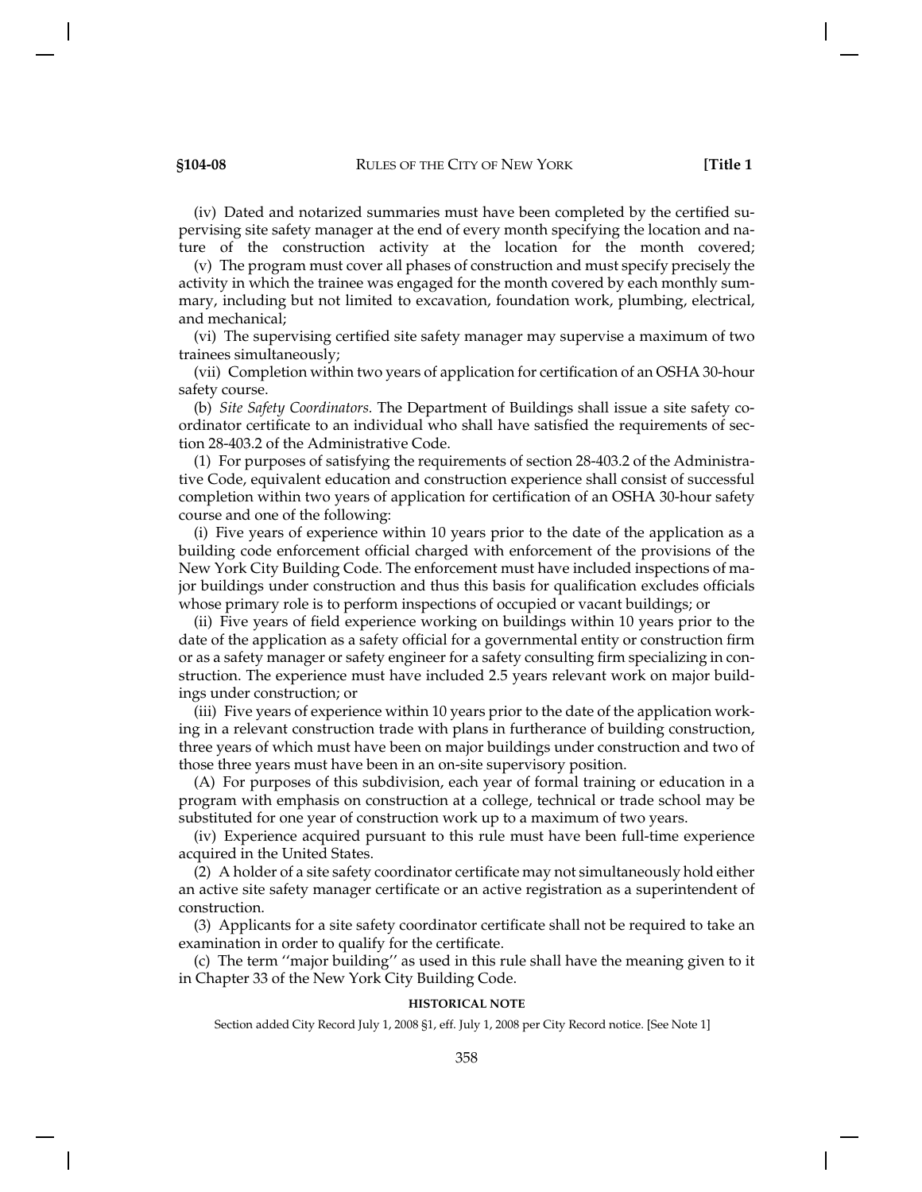(iv) Dated and notarized summaries must have been completed by the certified supervising site safety manager at the end of every month specifying the location and nature of the construction activity at the location for the month covered;

(v) The program must cover all phases of construction and must specify precisely the activity in which the trainee was engaged for the month covered by each monthly summary, including but not limited to excavation, foundation work, plumbing, electrical, and mechanical;

(vi) The supervising certified site safety manager may supervise a maximum of two trainees simultaneously;

(vii) Completion within two years of application for certification of an OSHA 30-hour safety course.

(b) *Site Safety Coordinators.* The Department of Buildings shall issue a site safety coordinator certificate to an individual who shall have satisfied the requirements of section 28-403.2 of the Administrative Code.

(1) For purposes of satisfying the requirements of section 28-403.2 of the Administrative Code, equivalent education and construction experience shall consist of successful completion within two years of application for certification of an OSHA 30-hour safety course and one of the following:

(i) Five years of experience within 10 years prior to the date of the application as a building code enforcement official charged with enforcement of the provisions of the New York City Building Code. The enforcement must have included inspections of major buildings under construction and thus this basis for qualification excludes officials whose primary role is to perform inspections of occupied or vacant buildings; or

(ii) Five years of field experience working on buildings within 10 years prior to the date of the application as a safety official for a governmental entity or construction firm or as a safety manager or safety engineer for a safety consulting firm specializing in construction. The experience must have included 2.5 years relevant work on major buildings under construction; or

(iii) Five years of experience within 10 years prior to the date of the application working in a relevant construction trade with plans in furtherance of building construction, three years of which must have been on major buildings under construction and two of those three years must have been in an on-site supervisory position.

(A) For purposes of this subdivision, each year of formal training or education in a program with emphasis on construction at a college, technical or trade school may be substituted for one year of construction work up to a maximum of two years.

(iv) Experience acquired pursuant to this rule must have been full-time experience acquired in the United States.

(2) A holder of a site safety coordinator certificate may not simultaneously hold either an active site safety manager certificate or an active registration as a superintendent of construction.

(3) Applicants for a site safety coordinator certificate shall not be required to take an examination in order to qualify for the certificate.

(c) The term ''major building'' as used in this rule shall have the meaning given to it in Chapter 33 of the New York City Building Code.

**HISTORICAL NOTE**

Section added City Record July 1, 2008 §1, eff. July 1, 2008 per City Record notice. [See Note 1]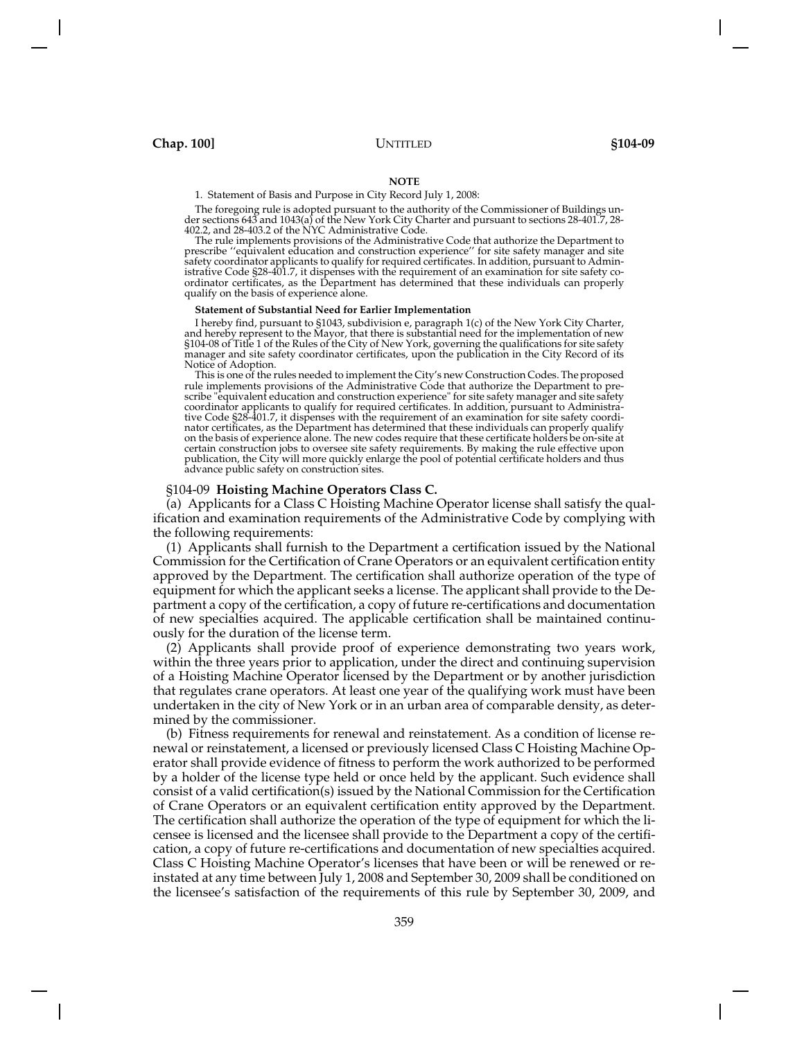**NOTE**

1. Statement of Basis and Purpose in City Record July 1, 2008:

The foregoing rule is adopted pursuant to the authority of the Commissioner of Buildings under sections 643 and 1043(a) of the New York City Charter and pursuant to sections 28-401.7, 28-402.2, and 28-403.2 of the NYC Administrative Code.

The rule implements provisions of the Administrative Code that authorize the Department to prescribe ''equivalent education and construction experience'' for site safety manager and site safety coordinator applicants to qualify for required certificates. In addition, pursuant to Administrative Code §28-401.7, it dispenses with the requirement of an examination for site safety coordinator certificates, as the Department has determined that these individuals can properly qualify on the basis of experience alone.

**Statement of Substantial Need for Earlier Implementation**

I hereby find, pursuant to §1043, subdivision e, paragraph 1(c) of the New York City Charter, and hereby represent to the Mayor, that there is substantial need for the implementation of new §104-08 of Title 1 of the Rules of the City of New York, governing the qualifications for site safety manager and site safety coordinator certificates, upon the publication in the City Record of its Notice of Adoption.

This is one of the rules needed to implement the City's new Construction Codes. The proposed rule implements provisions of the Administrative Code that authorize the Department to prescribe "equivalent education and construction experience" for site safety manager and site safety coordinator applicants to qualify for required certificates. In addition, pursuant to Administrative Code §28-401.7, it dispenses with the requirement of an examination for site safety coordinator certificates, as the Department has determined that these individuals can properly qualify on the basis of experience alone. The new codes require that these certificate holders be on-site at certain construction jobs to oversee site safety requirements. By making the rule effective upon publication, the City will more quickly enlarge the pool of potential certificate holders and thus advance public safety on construction sites.

### §104-09 **Hoisting Machine Operators Class C.**

(a) Applicants for a Class C Hoisting Machine Operator license shall satisfy the qualification and examination requirements of the Administrative Code by complying with the following requirements:

(1) Applicants shall furnish to the Department a certification issued by the National Commission for the Certification of Crane Operators or an equivalent certification entity approved by the Department. The certification shall authorize operation of the type of equipment for which the applicant seeks a license. The applicant shall provide to the Department a copy of the certification, a copy of future re-certifications and documentation of new specialties acquired. The applicable certification shall be maintained continuously for the duration of the license term.

(2) Applicants shall provide proof of experience demonstrating two years work, within the three years prior to application, under the direct and continuing supervision of a Hoisting Machine Operator licensed by the Department or by another jurisdiction that regulates crane operators. At least one year of the qualifying work must have been undertaken in the city of New York or in an urban area of comparable density, as determined by the commissioner.

(b) Fitness requirements for renewal and reinstatement. As a condition of license renewal or reinstatement, a licensed or previously licensed Class C Hoisting Machine Operator shall provide evidence of fitness to perform the work authorized to be performed by a holder of the license type held or once held by the applicant. Such evidence shall consist of a valid certification(s) issued by the National Commission for the Certification of Crane Operators or an equivalent certification entity approved by the Department. The certification shall authorize the operation of the type of equipment for which the licensee is licensed and the licensee shall provide to the Department a copy of the certification, a copy of future re-certifications and documentation of new specialties acquired. Class C Hoisting Machine Operator's licenses that have been or will be renewed or reinstated at any time between July 1, 2008 and September 30, 2009 shall be conditioned on the licensee's satisfaction of the requirements of this rule by September 30, 2009, and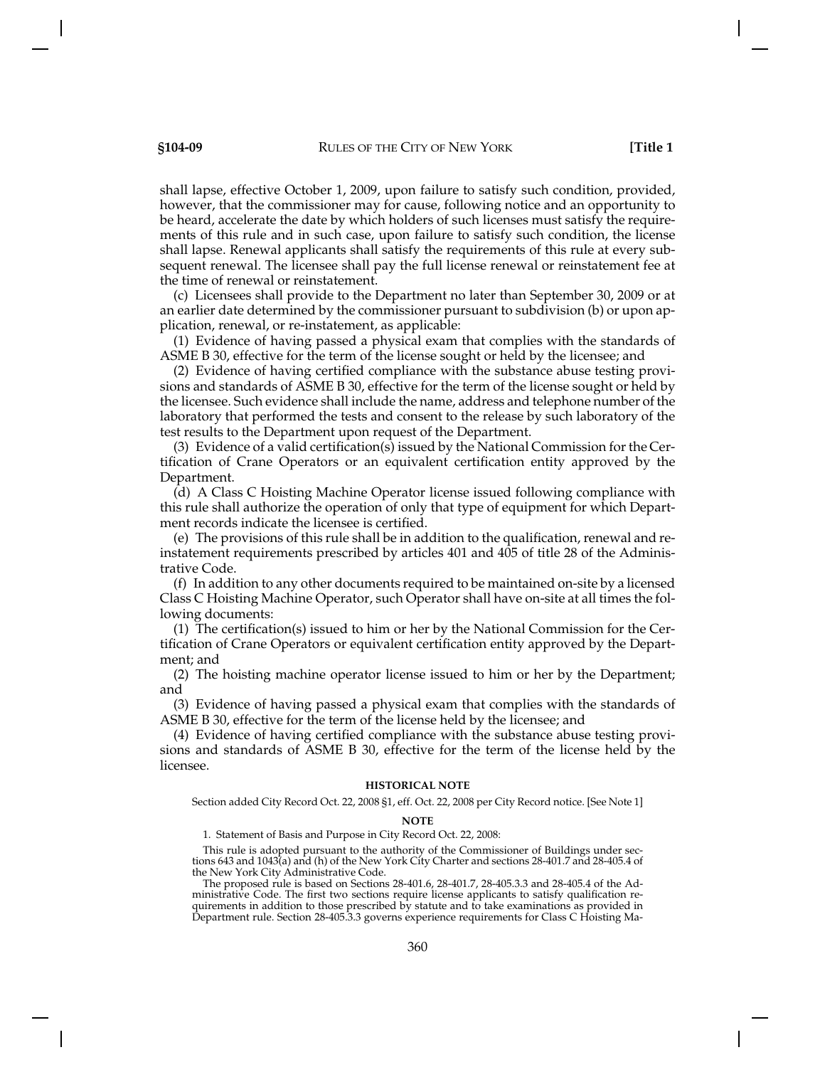shall lapse, effective October 1, 2009, upon failure to satisfy such condition, provided, however, that the commissioner may for cause, following notice and an opportunity to be heard, accelerate the date by which holders of such licenses must satisfy the requirements of this rule and in such case, upon failure to satisfy such condition, the license shall lapse. Renewal applicants shall satisfy the requirements of this rule at every subsequent renewal. The licensee shall pay the full license renewal or reinstatement fee at the time of renewal or reinstatement.

(c) Licensees shall provide to the Department no later than September 30, 2009 or at an earlier date determined by the commissioner pursuant to subdivision (b) or upon application, renewal, or re-instatement, as applicable:

(1) Evidence of having passed a physical exam that complies with the standards of ASME B 30, effective for the term of the license sought or held by the licensee; and

(2) Evidence of having certified compliance with the substance abuse testing provisions and standards of ASME B 30, effective for the term of the license sought or held by the licensee. Such evidence shall include the name, address and telephone number of the laboratory that performed the tests and consent to the release by such laboratory of the test results to the Department upon request of the Department.

(3) Evidence of a valid certification(s) issued by the National Commission for the Certification of Crane Operators or an equivalent certification entity approved by the Department.

(d) A Class C Hoisting Machine Operator license issued following compliance with this rule shall authorize the operation of only that type of equipment for which Department records indicate the licensee is certified.

(e) The provisions of this rule shall be in addition to the qualification, renewal and reinstatement requirements prescribed by articles 401 and 405 of title 28 of the Administrative Code.

(f) In addition to any other documents required to be maintained on-site by a licensed Class C Hoisting Machine Operator, such Operator shall have on-site at all times the following documents:

(1) The certification(s) issued to him or her by the National Commission for the Certification of Crane Operators or equivalent certification entity approved by the Department; and

(2) The hoisting machine operator license issued to him or her by the Department; and

(3) Evidence of having passed a physical exam that complies with the standards of ASME B 30, effective for the term of the license held by the licensee; and

(4) Evidence of having certified compliance with the substance abuse testing provisions and standards of ASME B 30, effective for the term of the license held by the licensee.

**HISTORICAL NOTE**

Section added City Record Oct. 22, 2008 §1, eff. Oct. 22, 2008 per City Record notice. [See Note 1]

**NOTE**

1. Statement of Basis and Purpose in City Record Oct. 22, 2008:

This rule is adopted pursuant to the authority of the Commissioner of Buildings under sections 643 and 1043(a) and (h) of the New York City Charter and sections 28-401.7 and 28-405.4 of the New York City Administrative Code.

The proposed rule is based on Sections 28-401.6, 28-401.7, 28-405.3.3 and 28-405.4 of the Administrative Code. The first two sections require license applicants to satisfy qualification requirements in addition to those prescribed by statute and to take examinations as provided in Department rule. Section 28-405.3.3 governs experience requirements for Class C Hoisting Ma-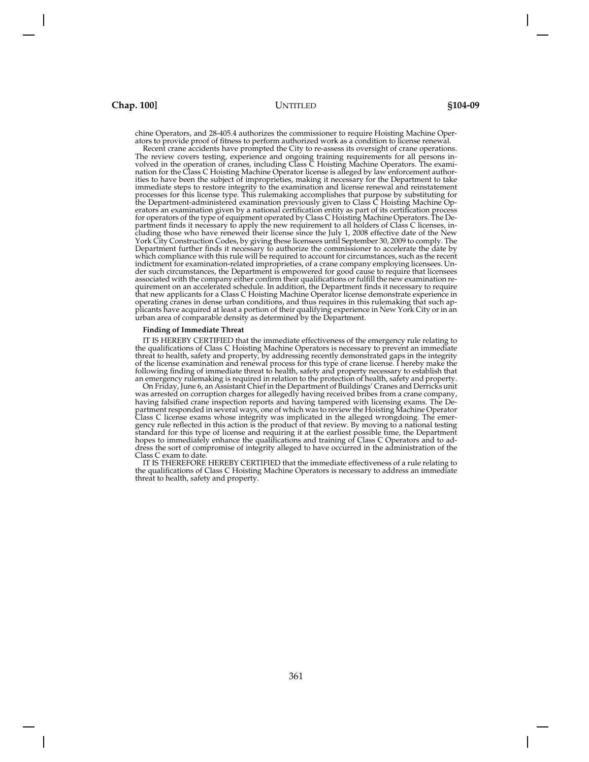chine Operators, and 28-405.4 authorizes the commissioner to require Hoisting Machine Operators to provide proof of fitness to perform authorized work as a condition to license renewal.

Recent crane accidents have prompted the City to re-assess its oversight of crane operations. The review covers testing, experience and ongoing training requirements for all persons involved in the operation of cranes, including Class C Hoisting Machine Operators. The examination for the Class C Hoisting Machine Operator license is alleged by law enforcement authorities to have been the subject of improprieties, making it necessary for the Department to take immediate steps to restore integrity to the examination and license renewal and reinstatement processes for this license type. This rulemaking accomplishes that purpose by substituting for the Department-administered examination previously given to Class C Hoisting Machine Operators an examination given by a national certification entity as part of its certification process for operators of the type of equipment operated by Class C Hoisting Machine Operators. The Department finds it necessary to apply the new requirement to all holders of Class C licenses, including those who have renewed their license since the July 1, 2008 effective date of the New York City Construction Codes, by giving these licensees until September 30, 2009 to comply. The Department further finds it necessary to authorize the commissioner to accelerate the date by which compliance with this rule will be required to account for circumstances, such as the recent indictment for examination-related improprieties, of a crane company employing licensees. Under such circumstances, the Department is empowered for good cause to require that licensees associated with the company either confirm their qualifications or fulfill the new examination requirement on an accelerated schedule. In addition, the Department finds it necessary to require that new applicants for a Class C Hoisting Machine Operator license demonstrate experience in operating cranes in dense urban conditions, and thus requires in this rulemaking that such applicants have acquired at least a portion of their qualifying experience in New York City or in an urban area of comparable density as determined by the Department.

**Finding of Immediate Threat**

IT IS HEREBY CERTIFIED that the immediate effectiveness of the emergency rule relating to the qualifications of Class C Hoisting Machine Operators is necessary to prevent an immediate threat to health, safety and property, by addressing recently demonstrated gaps in the integrity of the license examination and renewal process for this type of crane license. I hereby make the following finding of immediate threat to health, safety and property necessary to establish that an emergency rulemaking is required in relation to the protection of health, safety and property.

On Friday, June 6, an Assistant Chief in the Department of Buildings' Cranes and Derricks unit was arrested on corruption charges for allegedly having received bribes from a crane company, having falsified crane inspection reports and having tampered with licensing exams. The Department responded in several ways, one of which was to review the Hoisting Machine Operator Class C license exams whose integrity was implicated in the alleged wrongdoing. The emergency rule reflected in this action is the product of that review. By moving to a national testing standard for this type of license and requiring it at the earliest possible time, the Department hopes to immediately enhance the qualifications and training of Class C Operators and to address the sort of compromise of integrity alleged to have occurred in the administration of the Class C exam to date.

IT IS THEREFORE HEREBY CERTIFIED that the immediate effectiveness of a rule relating to the qualifications of Class C Hoisting Machine Operators is necessary to address an immediate threat to health, safety and property.